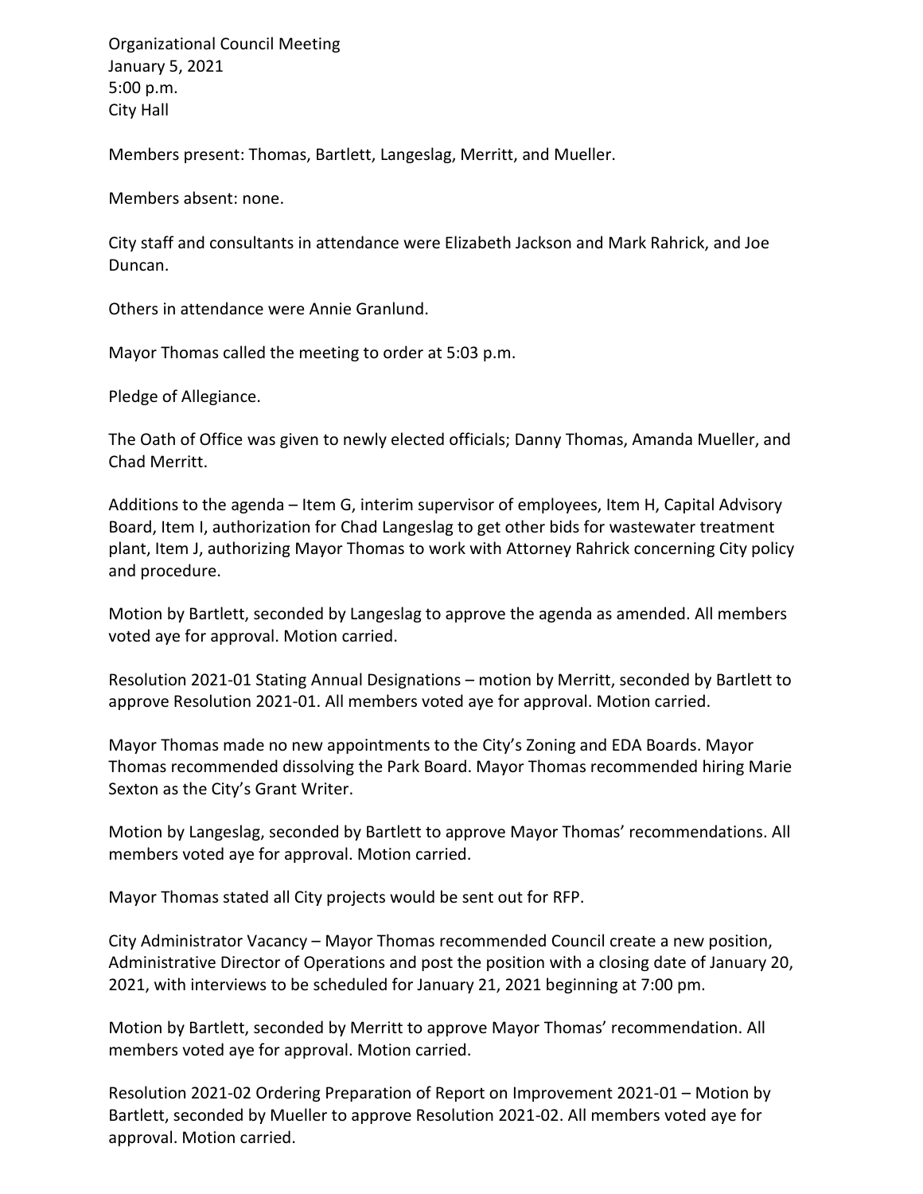Organizational Council Meeting
January 5, 2021
5:00 p.m.
City Hall

Members present: Thomas, Bartlett, Langeslag, Merritt, and Mueller.

Members absent: none.

City staff and consultants in attendance were Elizabeth Jackson and Mark Rahrick, and Joe Duncan.

Others in attendance were Annie Granlund.

Mayor Thomas called the meeting to order at 5:03 p.m.

Pledge of Allegiance.

The Oath of Office was given to newly elected officials; Danny Thomas, Amanda Mueller, and Chad Merritt.

Additions to the agenda – Item G, interim supervisor of employees, Item H, Capital Advisory Board, Item I, authorization for Chad Langeslag to get other bids for wastewater treatment plant, Item J, authorizing Mayor Thomas to work with Attorney Rahrick concerning City policy and procedure.

Motion by Bartlett, seconded by Langeslag to approve the agenda as amended. All members voted aye for approval. Motion carried.

Resolution 2021-01 Stating Annual Designations – motion by Merritt, seconded by Bartlett to approve Resolution 2021-01. All members voted aye for approval. Motion carried.

Mayor Thomas made no new appointments to the City's Zoning and EDA Boards. Mayor Thomas recommended dissolving the Park Board. Mayor Thomas recommended hiring Marie Sexton as the City's Grant Writer.

Motion by Langeslag, seconded by Bartlett to approve Mayor Thomas' recommendations. All members voted aye for approval. Motion carried.

Mayor Thomas stated all City projects would be sent out for RFP.

City Administrator Vacancy – Mayor Thomas recommended Council create a new position, Administrative Director of Operations and post the position with a closing date of January 20, 2021, with interviews to be scheduled for January 21, 2021 beginning at 7:00 pm.

Motion by Bartlett, seconded by Merritt to approve Mayor Thomas' recommendation. All members voted aye for approval. Motion carried.

Resolution 2021-02 Ordering Preparation of Report on Improvement 2021-01 – Motion by Bartlett, seconded by Mueller to approve Resolution 2021-02. All members voted aye for approval. Motion carried.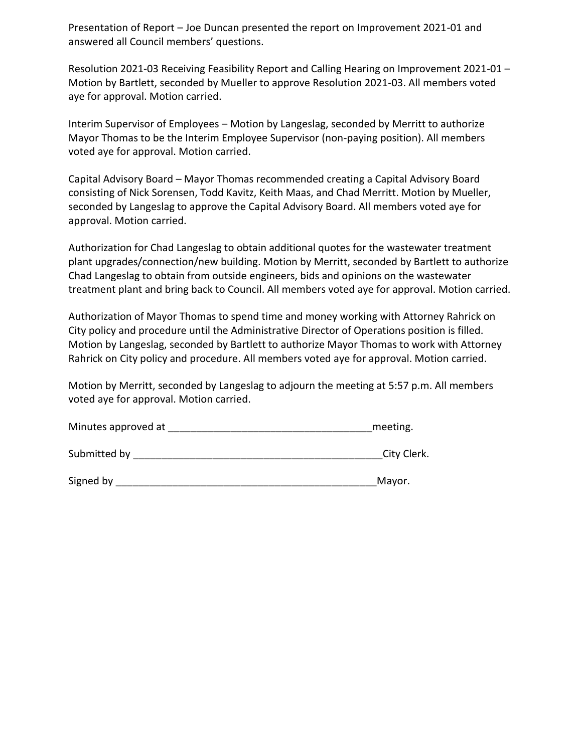Presentation of Report – Joe Duncan presented the report on Improvement 2021-01 and answered all Council members' questions.

Resolution 2021-03 Receiving Feasibility Report and Calling Hearing on Improvement 2021-01 – Motion by Bartlett, seconded by Mueller to approve Resolution 2021-03. All members voted aye for approval. Motion carried.

Interim Supervisor of Employees – Motion by Langeslag, seconded by Merritt to authorize Mayor Thomas to be the Interim Employee Supervisor (non-paying position). All members voted aye for approval. Motion carried.

Capital Advisory Board – Mayor Thomas recommended creating a Capital Advisory Board consisting of Nick Sorensen, Todd Kavitz, Keith Maas, and Chad Merritt. Motion by Mueller, seconded by Langeslag to approve the Capital Advisory Board. All members voted aye for approval. Motion carried.

Authorization for Chad Langeslag to obtain additional quotes for the wastewater treatment plant upgrades/connection/new building. Motion by Merritt, seconded by Bartlett to authorize Chad Langeslag to obtain from outside engineers, bids and opinions on the wastewater treatment plant and bring back to Council. All members voted aye for approval. Motion carried.

Authorization of Mayor Thomas to spend time and money working with Attorney Rahrick on City policy and procedure until the Administrative Director of Operations position is filled. Motion by Langeslag, seconded by Bartlett to authorize Mayor Thomas to work with Attorney Rahrick on City policy and procedure. All members voted aye for approval. Motion carried.

Motion by Merritt, seconded by Langeslag to adjourn the meeting at 5:57 p.m. All members voted aye for approval. Motion carried.

Minutes approved at ___________________________________meeting.

Submitted by _____________________________________________City Clerk.

Signed by _______________________________________________Mayor.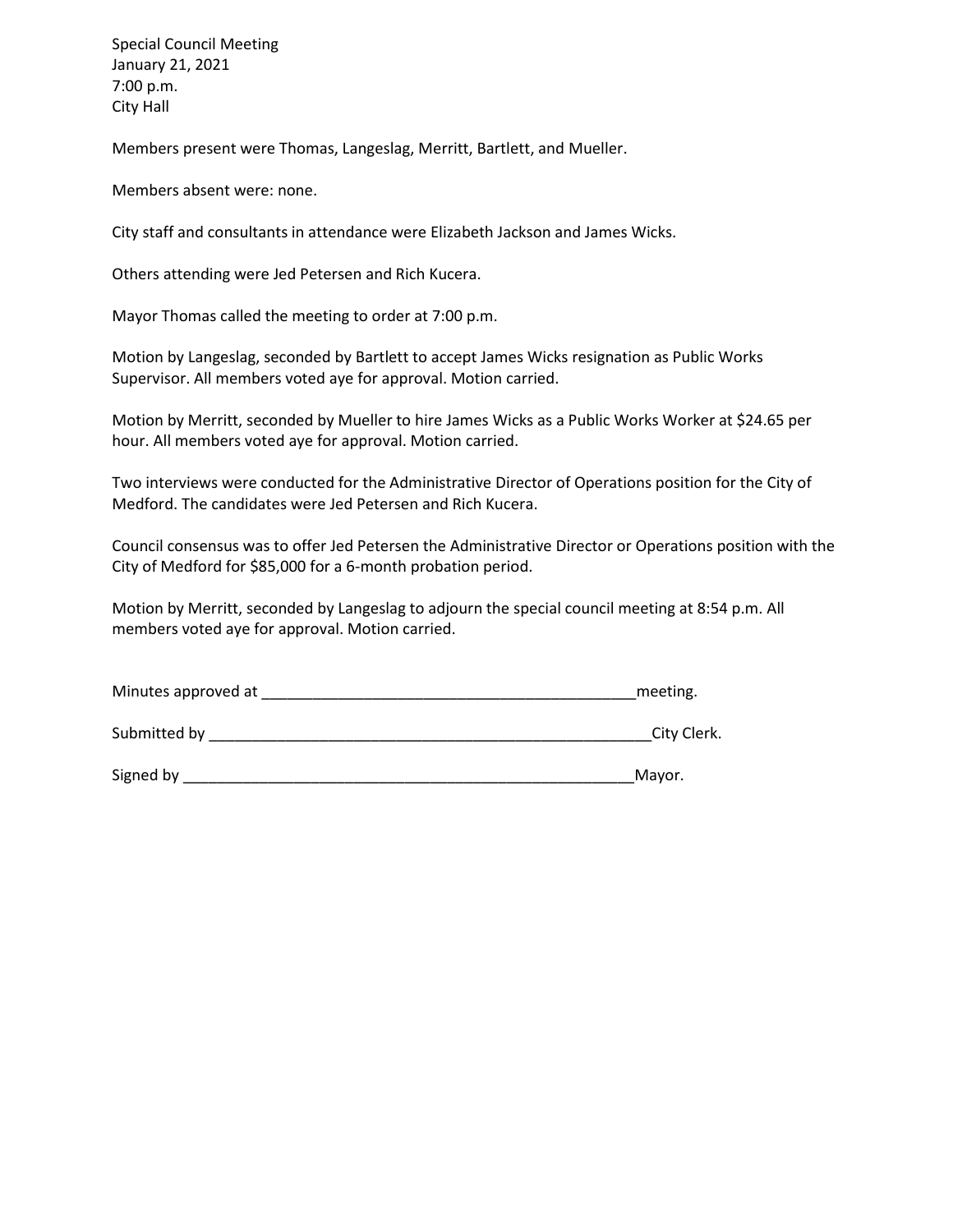Special Council Meeting
January 21, 2021
7:00 p.m.
City Hall

Members present were Thomas, Langeslag, Merritt, Bartlett, and Mueller.

Members absent were: none.

City staff and consultants in attendance were Elizabeth Jackson and James Wicks.

Others attending were Jed Petersen and Rich Kucera.

Mayor Thomas called the meeting to order at 7:00 p.m.

Motion by Langeslag, seconded by Bartlett to accept James Wicks resignation as Public Works Supervisor. All members voted aye for approval. Motion carried.

Motion by Merritt, seconded by Mueller to hire James Wicks as a Public Works Worker at $24.65 per hour. All members voted aye for approval. Motion carried.

Two interviews were conducted for the Administrative Director of Operations position for the City of Medford. The candidates were Jed Petersen and Rich Kucera.

Council consensus was to offer Jed Petersen the Administrative Director or Operations position with the City of Medford for $85,000 for a 6-month probation period.

Motion by Merritt, seconded by Langeslag to adjourn the special council meeting at 8:54 p.m. All members voted aye for approval. Motion carried.

Minutes approved at _____________________________________________meeting.

Submitted by _____________________________________________________City Clerk.

Signed by ______________________________________________________Mayor.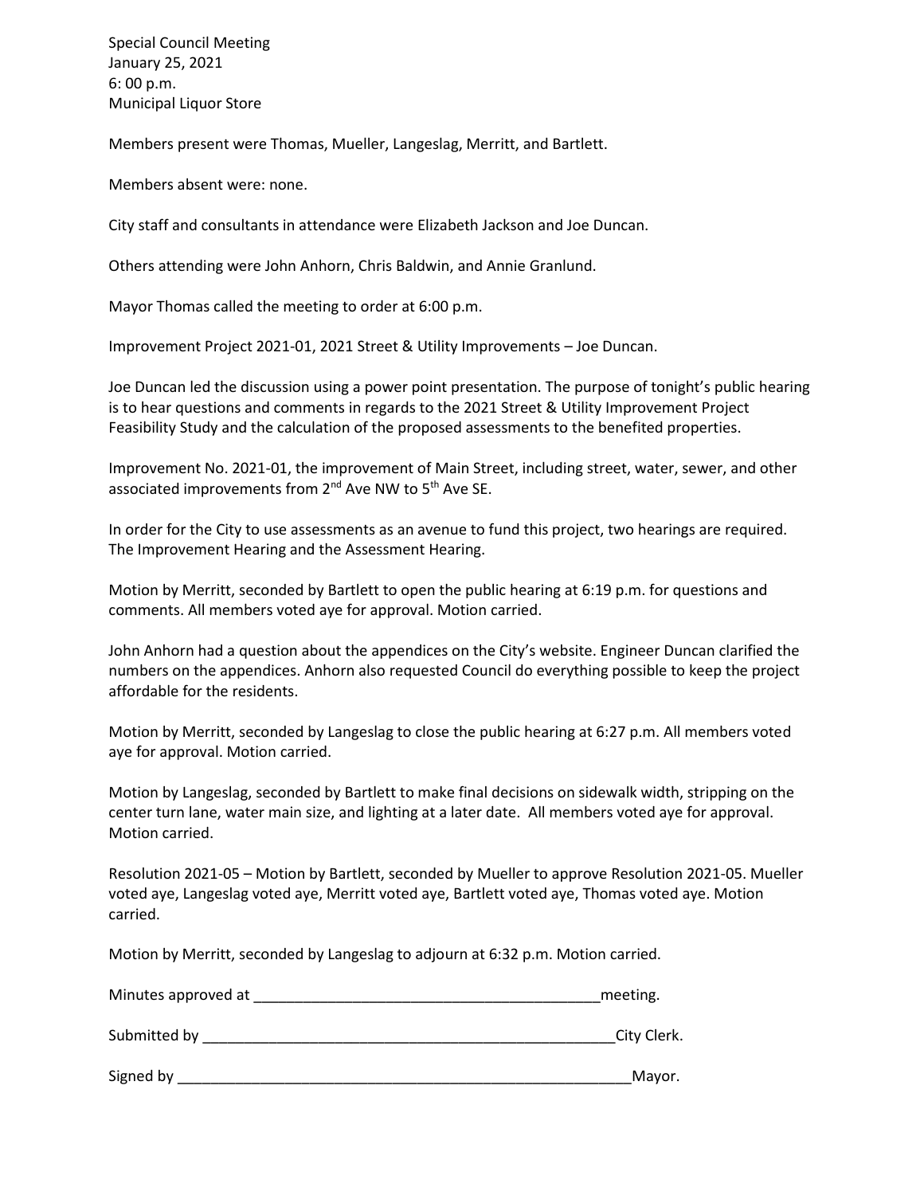Special Council Meeting
January 25, 2021
6: 00 p.m.
Municipal Liquor Store

Members present were Thomas, Mueller, Langeslag, Merritt, and Bartlett.

Members absent were: none.

City staff and consultants in attendance were Elizabeth Jackson and Joe Duncan.

Others attending were John Anhorn, Chris Baldwin, and Annie Granlund.

Mayor Thomas called the meeting to order at 6:00 p.m.

Improvement Project 2021-01, 2021 Street & Utility Improvements – Joe Duncan.

Joe Duncan led the discussion using a power point presentation. The purpose of tonight's public hearing is to hear questions and comments in regards to the 2021 Street & Utility Improvement Project Feasibility Study and the calculation of the proposed assessments to the benefited properties.

Improvement No. 2021-01, the improvement of Main Street, including street, water, sewer, and other associated improvements from 2nd Ave NW to 5th Ave SE.

In order for the City to use assessments as an avenue to fund this project, two hearings are required. The Improvement Hearing and the Assessment Hearing.

Motion by Merritt, seconded by Bartlett to open the public hearing at 6:19 p.m. for questions and comments. All members voted aye for approval. Motion carried.

John Anhorn had a question about the appendices on the City's website. Engineer Duncan clarified the numbers on the appendices. Anhorn also requested Council do everything possible to keep the project affordable for the residents.

Motion by Merritt, seconded by Langeslag to close the public hearing at 6:27 p.m. All members voted aye for approval. Motion carried.

Motion by Langeslag, seconded by Bartlett to make final decisions on sidewalk width, stripping on the center turn lane, water main size, and lighting at a later date. All members voted aye for approval. Motion carried.

Resolution 2021-05 – Motion by Bartlett, seconded by Mueller to approve Resolution 2021-05. Mueller voted aye, Langeslag voted aye, Merritt voted aye, Bartlett voted aye, Thomas voted aye. Motion carried.

Motion by Merritt, seconded by Langeslag to adjourn at 6:32 p.m. Motion carried.

Minutes approved at ___________________________________________meeting.

Submitted by _____________________________________________________City Clerk.

Signed by _________________________________________________________Mayor.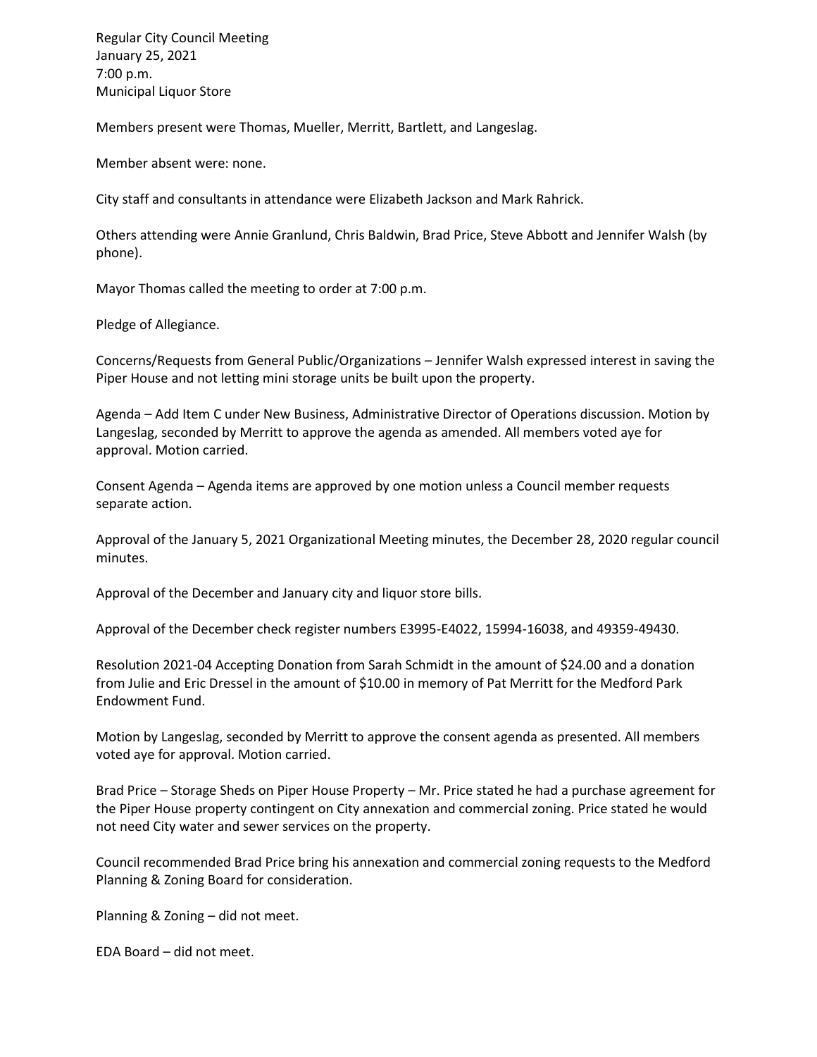Regular City Council Meeting
January 25, 2021
7:00 p.m.
Municipal Liquor Store

Members present were Thomas, Mueller, Merritt, Bartlett, and Langeslag.

Member absent were: none.

City staff and consultants in attendance were Elizabeth Jackson and Mark Rahrick.

Others attending were Annie Granlund, Chris Baldwin, Brad Price, Steve Abbott and Jennifer Walsh (by phone).

Mayor Thomas called the meeting to order at 7:00 p.m.

Pledge of Allegiance.

Concerns/Requests from General Public/Organizations – Jennifer Walsh expressed interest in saving the Piper House and not letting mini storage units be built upon the property.

Agenda – Add Item C under New Business, Administrative Director of Operations discussion. Motion by Langeslag, seconded by Merritt to approve the agenda as amended. All members voted aye for approval. Motion carried.

Consent Agenda – Agenda items are approved by one motion unless a Council member requests separate action.

Approval of the January 5, 2021 Organizational Meeting minutes, the December 28, 2020 regular council minutes.

Approval of the December and January city and liquor store bills.

Approval of the December check register numbers E3995-E4022, 15994-16038, and 49359-49430.

Resolution 2021-04 Accepting Donation from Sarah Schmidt in the amount of $24.00 and a donation from Julie and Eric Dressel in the amount of $10.00 in memory of Pat Merritt for the Medford Park Endowment Fund.

Motion by Langeslag, seconded by Merritt to approve the consent agenda as presented. All members voted aye for approval. Motion carried.

Brad Price – Storage Sheds on Piper House Property – Mr. Price stated he had a purchase agreement for the Piper House property contingent on City annexation and commercial zoning. Price stated he would not need City water and sewer services on the property.

Council recommended Brad Price bring his annexation and commercial zoning requests to the Medford Planning & Zoning Board for consideration.

Planning & Zoning – did not meet.

EDA Board – did not meet.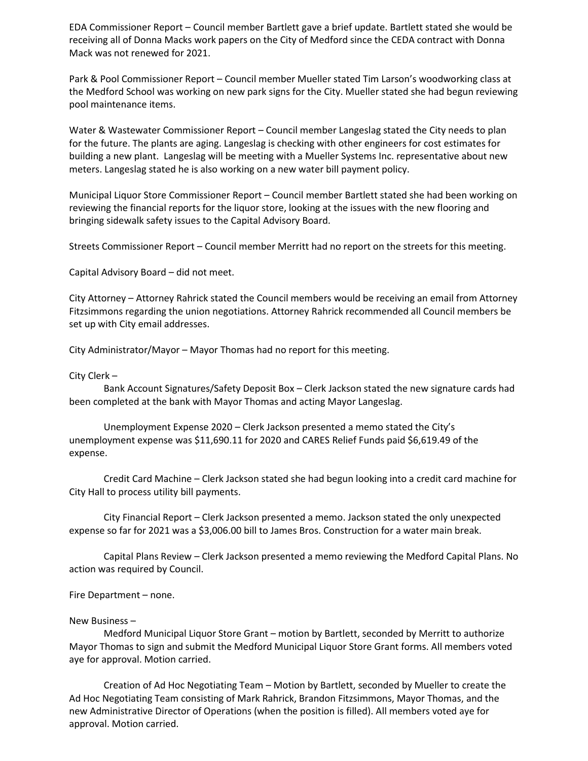EDA Commissioner Report – Council member Bartlett gave a brief update. Bartlett stated she would be receiving all of Donna Macks work papers on the City of Medford since the CEDA contract with Donna Mack was not renewed for 2021.

Park & Pool Commissioner Report – Council member Mueller stated Tim Larson's woodworking class at the Medford School was working on new park signs for the City. Mueller stated she had begun reviewing pool maintenance items.

Water & Wastewater Commissioner Report – Council member Langeslag stated the City needs to plan for the future. The plants are aging. Langeslag is checking with other engineers for cost estimates for building a new plant. Langeslag will be meeting with a Mueller Systems Inc. representative about new meters. Langeslag stated he is also working on a new water bill payment policy.

Municipal Liquor Store Commissioner Report – Council member Bartlett stated she had been working on reviewing the financial reports for the liquor store, looking at the issues with the new flooring and bringing sidewalk safety issues to the Capital Advisory Board.

Streets Commissioner Report – Council member Merritt had no report on the streets for this meeting.

Capital Advisory Board – did not meet.

City Attorney – Attorney Rahrick stated the Council members would be receiving an email from Attorney Fitzsimmons regarding the union negotiations. Attorney Rahrick recommended all Council members be set up with City email addresses.

City Administrator/Mayor – Mayor Thomas had no report for this meeting.

City Clerk –

Bank Account Signatures/Safety Deposit Box – Clerk Jackson stated the new signature cards had been completed at the bank with Mayor Thomas and acting Mayor Langeslag.

Unemployment Expense 2020 – Clerk Jackson presented a memo stated the City's unemployment expense was $11,690.11 for 2020 and CARES Relief Funds paid $6,619.49 of the expense.

Credit Card Machine – Clerk Jackson stated she had begun looking into a credit card machine for City Hall to process utility bill payments.

City Financial Report – Clerk Jackson presented a memo. Jackson stated the only unexpected expense so far for 2021 was a $3,006.00 bill to James Bros. Construction for a water main break.

Capital Plans Review – Clerk Jackson presented a memo reviewing the Medford Capital Plans. No action was required by Council.

Fire Department – none.

New Business –

Medford Municipal Liquor Store Grant – motion by Bartlett, seconded by Merritt to authorize Mayor Thomas to sign and submit the Medford Municipal Liquor Store Grant forms. All members voted aye for approval. Motion carried.

Creation of Ad Hoc Negotiating Team – Motion by Bartlett, seconded by Mueller to create the Ad Hoc Negotiating Team consisting of Mark Rahrick, Brandon Fitzsimmons, Mayor Thomas, and the new Administrative Director of Operations (when the position is filled). All members voted aye for approval. Motion carried.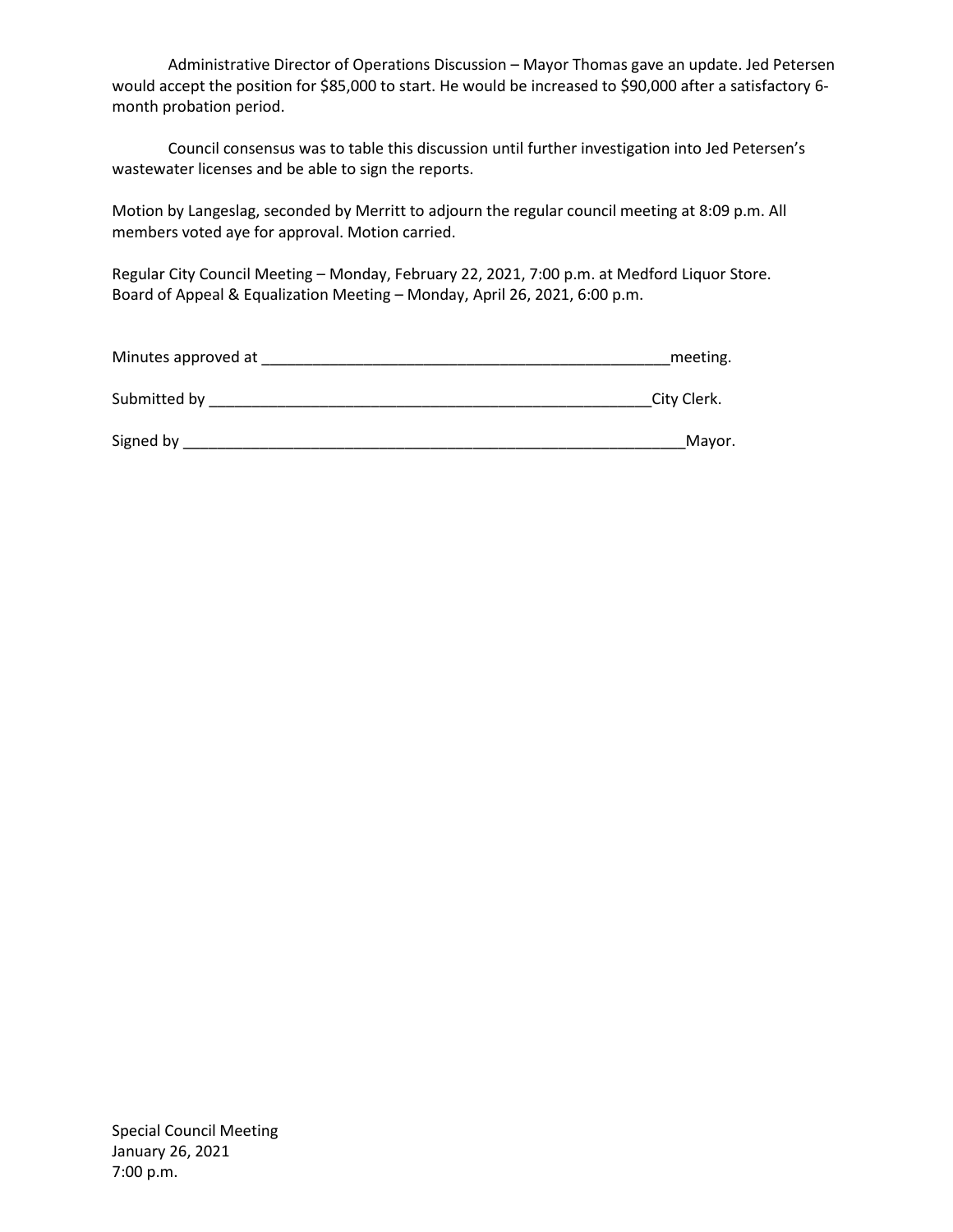Administrative Director of Operations Discussion – Mayor Thomas gave an update. Jed Petersen would accept the position for $85,000 to start. He would be increased to $90,000 after a satisfactory 6-month probation period.

Council consensus was to table this discussion until further investigation into Jed Petersen's wastewater licenses and be able to sign the reports.

Motion by Langeslag, seconded by Merritt to adjourn the regular council meeting at 8:09 p.m. All members voted aye for approval. Motion carried.

Regular City Council Meeting – Monday, February 22, 2021, 7:00 p.m. at Medford Liquor Store.
Board of Appeal & Equalization Meeting – Monday, April 26, 2021, 6:00 p.m.

Minutes approved at __________________________________________________meeting.

Submitted by _____________________________________________________City Clerk.

Signed by ___________________________________________________________Mayor.

Special Council Meeting
January 26, 2021
7:00 p.m.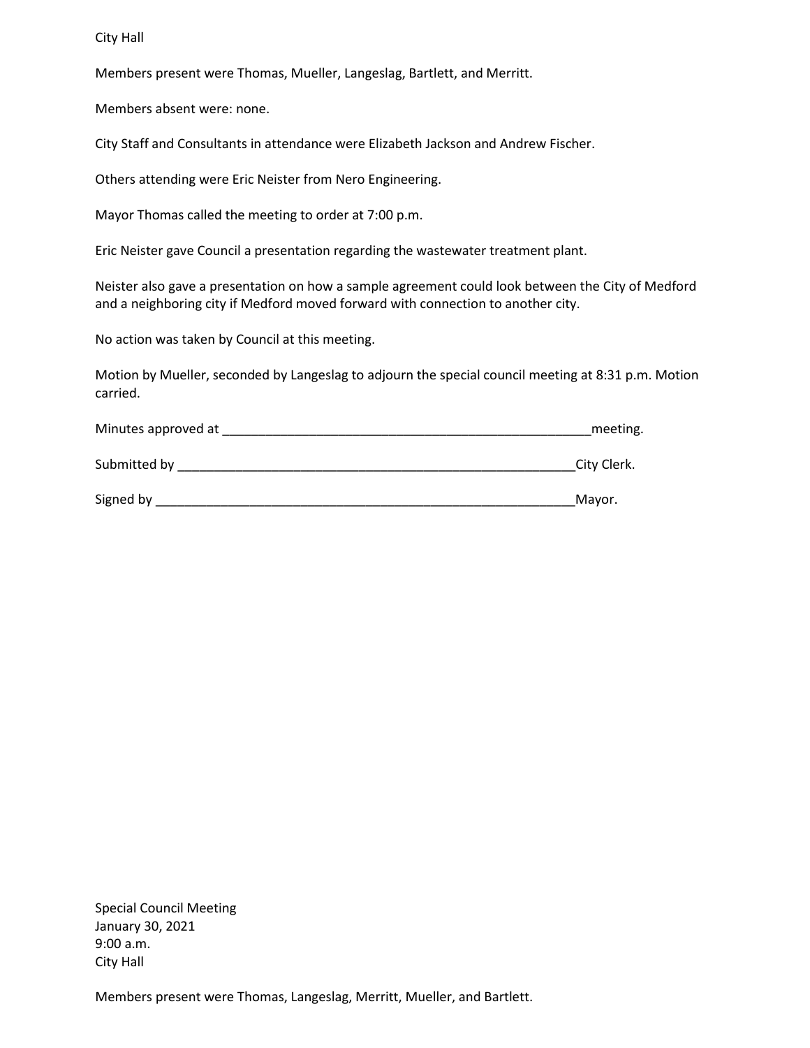City Hall

Members present were Thomas, Mueller, Langeslag, Bartlett, and Merritt.

Members absent were: none.

City Staff and Consultants in attendance were Elizabeth Jackson and Andrew Fischer.

Others attending were Eric Neister from Nero Engineering.

Mayor Thomas called the meeting to order at 7:00 p.m.

Eric Neister gave Council a presentation regarding the wastewater treatment plant.

Neister also gave a presentation on how a sample agreement could look between the City of Medford and a neighboring city if Medford moved forward with connection to another city.

No action was taken by Council at this meeting.

Motion by Mueller, seconded by Langeslag to adjourn the special council meeting at 8:31 p.m. Motion carried.

Minutes approved at _____________________________________________________meeting.

Submitted by _________________________________________________________City Clerk.

Signed by ____________________________________________________________Mayor.

Special Council Meeting
January 30, 2021
9:00 a.m.
City Hall

Members present were Thomas, Langeslag, Merritt, Mueller, and Bartlett.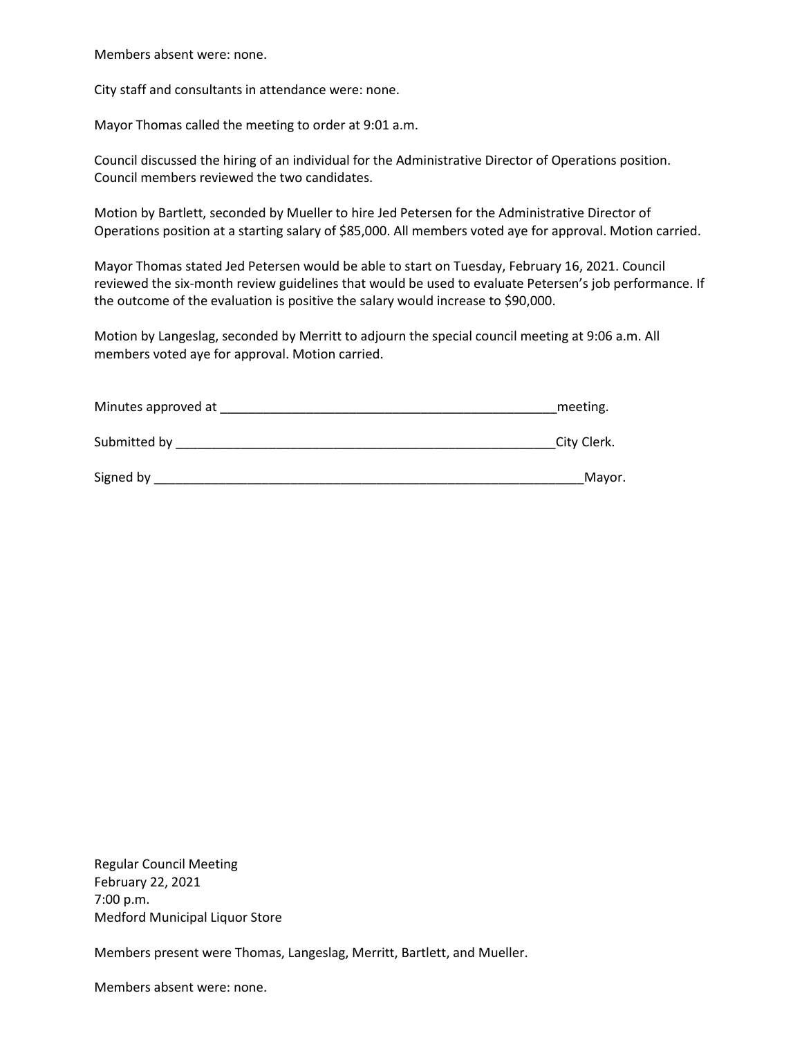Members absent were: none.

City staff and consultants in attendance were: none.

Mayor Thomas called the meeting to order at 9:01 a.m.

Council discussed the hiring of an individual for the Administrative Director of Operations position. Council members reviewed the two candidates.

Motion by Bartlett, seconded by Mueller to hire Jed Petersen for the Administrative Director of Operations position at a starting salary of $85,000. All members voted aye for approval. Motion carried.

Mayor Thomas stated Jed Petersen would be able to start on Tuesday, February 16, 2021. Council reviewed the six-month review guidelines that would be used to evaluate Petersen's job performance. If the outcome of the evaluation is positive the salary would increase to $90,000.

Motion by Langeslag, seconded by Merritt to adjourn the special council meeting at 9:06 a.m. All members voted aye for approval. Motion carried.

Minutes approved at ________________________________________________meeting.

Submitted by ______________________________________________________City Clerk.

Signed by ____________________________________________________________Mayor.

Regular Council Meeting
February 22, 2021
7:00 p.m.
Medford Municipal Liquor Store

Members present were Thomas, Langeslag, Merritt, Bartlett, and Mueller.

Members absent were: none.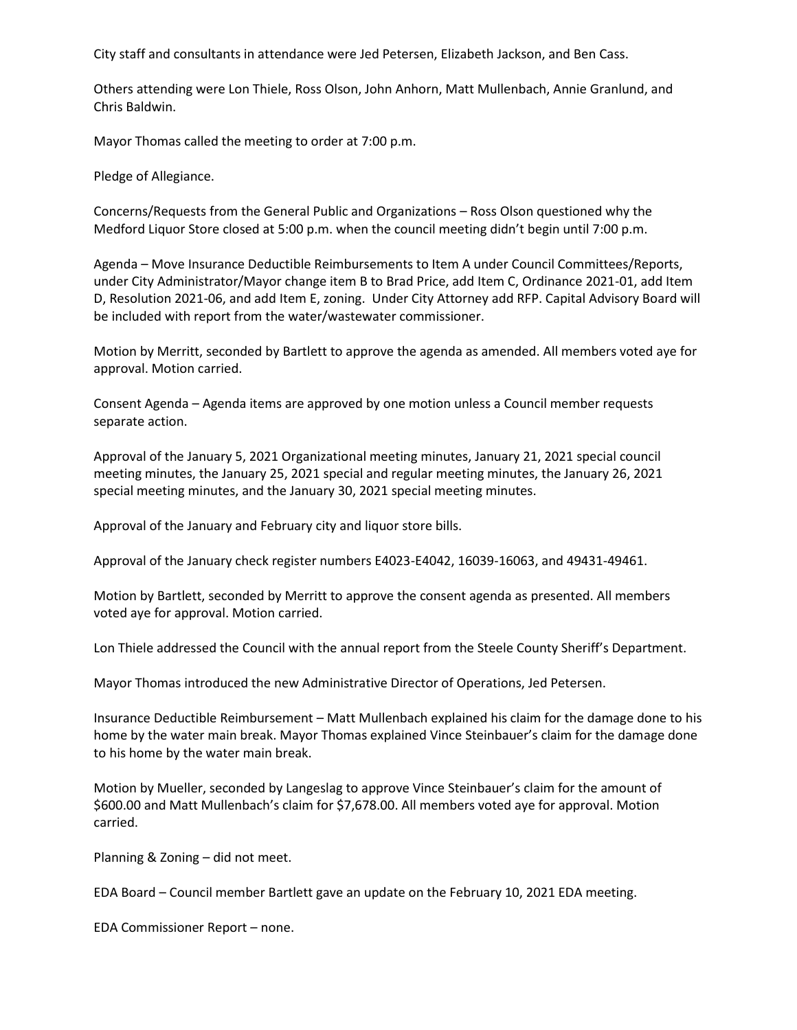City staff and consultants in attendance were Jed Petersen, Elizabeth Jackson, and Ben Cass.

Others attending were Lon Thiele, Ross Olson, John Anhorn, Matt Mullenbach, Annie Granlund, and Chris Baldwin.

Mayor Thomas called the meeting to order at 7:00 p.m.

Pledge of Allegiance.

Concerns/Requests from the General Public and Organizations – Ross Olson questioned why the Medford Liquor Store closed at 5:00 p.m. when the council meeting didn't begin until 7:00 p.m.

Agenda – Move Insurance Deductible Reimbursements to Item A under Council Committees/Reports, under City Administrator/Mayor change item B to Brad Price, add Item C, Ordinance 2021-01, add Item D, Resolution 2021-06, and add Item E, zoning. Under City Attorney add RFP. Capital Advisory Board will be included with report from the water/wastewater commissioner.

Motion by Merritt, seconded by Bartlett to approve the agenda as amended. All members voted aye for approval. Motion carried.

Consent Agenda – Agenda items are approved by one motion unless a Council member requests separate action.

Approval of the January 5, 2021 Organizational meeting minutes, January 21, 2021 special council meeting minutes, the January 25, 2021 special and regular meeting minutes, the January 26, 2021 special meeting minutes, and the January 30, 2021 special meeting minutes.

Approval of the January and February city and liquor store bills.

Approval of the January check register numbers E4023-E4042, 16039-16063, and 49431-49461.

Motion by Bartlett, seconded by Merritt to approve the consent agenda as presented. All members voted aye for approval. Motion carried.

Lon Thiele addressed the Council with the annual report from the Steele County Sheriff's Department.

Mayor Thomas introduced the new Administrative Director of Operations, Jed Petersen.

Insurance Deductible Reimbursement – Matt Mullenbach explained his claim for the damage done to his home by the water main break. Mayor Thomas explained Vince Steinbauer's claim for the damage done to his home by the water main break.

Motion by Mueller, seconded by Langeslag to approve Vince Steinbauer's claim for the amount of $600.00 and Matt Mullenbach's claim for $7,678.00. All members voted aye for approval. Motion carried.

Planning & Zoning – did not meet.

EDA Board – Council member Bartlett gave an update on the February 10, 2021 EDA meeting.

EDA Commissioner Report – none.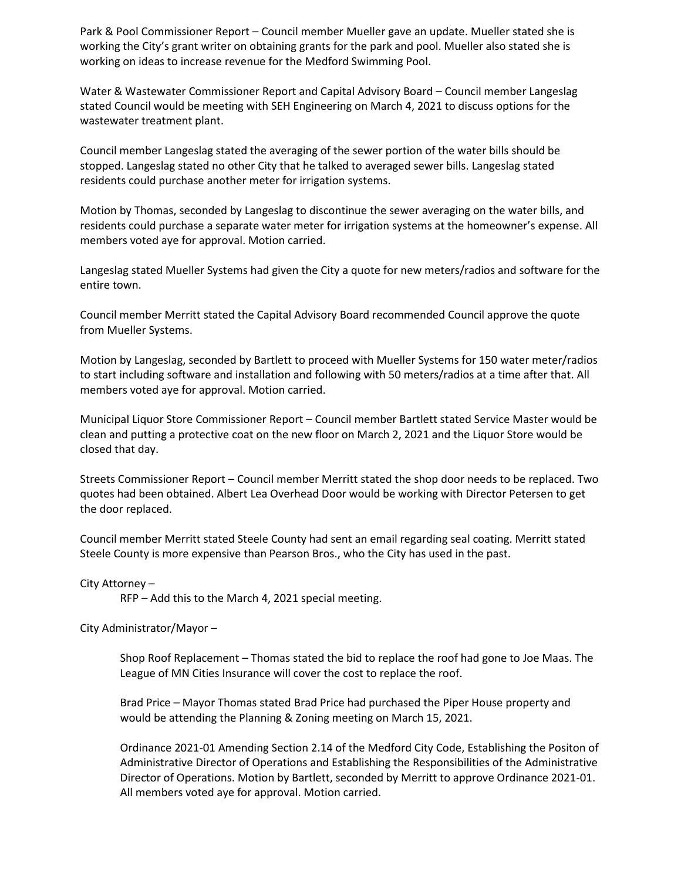Park & Pool Commissioner Report – Council member Mueller gave an update. Mueller stated she is working the City's grant writer on obtaining grants for the park and pool. Mueller also stated she is working on ideas to increase revenue for the Medford Swimming Pool.

Water & Wastewater Commissioner Report and Capital Advisory Board – Council member Langeslag stated Council would be meeting with SEH Engineering on March 4, 2021 to discuss options for the wastewater treatment plant.

Council member Langeslag stated the averaging of the sewer portion of the water bills should be stopped. Langeslag stated no other City that he talked to averaged sewer bills. Langeslag stated residents could purchase another meter for irrigation systems.

Motion by Thomas, seconded by Langeslag to discontinue the sewer averaging on the water bills, and residents could purchase a separate water meter for irrigation systems at the homeowner's expense. All members voted aye for approval. Motion carried.

Langeslag stated Mueller Systems had given the City a quote for new meters/radios and software for the entire town.

Council member Merritt stated the Capital Advisory Board recommended Council approve the quote from Mueller Systems.

Motion by Langeslag, seconded by Bartlett to proceed with Mueller Systems for 150 water meter/radios to start including software and installation and following with 50 meters/radios at a time after that. All members voted aye for approval. Motion carried.

Municipal Liquor Store Commissioner Report – Council member Bartlett stated Service Master would be clean and putting a protective coat on the new floor on March 2, 2021 and the Liquor Store would be closed that day.

Streets Commissioner Report – Council member Merritt stated the shop door needs to be replaced. Two quotes had been obtained. Albert Lea Overhead Door would be working with Director Petersen to get the door replaced.

Council member Merritt stated Steele County had sent an email regarding seal coating. Merritt stated Steele County is more expensive than Pearson Bros., who the City has used in the past.

City Attorney –

RFP – Add this to the March 4, 2021 special meeting.

City Administrator/Mayor –

Shop Roof Replacement – Thomas stated the bid to replace the roof had gone to Joe Maas. The League of MN Cities Insurance will cover the cost to replace the roof.

Brad Price – Mayor Thomas stated Brad Price had purchased the Piper House property and would be attending the Planning & Zoning meeting on March 15, 2021.

Ordinance 2021-01 Amending Section 2.14 of the Medford City Code, Establishing the Positon of Administrative Director of Operations and Establishing the Responsibilities of the Administrative Director of Operations. Motion by Bartlett, seconded by Merritt to approve Ordinance 2021-01. All members voted aye for approval. Motion carried.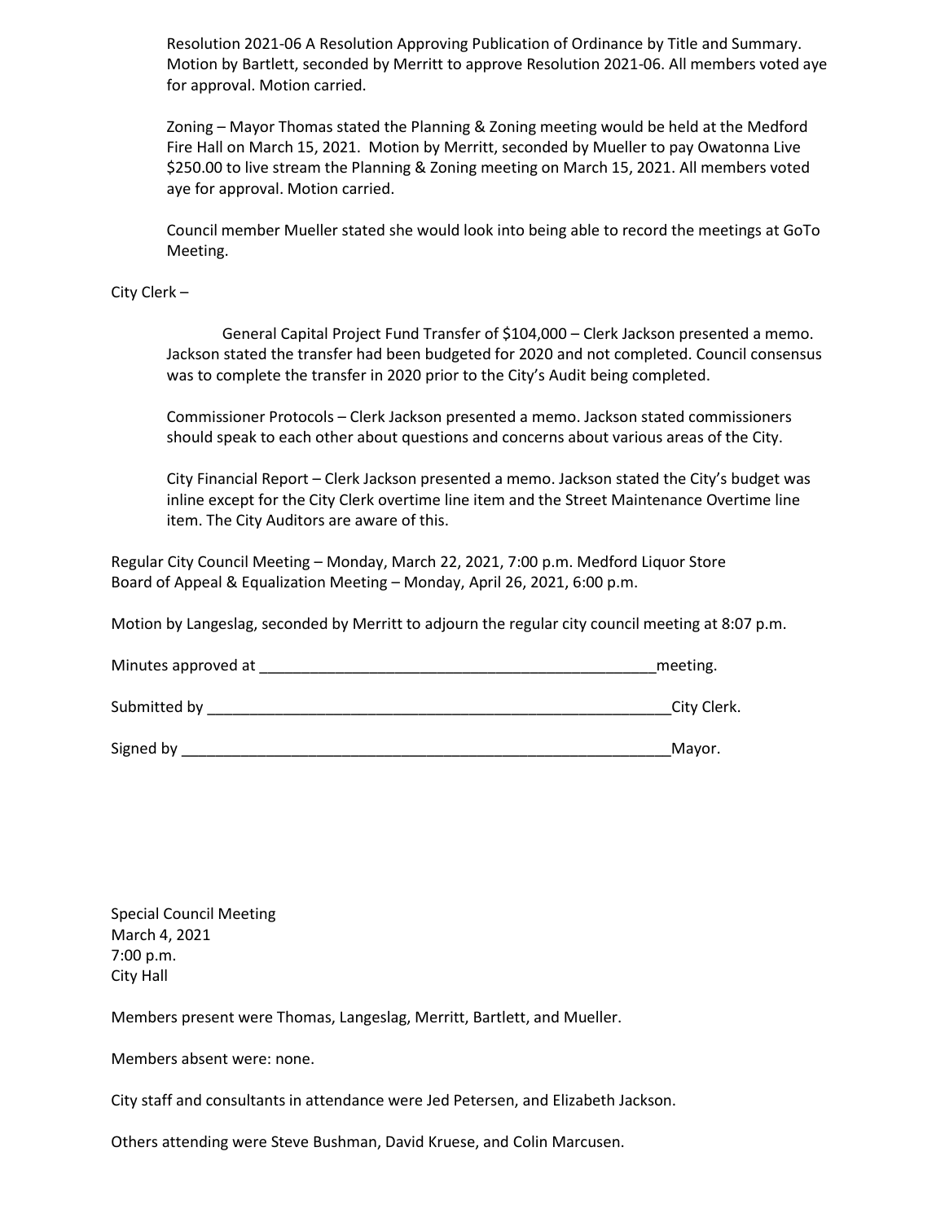Resolution 2021-06 A Resolution Approving Publication of Ordinance by Title and Summary. Motion by Bartlett, seconded by Merritt to approve Resolution 2021-06. All members voted aye for approval. Motion carried.

Zoning – Mayor Thomas stated the Planning & Zoning meeting would be held at the Medford Fire Hall on March 15, 2021. Motion by Merritt, seconded by Mueller to pay Owatonna Live $250.00 to live stream the Planning & Zoning meeting on March 15, 2021. All members voted aye for approval. Motion carried.

Council member Mueller stated she would look into being able to record the meetings at GoTo Meeting.

City Clerk –

General Capital Project Fund Transfer of $104,000 – Clerk Jackson presented a memo. Jackson stated the transfer had been budgeted for 2020 and not completed. Council consensus was to complete the transfer in 2020 prior to the City's Audit being completed.

Commissioner Protocols – Clerk Jackson presented a memo. Jackson stated commissioners should speak to each other about questions and concerns about various areas of the City.

City Financial Report – Clerk Jackson presented a memo. Jackson stated the City's budget was inline except for the City Clerk overtime line item and the Street Maintenance Overtime line item. The City Auditors are aware of this.

Regular City Council Meeting – Monday, March 22, 2021, 7:00 p.m. Medford Liquor Store
Board of Appeal & Equalization Meeting – Monday, April 26, 2021, 6:00 p.m.

Motion by Langeslag, seconded by Merritt to adjourn the regular city council meeting at 8:07 p.m.

Minutes approved at ________________________________________________meeting.

Submitted by ________________________________________________________City Clerk.

Signed by ___________________________________________________________Mayor.

Special Council Meeting
March 4, 2021
7:00 p.m.
City Hall

Members present were Thomas, Langeslag, Merritt, Bartlett, and Mueller.

Members absent were: none.

City staff and consultants in attendance were Jed Petersen, and Elizabeth Jackson.

Others attending were Steve Bushman, David Kruese, and Colin Marcusen.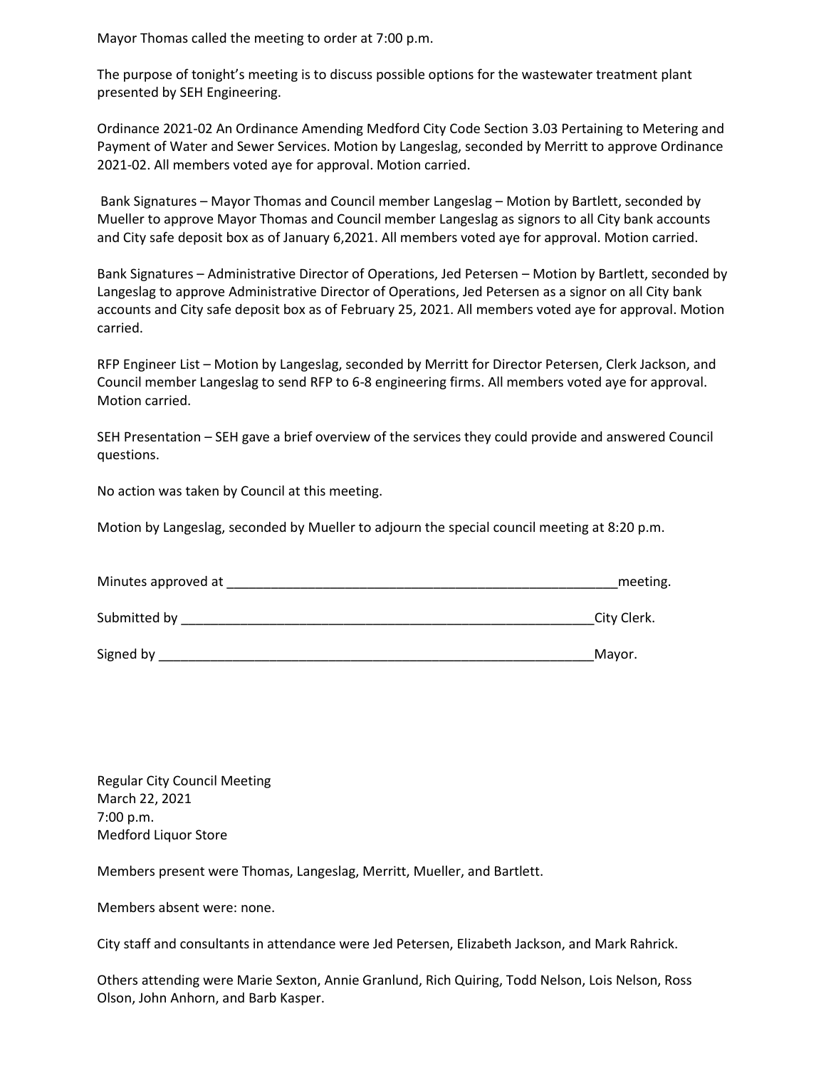Mayor Thomas called the meeting to order at 7:00 p.m.

The purpose of tonight's meeting is to discuss possible options for the wastewater treatment plant presented by SEH Engineering.

Ordinance 2021-02 An Ordinance Amending Medford City Code Section 3.03 Pertaining to Metering and Payment of Water and Sewer Services. Motion by Langeslag, seconded by Merritt to approve Ordinance 2021-02. All members voted aye for approval. Motion carried.

Bank Signatures – Mayor Thomas and Council member Langeslag – Motion by Bartlett, seconded by Mueller to approve Mayor Thomas and Council member Langeslag as signors to all City bank accounts and City safe deposit box as of January 6,2021. All members voted aye for approval. Motion carried.

Bank Signatures – Administrative Director of Operations, Jed Petersen – Motion by Bartlett, seconded by Langeslag to approve Administrative Director of Operations, Jed Petersen as a signor on all City bank accounts and City safe deposit box as of February 25, 2021. All members voted aye for approval. Motion carried.

RFP Engineer List – Motion by Langeslag, seconded by Merritt for Director Petersen, Clerk Jackson, and Council member Langeslag to send RFP to 6-8 engineering firms. All members voted aye for approval. Motion carried.

SEH Presentation – SEH gave a brief overview of the services they could provide and answered Council questions.

No action was taken by Council at this meeting.

Motion by Langeslag, seconded by Mueller to adjourn the special council meeting at 8:20 p.m.

Minutes approved at ________________________________________________________meeting.

Submitted by ___________________________________________________________City Clerk.

Signed by ______________________________________________________________Mayor.

Regular City Council Meeting
March 22, 2021
7:00 p.m.
Medford Liquor Store

Members present were Thomas, Langeslag, Merritt, Mueller, and Bartlett.

Members absent were: none.

City staff and consultants in attendance were Jed Petersen, Elizabeth Jackson, and Mark Rahrick.

Others attending were Marie Sexton, Annie Granlund, Rich Quiring, Todd Nelson, Lois Nelson, Ross Olson, John Anhorn, and Barb Kasper.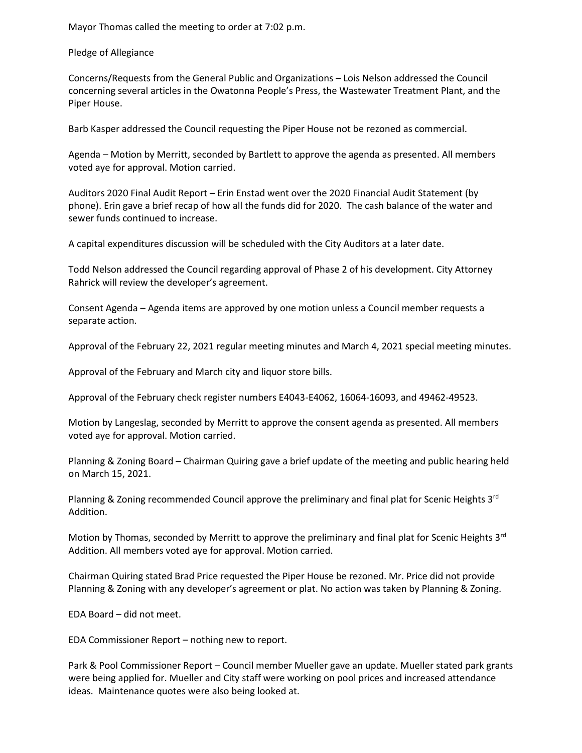Mayor Thomas called the meeting to order at 7:02 p.m.

Pledge of Allegiance

Concerns/Requests from the General Public and Organizations – Lois Nelson addressed the Council concerning several articles in the Owatonna People's Press, the Wastewater Treatment Plant, and the Piper House.

Barb Kasper addressed the Council requesting the Piper House not be rezoned as commercial.

Agenda – Motion by Merritt, seconded by Bartlett to approve the agenda as presented. All members voted aye for approval. Motion carried.

Auditors 2020 Final Audit Report – Erin Enstad went over the 2020 Financial Audit Statement (by phone). Erin gave a brief recap of how all the funds did for 2020. The cash balance of the water and sewer funds continued to increase.

A capital expenditures discussion will be scheduled with the City Auditors at a later date.

Todd Nelson addressed the Council regarding approval of Phase 2 of his development. City Attorney Rahrick will review the developer's agreement.

Consent Agenda – Agenda items are approved by one motion unless a Council member requests a separate action.

Approval of the February 22, 2021 regular meeting minutes and March 4, 2021 special meeting minutes.

Approval of the February and March city and liquor store bills.

Approval of the February check register numbers E4043-E4062, 16064-16093, and 49462-49523.

Motion by Langeslag, seconded by Merritt to approve the consent agenda as presented. All members voted aye for approval. Motion carried.

Planning & Zoning Board – Chairman Quiring gave a brief update of the meeting and public hearing held on March 15, 2021.

Planning & Zoning recommended Council approve the preliminary and final plat for Scenic Heights 3rd Addition.

Motion by Thomas, seconded by Merritt to approve the preliminary and final plat for Scenic Heights 3rd Addition. All members voted aye for approval. Motion carried.

Chairman Quiring stated Brad Price requested the Piper House be rezoned. Mr. Price did not provide Planning & Zoning with any developer's agreement or plat. No action was taken by Planning & Zoning.

EDA Board – did not meet.

EDA Commissioner Report – nothing new to report.

Park & Pool Commissioner Report – Council member Mueller gave an update. Mueller stated park grants were being applied for. Mueller and City staff were working on pool prices and increased attendance ideas. Maintenance quotes were also being looked at.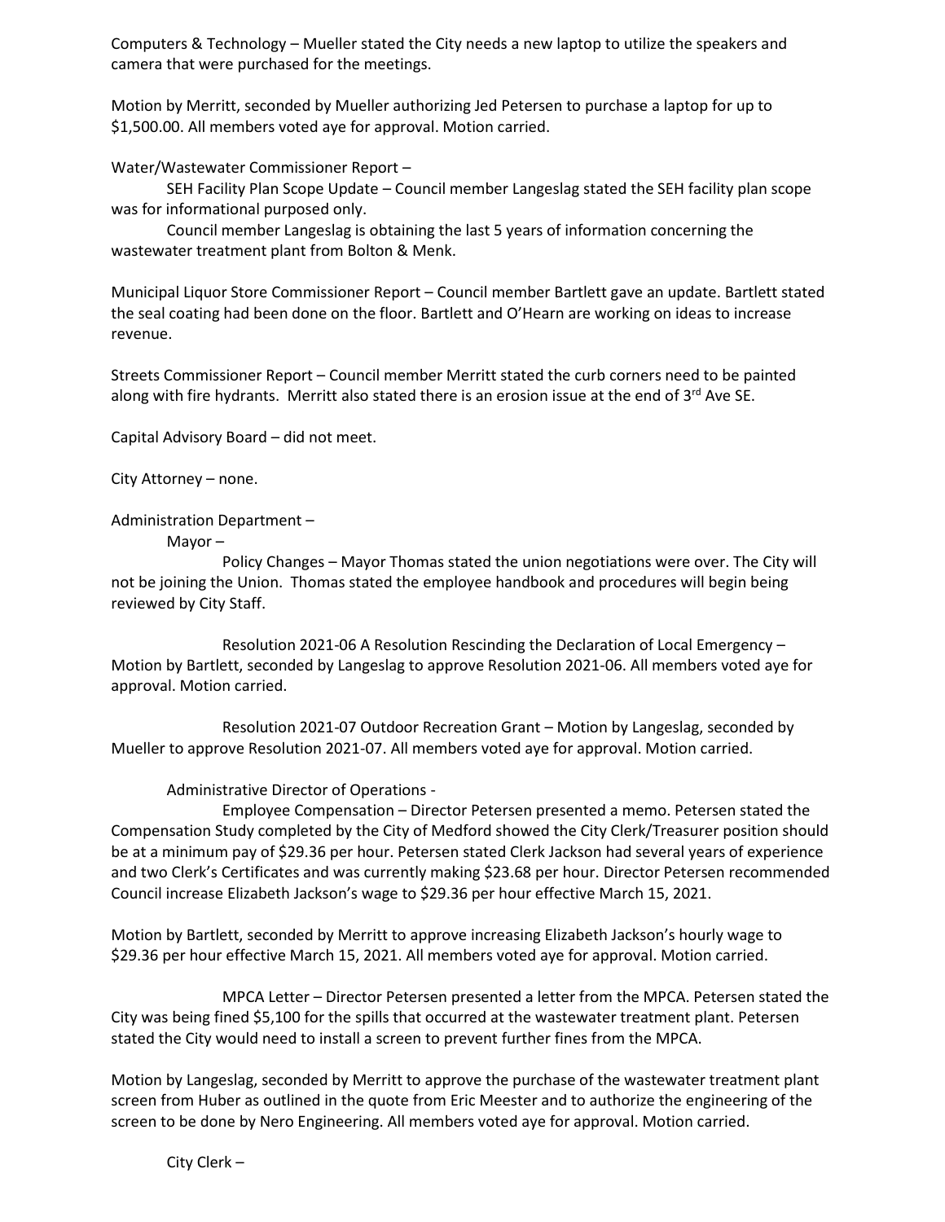Computers & Technology – Mueller stated the City needs a new laptop to utilize the speakers and camera that were purchased for the meetings.

Motion by Merritt, seconded by Mueller authorizing Jed Petersen to purchase a laptop for up to $1,500.00. All members voted aye for approval. Motion carried.

Water/Wastewater Commissioner Report –

SEH Facility Plan Scope Update – Council member Langeslag stated the SEH facility plan scope was for informational purposed only.

Council member Langeslag is obtaining the last 5 years of information concerning the wastewater treatment plant from Bolton & Menk.

Municipal Liquor Store Commissioner Report – Council member Bartlett gave an update. Bartlett stated the seal coating had been done on the floor. Bartlett and O'Hearn are working on ideas to increase revenue.

Streets Commissioner Report – Council member Merritt stated the curb corners need to be painted along with fire hydrants. Merritt also stated there is an erosion issue at the end of 3rd Ave SE.

Capital Advisory Board – did not meet.

City Attorney – none.

Administration Department –

Mayor –

Policy Changes – Mayor Thomas stated the union negotiations were over. The City will not be joining the Union. Thomas stated the employee handbook and procedures will begin being reviewed by City Staff.

Resolution 2021-06 A Resolution Rescinding the Declaration of Local Emergency – Motion by Bartlett, seconded by Langeslag to approve Resolution 2021-06. All members voted aye for approval. Motion carried.

Resolution 2021-07 Outdoor Recreation Grant – Motion by Langeslag, seconded by Mueller to approve Resolution 2021-07. All members voted aye for approval. Motion carried.

Administrative Director of Operations -

Employee Compensation – Director Petersen presented a memo. Petersen stated the Compensation Study completed by the City of Medford showed the City Clerk/Treasurer position should be at a minimum pay of $29.36 per hour. Petersen stated Clerk Jackson had several years of experience and two Clerk's Certificates and was currently making $23.68 per hour. Director Petersen recommended Council increase Elizabeth Jackson's wage to $29.36 per hour effective March 15, 2021.

Motion by Bartlett, seconded by Merritt to approve increasing Elizabeth Jackson's hourly wage to $29.36 per hour effective March 15, 2021. All members voted aye for approval. Motion carried.

MPCA Letter – Director Petersen presented a letter from the MPCA. Petersen stated the City was being fined $5,100 for the spills that occurred at the wastewater treatment plant. Petersen stated the City would need to install a screen to prevent further fines from the MPCA.

Motion by Langeslag, seconded by Merritt to approve the purchase of the wastewater treatment plant screen from Huber as outlined in the quote from Eric Meester and to authorize the engineering of the screen to be done by Nero Engineering. All members voted aye for approval. Motion carried.

City Clerk –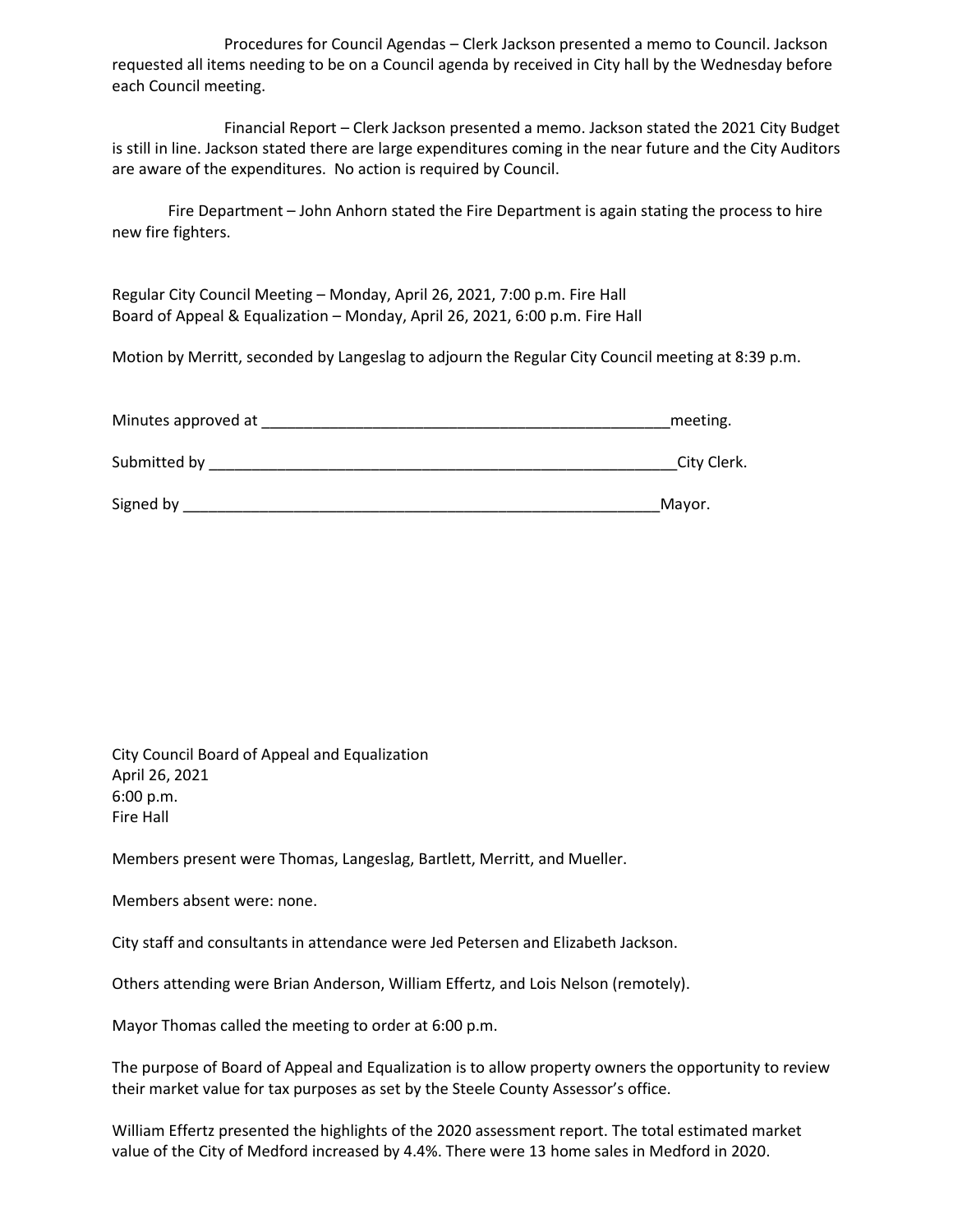Procedures for Council Agendas – Clerk Jackson presented a memo to Council. Jackson requested all items needing to be on a Council agenda by received in City hall by the Wednesday before each Council meeting.

Financial Report – Clerk Jackson presented a memo. Jackson stated the 2021 City Budget is still in line. Jackson stated there are large expenditures coming in the near future and the City Auditors are aware of the expenditures. No action is required by Council.

Fire Department – John Anhorn stated the Fire Department is again stating the process to hire new fire fighters.

Regular City Council Meeting – Monday, April 26, 2021, 7:00 p.m. Fire Hall
Board of Appeal & Equalization – Monday, April 26, 2021, 6:00 p.m. Fire Hall

Motion by Merritt, seconded by Langeslag to adjourn the Regular City Council meeting at 8:39 p.m.

Minutes approved at __________________________________________________meeting.

Submitted by ________________________________________________________City Clerk.

Signed by __________________________________________________________Mayor.

City Council Board of Appeal and Equalization
April 26, 2021
6:00 p.m.
Fire Hall

Members present were Thomas, Langeslag, Bartlett, Merritt, and Mueller.

Members absent were: none.

City staff and consultants in attendance were Jed Petersen and Elizabeth Jackson.

Others attending were Brian Anderson, William Effertz, and Lois Nelson (remotely).

Mayor Thomas called the meeting to order at 6:00 p.m.

The purpose of Board of Appeal and Equalization is to allow property owners the opportunity to review their market value for tax purposes as set by the Steele County Assessor's office.

William Effertz presented the highlights of the 2020 assessment report. The total estimated market value of the City of Medford increased by 4.4%. There were 13 home sales in Medford in 2020.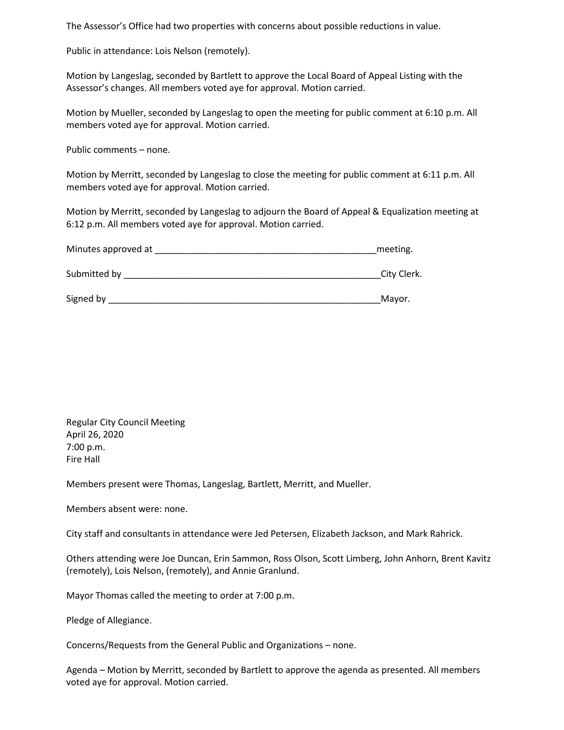The Assessor's Office had two properties with concerns about possible reductions in value.

Public in attendance: Lois Nelson (remotely).

Motion by Langeslag, seconded by Bartlett to approve the Local Board of Appeal Listing with the Assessor's changes. All members voted aye for approval. Motion carried.

Motion by Mueller, seconded by Langeslag to open the meeting for public comment at 6:10 p.m. All members voted aye for approval. Motion carried.

Public comments – none.

Motion by Merritt, seconded by Langeslag to close the meeting for public comment at 6:11 p.m. All members voted aye for approval. Motion carried.

Motion by Merritt, seconded by Langeslag to adjourn the Board of Appeal & Equalization meeting at 6:12 p.m. All members voted aye for approval. Motion carried.

Minutes approved at ____________________________________________meeting.

Submitted by ___________________________________________________City Clerk.

Signed by ______________________________________________________Mayor.

Regular City Council Meeting
April 26, 2020
7:00 p.m.
Fire Hall

Members present were Thomas, Langeslag, Bartlett, Merritt, and Mueller.

Members absent were: none.

City staff and consultants in attendance were Jed Petersen, Elizabeth Jackson, and Mark Rahrick.

Others attending were Joe Duncan, Erin Sammon, Ross Olson, Scott Limberg, John Anhorn, Brent Kavitz (remotely), Lois Nelson, (remotely), and Annie Granlund.

Mayor Thomas called the meeting to order at 7:00 p.m.

Pledge of Allegiance.

Concerns/Requests from the General Public and Organizations – none.

Agenda – Motion by Merritt, seconded by Bartlett to approve the agenda as presented. All members voted aye for approval. Motion carried.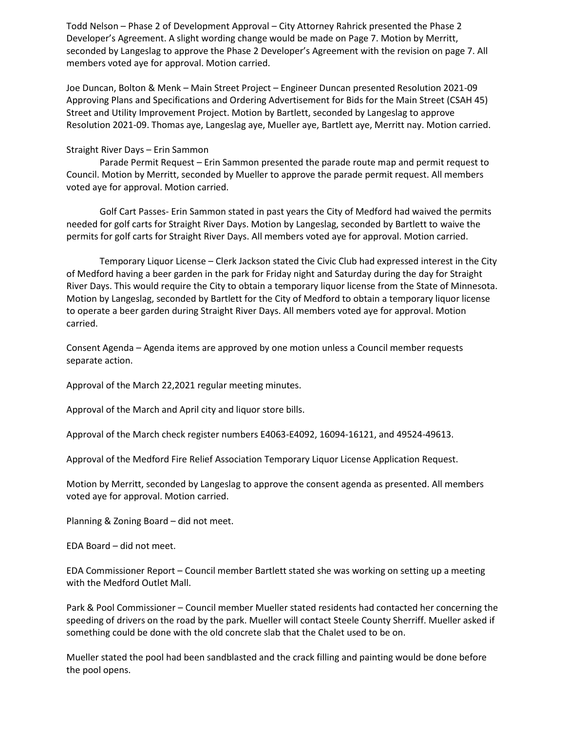Todd Nelson – Phase 2 of Development Approval – City Attorney Rahrick presented the Phase 2 Developer's Agreement. A slight wording change would be made on Page 7. Motion by Merritt, seconded by Langeslag to approve the Phase 2 Developer's Agreement with the revision on page 7. All members voted aye for approval. Motion carried.

Joe Duncan, Bolton & Menk – Main Street Project – Engineer Duncan presented Resolution 2021-09 Approving Plans and Specifications and Ordering Advertisement for Bids for the Main Street (CSAH 45) Street and Utility Improvement Project. Motion by Bartlett, seconded by Langeslag to approve Resolution 2021-09. Thomas aye, Langeslag aye, Mueller aye, Bartlett aye, Merritt nay. Motion carried.

Straight River Days – Erin Sammon

Parade Permit Request – Erin Sammon presented the parade route map and permit request to Council. Motion by Merritt, seconded by Mueller to approve the parade permit request. All members voted aye for approval. Motion carried.

Golf Cart Passes- Erin Sammon stated in past years the City of Medford had waived the permits needed for golf carts for Straight River Days. Motion by Langeslag, seconded by Bartlett to waive the permits for golf carts for Straight River Days. All members voted aye for approval. Motion carried.

Temporary Liquor License – Clerk Jackson stated the Civic Club had expressed interest in the City of Medford having a beer garden in the park for Friday night and Saturday during the day for Straight River Days. This would require the City to obtain a temporary liquor license from the State of Minnesota. Motion by Langeslag, seconded by Bartlett for the City of Medford to obtain a temporary liquor license to operate a beer garden during Straight River Days. All members voted aye for approval. Motion carried.

Consent Agenda – Agenda items are approved by one motion unless a Council member requests separate action.

Approval of the March 22,2021 regular meeting minutes.

Approval of the March and April city and liquor store bills.

Approval of the March check register numbers E4063-E4092, 16094-16121, and 49524-49613.

Approval of the Medford Fire Relief Association Temporary Liquor License Application Request.

Motion by Merritt, seconded by Langeslag to approve the consent agenda as presented. All members voted aye for approval. Motion carried.

Planning & Zoning Board – did not meet.

EDA Board – did not meet.

EDA Commissioner Report – Council member Bartlett stated she was working on setting up a meeting with the Medford Outlet Mall.

Park & Pool Commissioner – Council member Mueller stated residents had contacted her concerning the speeding of drivers on the road by the park. Mueller will contact Steele County Sherriff. Mueller asked if something could be done with the old concrete slab that the Chalet used to be on.

Mueller stated the pool had been sandblasted and the crack filling and painting would be done before the pool opens.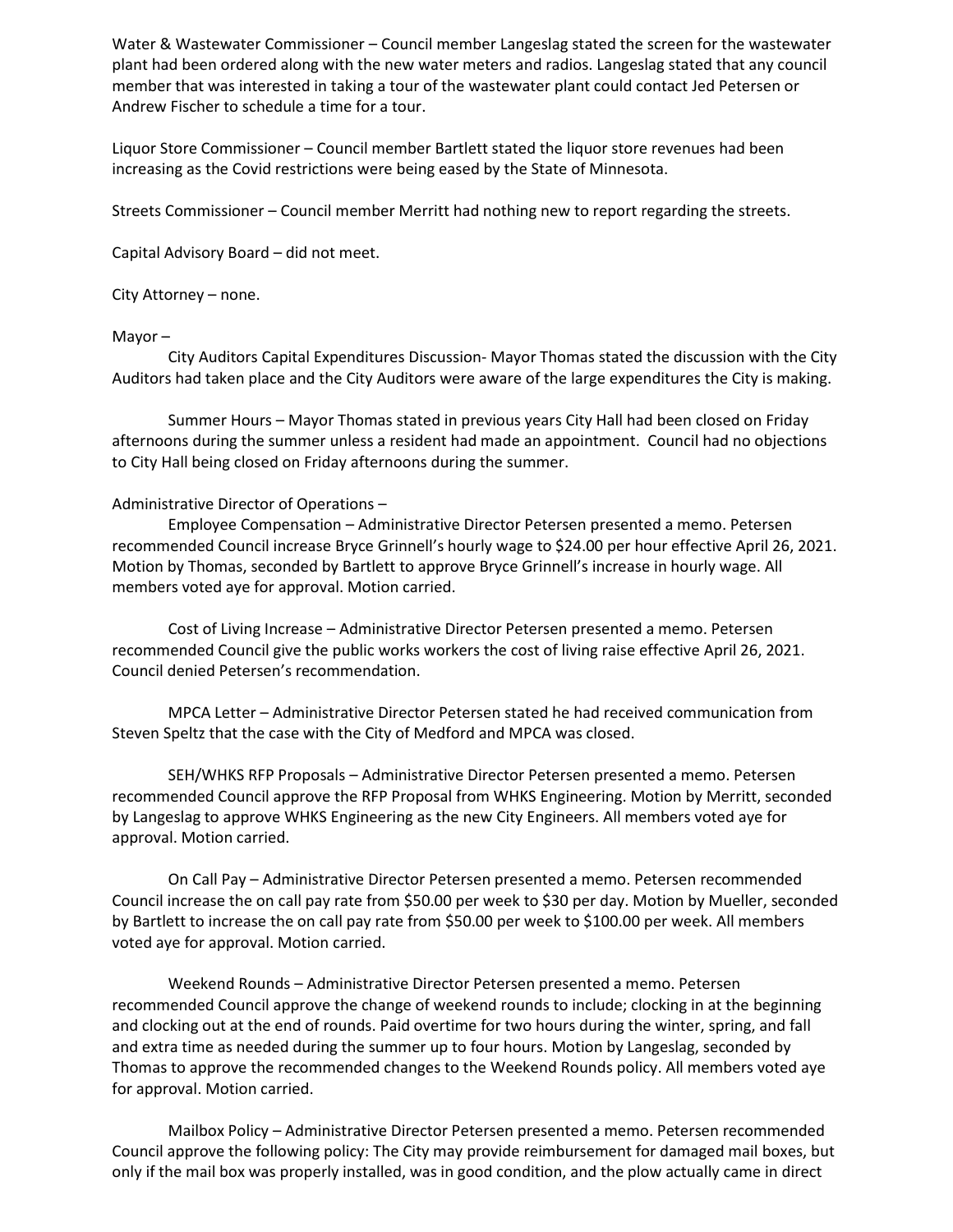Water & Wastewater Commissioner – Council member Langeslag stated the screen for the wastewater plant had been ordered along with the new water meters and radios. Langeslag stated that any council member that was interested in taking a tour of the wastewater plant could contact Jed Petersen or Andrew Fischer to schedule a time for a tour.

Liquor Store Commissioner – Council member Bartlett stated the liquor store revenues had been increasing as the Covid restrictions were being eased by the State of Minnesota.

Streets Commissioner – Council member Merritt had nothing new to report regarding the streets.

Capital Advisory Board – did not meet.

City Attorney – none.

Mayor –

City Auditors Capital Expenditures Discussion- Mayor Thomas stated the discussion with the City Auditors had taken place and the City Auditors were aware of the large expenditures the City is making.

Summer Hours – Mayor Thomas stated in previous years City Hall had been closed on Friday afternoons during the summer unless a resident had made an appointment. Council had no objections to City Hall being closed on Friday afternoons during the summer.

Administrative Director of Operations –

Employee Compensation – Administrative Director Petersen presented a memo. Petersen recommended Council increase Bryce Grinnell's hourly wage to $24.00 per hour effective April 26, 2021. Motion by Thomas, seconded by Bartlett to approve Bryce Grinnell's increase in hourly wage. All members voted aye for approval. Motion carried.

Cost of Living Increase – Administrative Director Petersen presented a memo. Petersen recommended Council give the public works workers the cost of living raise effective April 26, 2021. Council denied Petersen's recommendation.

MPCA Letter – Administrative Director Petersen stated he had received communication from Steven Speltz that the case with the City of Medford and MPCA was closed.

SEH/WHKS RFP Proposals – Administrative Director Petersen presented a memo. Petersen recommended Council approve the RFP Proposal from WHKS Engineering. Motion by Merritt, seconded by Langeslag to approve WHKS Engineering as the new City Engineers. All members voted aye for approval. Motion carried.

On Call Pay – Administrative Director Petersen presented a memo. Petersen recommended Council increase the on call pay rate from $50.00 per week to $30 per day. Motion by Mueller, seconded by Bartlett to increase the on call pay rate from $50.00 per week to $100.00 per week. All members voted aye for approval. Motion carried.

Weekend Rounds – Administrative Director Petersen presented a memo. Petersen recommended Council approve the change of weekend rounds to include; clocking in at the beginning and clocking out at the end of rounds. Paid overtime for two hours during the winter, spring, and fall and extra time as needed during the summer up to four hours. Motion by Langeslag, seconded by Thomas to approve the recommended changes to the Weekend Rounds policy. All members voted aye for approval. Motion carried.

Mailbox Policy – Administrative Director Petersen presented a memo. Petersen recommended Council approve the following policy: The City may provide reimbursement for damaged mail boxes, but only if the mail box was properly installed, was in good condition, and the plow actually came in direct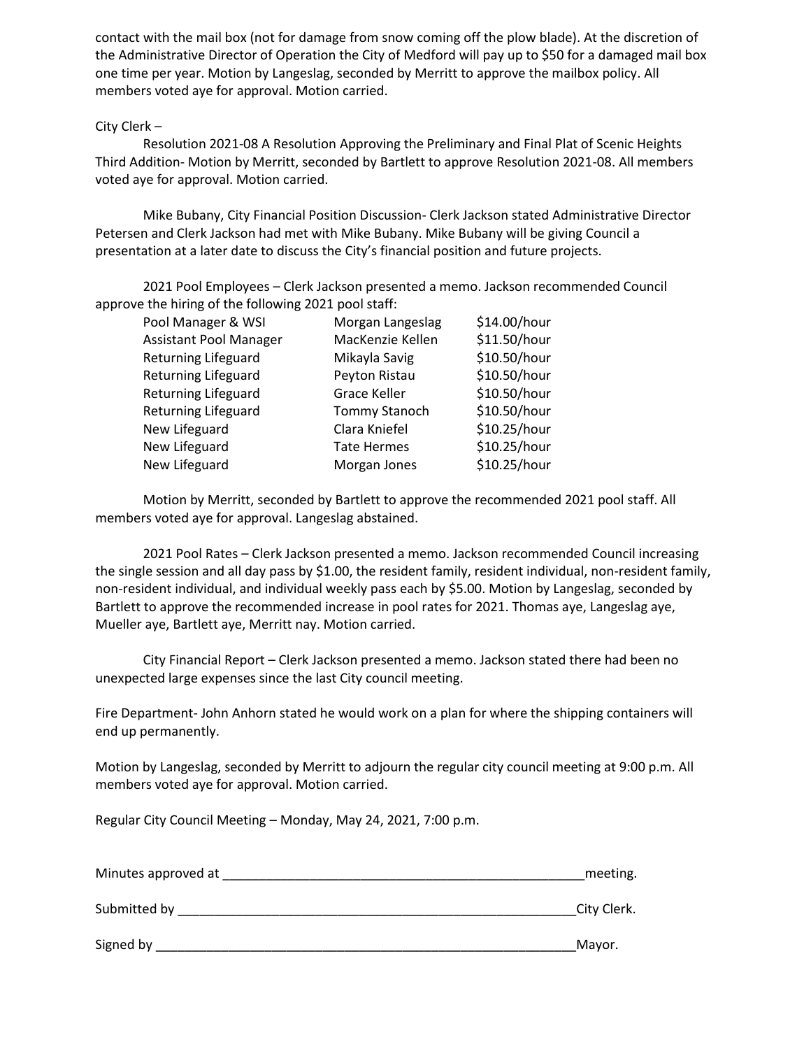contact with the mail box (not for damage from snow coming off the plow blade). At the discretion of the Administrative Director of Operation the City of Medford will pay up to $50 for a damaged mail box one time per year. Motion by Langeslag, seconded by Merritt to approve the mailbox policy. All members voted aye for approval. Motion carried.

City Clerk –

Resolution 2021-08 A Resolution Approving the Preliminary and Final Plat of Scenic Heights Third Addition- Motion by Merritt, seconded by Bartlett to approve Resolution 2021-08. All members voted aye for approval. Motion carried.

Mike Bubany, City Financial Position Discussion- Clerk Jackson stated Administrative Director Petersen and Clerk Jackson had met with Mike Bubany. Mike Bubany will be giving Council a presentation at a later date to discuss the City's financial position and future projects.

2021 Pool Employees – Clerk Jackson presented a memo. Jackson recommended Council approve the hiring of the following 2021 pool staff:

| | | |
|---|---|---|
| Pool Manager & WSI | Morgan Langeslag | $14.00/hour |
| Assistant Pool Manager | MacKenzie Kellen | $11.50/hour |
| Returning Lifeguard | Mikayla Savig | $10.50/hour |
| Returning Lifeguard | Peyton Ristau | $10.50/hour |
| Returning Lifeguard | Grace Keller | $10.50/hour |
| Returning Lifeguard | Tommy Stanoch | $10.50/hour |
| New Lifeguard | Clara Kniefel | $10.25/hour |
| New Lifeguard | Tate Hermes | $10.25/hour |
| New Lifeguard | Morgan Jones | $10.25/hour |

Motion by Merritt, seconded by Bartlett to approve the recommended 2021 pool staff. All members voted aye for approval. Langeslag abstained.

2021 Pool Rates – Clerk Jackson presented a memo. Jackson recommended Council increasing the single session and all day pass by $1.00, the resident family, resident individual, non-resident family, non-resident individual, and individual weekly pass each by $5.00. Motion by Langeslag, seconded by Bartlett to approve the recommended increase in pool rates for 2021. Thomas aye, Langeslag aye, Mueller aye, Bartlett aye, Merritt nay. Motion carried.

City Financial Report – Clerk Jackson presented a memo. Jackson stated there had been no unexpected large expenses since the last City council meeting.

Fire Department- John Anhorn stated he would work on a plan for where the shipping containers will end up permanently.

Motion by Langeslag, seconded by Merritt to adjourn the regular city council meeting at 9:00 p.m. All members voted aye for approval. Motion carried.

Regular City Council Meeting – Monday, May 24, 2021, 7:00 p.m.

Minutes approved at ___________________________________________________meeting.

Submitted by _________________________________________________________City Clerk.

Signed by ____________________________________________________________Mayor.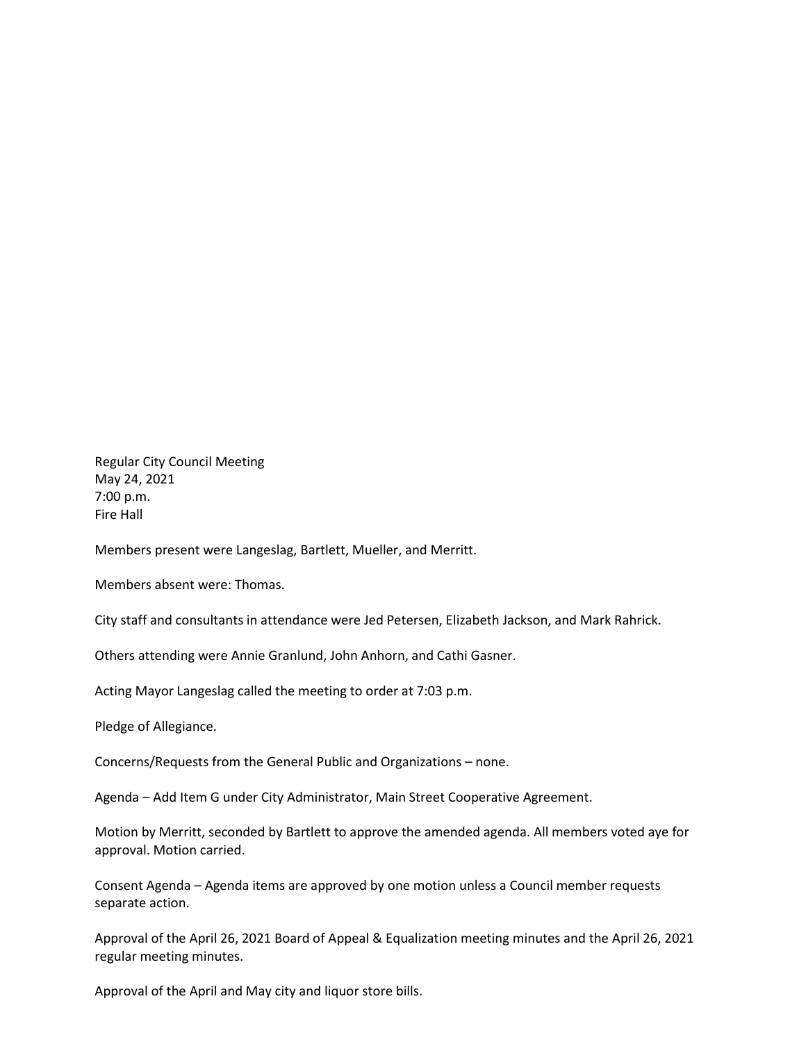Regular City Council Meeting
May 24, 2021
7:00 p.m.
Fire Hall

Members present were Langeslag, Bartlett, Mueller, and Merritt.

Members absent were: Thomas.

City staff and consultants in attendance were Jed Petersen, Elizabeth Jackson, and Mark Rahrick.

Others attending were Annie Granlund, John Anhorn, and Cathi Gasner.

Acting Mayor Langeslag called the meeting to order at 7:03 p.m.

Pledge of Allegiance.

Concerns/Requests from the General Public and Organizations – none.

Agenda – Add Item G under City Administrator, Main Street Cooperative Agreement.

Motion by Merritt, seconded by Bartlett to approve the amended agenda. All members voted aye for approval. Motion carried.

Consent Agenda – Agenda items are approved by one motion unless a Council member requests separate action.

Approval of the April 26, 2021 Board of Appeal & Equalization meeting minutes and the April 26, 2021 regular meeting minutes.

Approval of the April and May city and liquor store bills.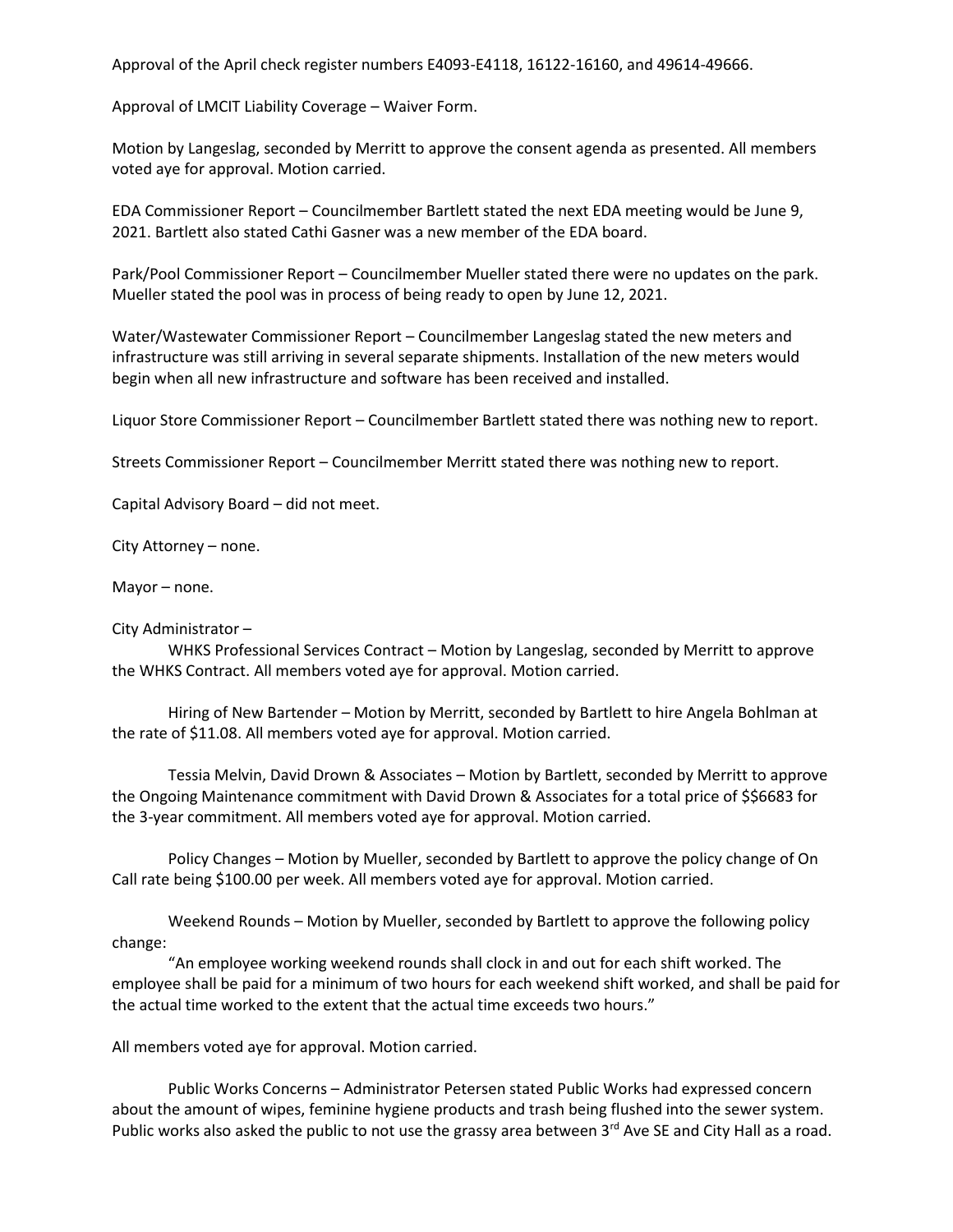Approval of the April check register numbers E4093-E4118, 16122-16160, and 49614-49666.

Approval of LMCIT Liability Coverage – Waiver Form.

Motion by Langeslag, seconded by Merritt to approve the consent agenda as presented. All members voted aye for approval. Motion carried.

EDA Commissioner Report – Councilmember Bartlett stated the next EDA meeting would be June 9, 2021. Bartlett also stated Cathi Gasner was a new member of the EDA board.

Park/Pool Commissioner Report – Councilmember Mueller stated there were no updates on the park. Mueller stated the pool was in process of being ready to open by June 12, 2021.

Water/Wastewater Commissioner Report – Councilmember Langeslag stated the new meters and infrastructure was still arriving in several separate shipments. Installation of the new meters would begin when all new infrastructure and software has been received and installed.

Liquor Store Commissioner Report – Councilmember Bartlett stated there was nothing new to report.

Streets Commissioner Report – Councilmember Merritt stated there was nothing new to report.

Capital Advisory Board – did not meet.

City Attorney – none.

Mayor – none.

City Administrator –

WHKS Professional Services Contract – Motion by Langeslag, seconded by Merritt to approve the WHKS Contract. All members voted aye for approval. Motion carried.

Hiring of New Bartender – Motion by Merritt, seconded by Bartlett to hire Angela Bohlman at the rate of $11.08. All members voted aye for approval. Motion carried.

Tessia Melvin, David Drown & Associates – Motion by Bartlett, seconded by Merritt to approve the Ongoing Maintenance commitment with David Drown & Associates for a total price of $$6683 for the 3-year commitment. All members voted aye for approval. Motion carried.

Policy Changes – Motion by Mueller, seconded by Bartlett to approve the policy change of On Call rate being $100.00 per week. All members voted aye for approval. Motion carried.

Weekend Rounds – Motion by Mueller, seconded by Bartlett to approve the following policy change:

"An employee working weekend rounds shall clock in and out for each shift worked. The employee shall be paid for a minimum of two hours for each weekend shift worked, and shall be paid for the actual time worked to the extent that the actual time exceeds two hours."

All members voted aye for approval. Motion carried.

Public Works Concerns – Administrator Petersen stated Public Works had expressed concern about the amount of wipes, feminine hygiene products and trash being flushed into the sewer system. Public works also asked the public to not use the grassy area between 3rd Ave SE and City Hall as a road.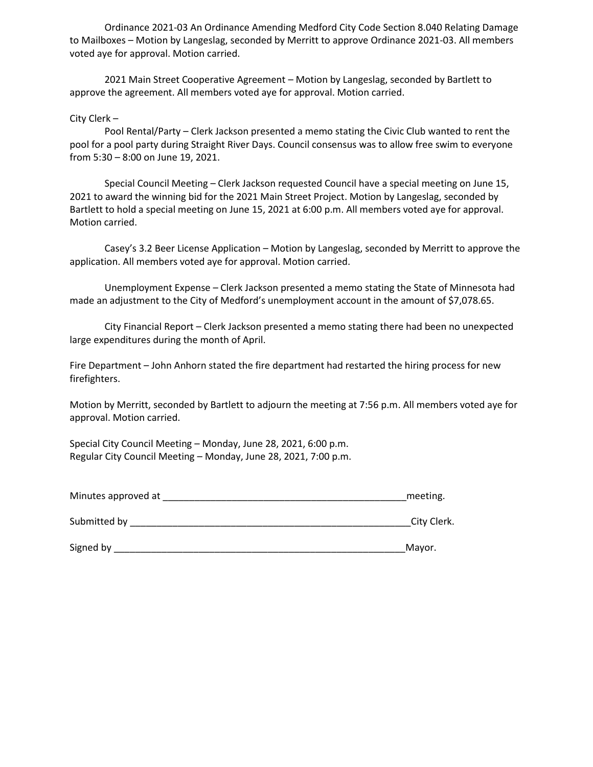Ordinance 2021-03 An Ordinance Amending Medford City Code Section 8.040 Relating Damage to Mailboxes – Motion by Langeslag, seconded by Merritt to approve Ordinance 2021-03. All members voted aye for approval. Motion carried.

2021 Main Street Cooperative Agreement – Motion by Langeslag, seconded by Bartlett to approve the agreement. All members voted aye for approval. Motion carried.

City Clerk –

Pool Rental/Party – Clerk Jackson presented a memo stating the Civic Club wanted to rent the pool for a pool party during Straight River Days. Council consensus was to allow free swim to everyone from 5:30 – 8:00 on June 19, 2021.

Special Council Meeting – Clerk Jackson requested Council have a special meeting on June 15, 2021 to award the winning bid for the 2021 Main Street Project. Motion by Langeslag, seconded by Bartlett to hold a special meeting on June 15, 2021 at 6:00 p.m. All members voted aye for approval. Motion carried.

Casey's 3.2 Beer License Application – Motion by Langeslag, seconded by Merritt to approve the application. All members voted aye for approval. Motion carried.

Unemployment Expense – Clerk Jackson presented a memo stating the State of Minnesota had made an adjustment to the City of Medford's unemployment account in the amount of $7,078.65.

City Financial Report – Clerk Jackson presented a memo stating there had been no unexpected large expenditures during the month of April.

Fire Department – John Anhorn stated the fire department had restarted the hiring process for new firefighters.

Motion by Merritt, seconded by Bartlett to adjourn the meeting at 7:56 p.m. All members voted aye for approval. Motion carried.

Special City Council Meeting – Monday, June 28, 2021, 6:00 p.m.
Regular City Council Meeting – Monday, June 28, 2021, 7:00 p.m.

Minutes approved at _______________________________________________meeting.

Submitted by ______________________________________________________City Clerk.

Signed by _________________________________________________________Mayor.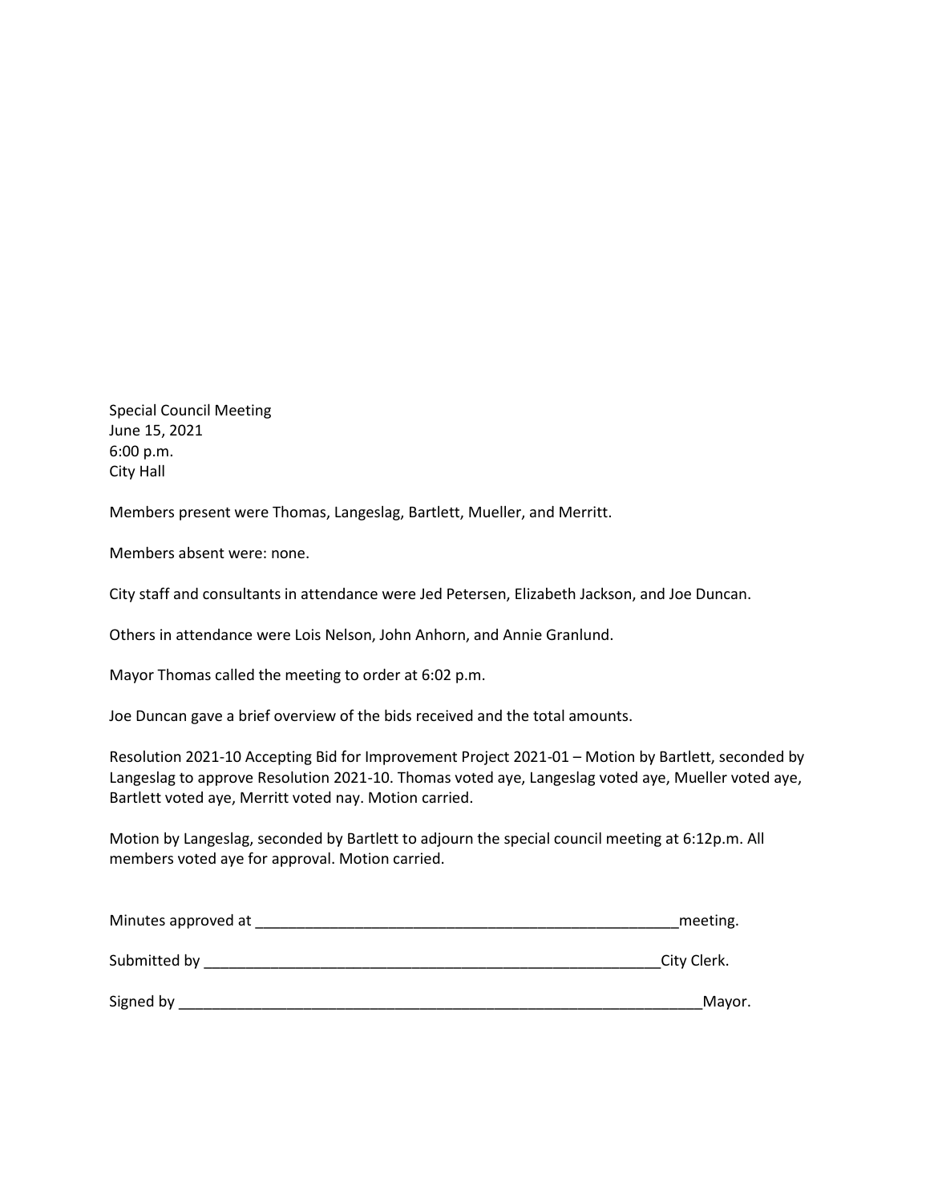Special Council Meeting
June 15, 2021
6:00 p.m.
City Hall

Members present were Thomas, Langeslag, Bartlett, Mueller, and Merritt.

Members absent were: none.

City staff and consultants in attendance were Jed Petersen, Elizabeth Jackson, and Joe Duncan.

Others in attendance were Lois Nelson, John Anhorn, and Annie Granlund.

Mayor Thomas called the meeting to order at 6:02 p.m.

Joe Duncan gave a brief overview of the bids received and the total amounts.

Resolution 2021-10 Accepting Bid for Improvement Project 2021-01 – Motion by Bartlett, seconded by Langeslag to approve Resolution 2021-10. Thomas voted aye, Langeslag voted aye, Mueller voted aye, Bartlett voted aye, Merritt voted nay. Motion carried.

Motion by Langeslag, seconded by Bartlett to adjourn the special council meeting at 6:12p.m. All members voted aye for approval. Motion carried.

Minutes approved at ____________________________________________________meeting.

Submitted by _________________________________________________________City Clerk.

Signed by _______________________________________________________________Mayor.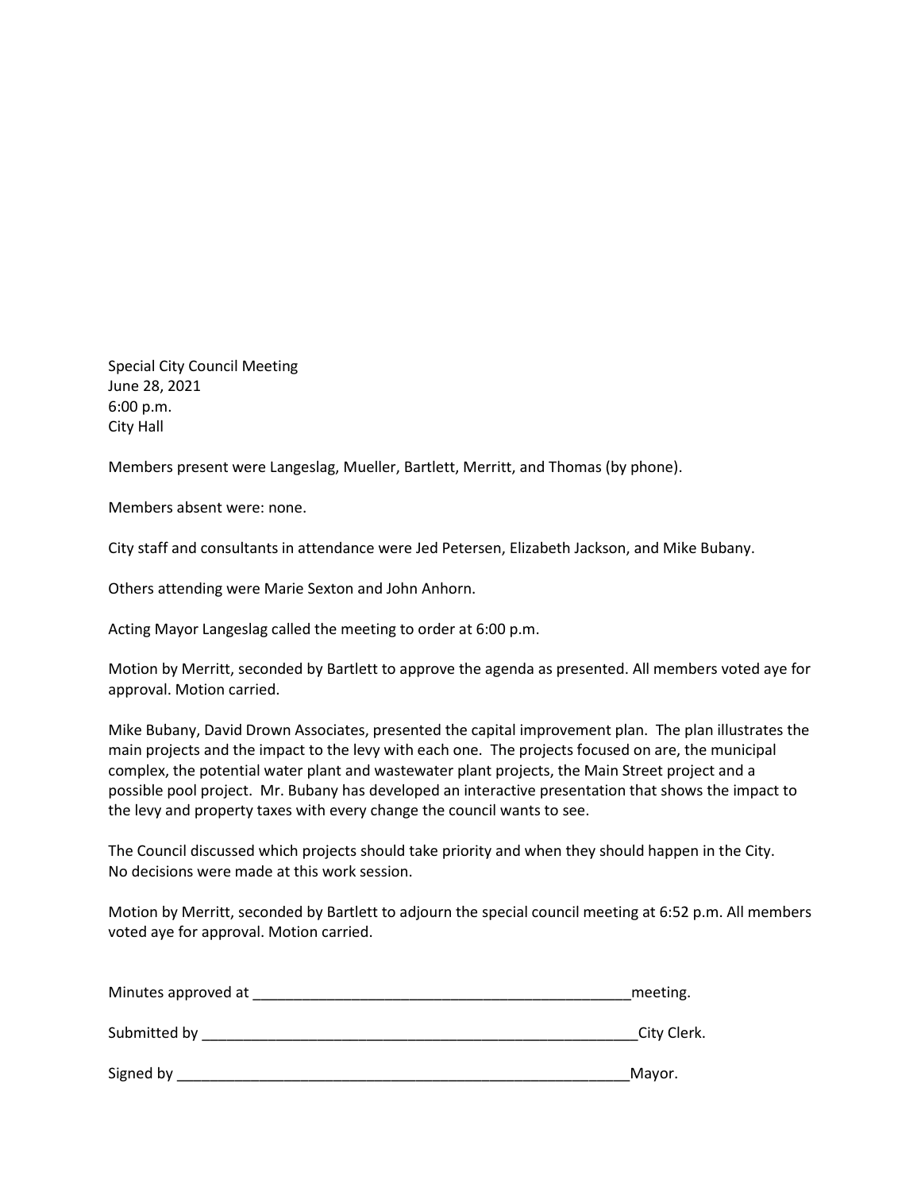Special City Council Meeting
June 28, 2021
6:00 p.m.
City Hall

Members present were Langeslag, Mueller, Bartlett, Merritt, and Thomas (by phone).

Members absent were: none.

City staff and consultants in attendance were Jed Petersen, Elizabeth Jackson, and Mike Bubany.

Others attending were Marie Sexton and John Anhorn.

Acting Mayor Langeslag called the meeting to order at 6:00 p.m.

Motion by Merritt, seconded by Bartlett to approve the agenda as presented. All members voted aye for approval. Motion carried.

Mike Bubany, David Drown Associates, presented the capital improvement plan. The plan illustrates the main projects and the impact to the levy with each one. The projects focused on are, the municipal complex, the potential water plant and wastewater plant projects, the Main Street project and a possible pool project. Mr. Bubany has developed an interactive presentation that shows the impact to the levy and property taxes with every change the council wants to see.

The Council discussed which projects should take priority and when they should happen in the City. No decisions were made at this work session.

Motion by Merritt, seconded by Bartlett to adjourn the special council meeting at 6:52 p.m. All members voted aye for approval. Motion carried.

Minutes approved at _______________________________________________meeting.

Submitted by ______________________________________________________City Clerk.

Signed by _________________________________________________________Mayor.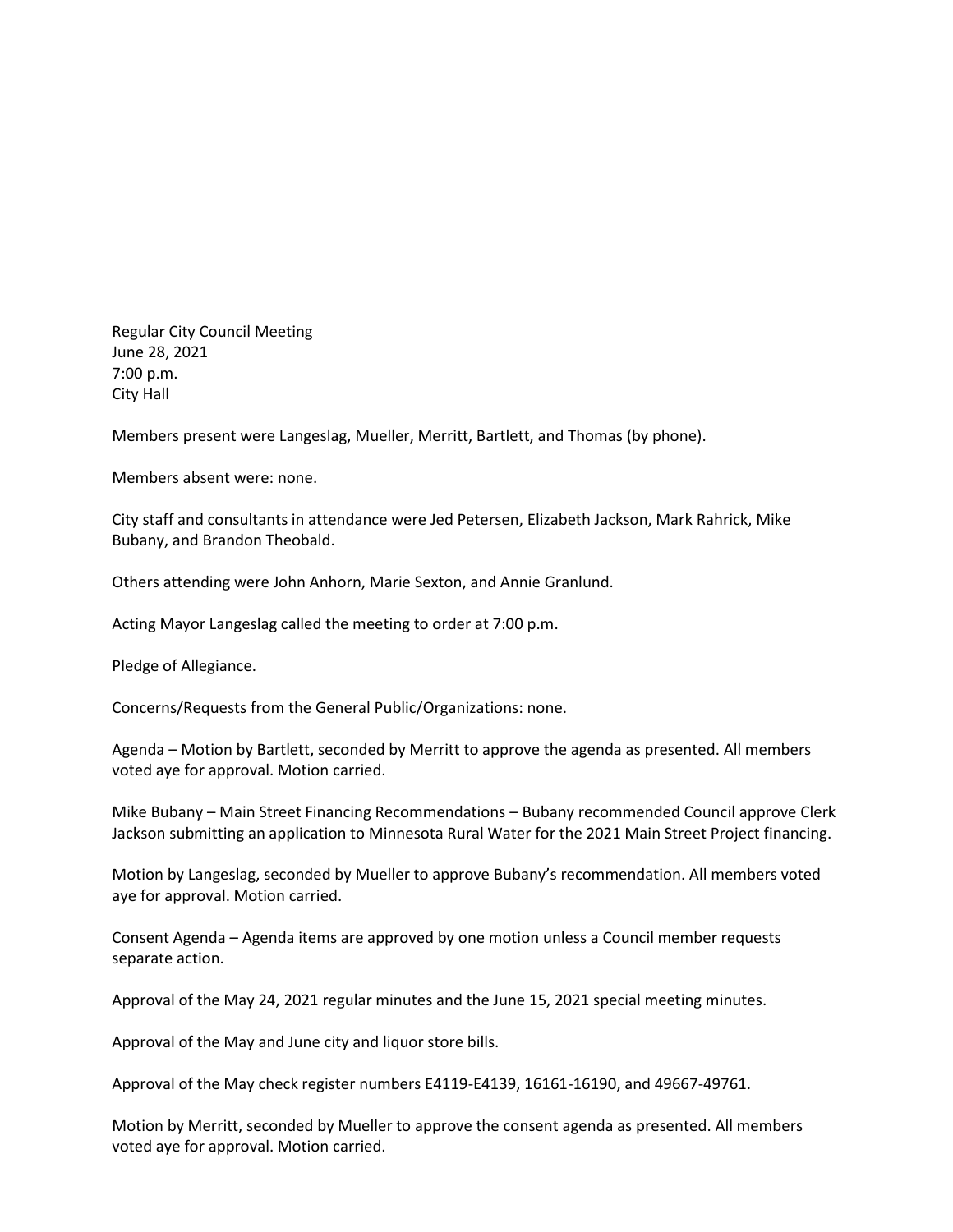Regular City Council Meeting
June 28, 2021
7:00 p.m.
City Hall

Members present were Langeslag, Mueller, Merritt, Bartlett, and Thomas (by phone).

Members absent were: none.

City staff and consultants in attendance were Jed Petersen, Elizabeth Jackson, Mark Rahrick, Mike Bubany, and Brandon Theobald.

Others attending were John Anhorn, Marie Sexton, and Annie Granlund.

Acting Mayor Langeslag called the meeting to order at 7:00 p.m.

Pledge of Allegiance.

Concerns/Requests from the General Public/Organizations: none.

Agenda – Motion by Bartlett, seconded by Merritt to approve the agenda as presented. All members voted aye for approval. Motion carried.

Mike Bubany – Main Street Financing Recommendations – Bubany recommended Council approve Clerk Jackson submitting an application to Minnesota Rural Water for the 2021 Main Street Project financing.

Motion by Langeslag, seconded by Mueller to approve Bubany's recommendation. All members voted aye for approval. Motion carried.

Consent Agenda – Agenda items are approved by one motion unless a Council member requests separate action.

Approval of the May 24, 2021 regular minutes and the June 15, 2021 special meeting minutes.

Approval of the May and June city and liquor store bills.

Approval of the May check register numbers E4119-E4139, 16161-16190, and 49667-49761.

Motion by Merritt, seconded by Mueller to approve the consent agenda as presented. All members voted aye for approval. Motion carried.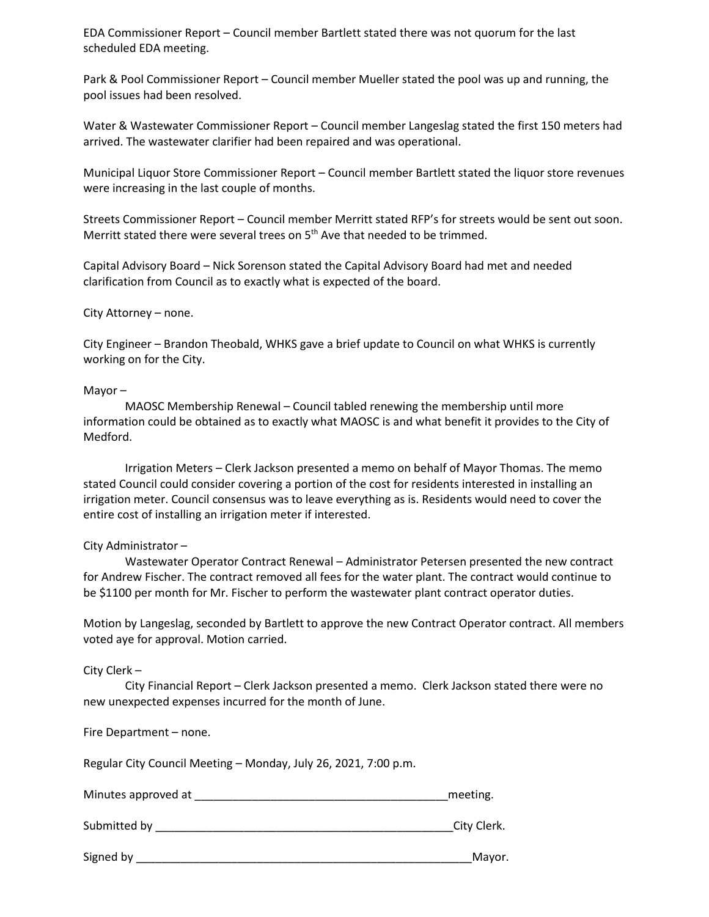EDA Commissioner Report – Council member Bartlett stated there was not quorum for the last scheduled EDA meeting.

Park & Pool Commissioner Report – Council member Mueller stated the pool was up and running, the pool issues had been resolved.

Water & Wastewater Commissioner Report – Council member Langeslag stated the first 150 meters had arrived. The wastewater clarifier had been repaired and was operational.

Municipal Liquor Store Commissioner Report – Council member Bartlett stated the liquor store revenues were increasing in the last couple of months.

Streets Commissioner Report – Council member Merritt stated RFP's for streets would be sent out soon. Merritt stated there were several trees on 5th Ave that needed to be trimmed.

Capital Advisory Board – Nick Sorenson stated the Capital Advisory Board had met and needed clarification from Council as to exactly what is expected of the board.

City Attorney – none.

City Engineer – Brandon Theobald, WHKS gave a brief update to Council on what WHKS is currently working on for the City.

Mayor –

MAOSC Membership Renewal – Council tabled renewing the membership until more information could be obtained as to exactly what MAOSC is and what benefit it provides to the City of Medford.

Irrigation Meters – Clerk Jackson presented a memo on behalf of Mayor Thomas. The memo stated Council could consider covering a portion of the cost for residents interested in installing an irrigation meter. Council consensus was to leave everything as is. Residents would need to cover the entire cost of installing an irrigation meter if interested.

City Administrator –

Wastewater Operator Contract Renewal – Administrator Petersen presented the new contract for Andrew Fischer. The contract removed all fees for the water plant. The contract would continue to be $1100 per month for Mr. Fischer to perform the wastewater plant contract operator duties.

Motion by Langeslag, seconded by Bartlett to approve the new Contract Operator contract. All members voted aye for approval. Motion carried.

City Clerk –

City Financial Report – Clerk Jackson presented a memo. Clerk Jackson stated there were no new unexpected expenses incurred for the month of June.

Fire Department – none.

Regular City Council Meeting – Monday, July 26, 2021, 7:00 p.m.

Minutes approved at ________________________________________meeting.

Submitted by ________________________________________________City Clerk.

Signed by _____________________________________________________Mayor.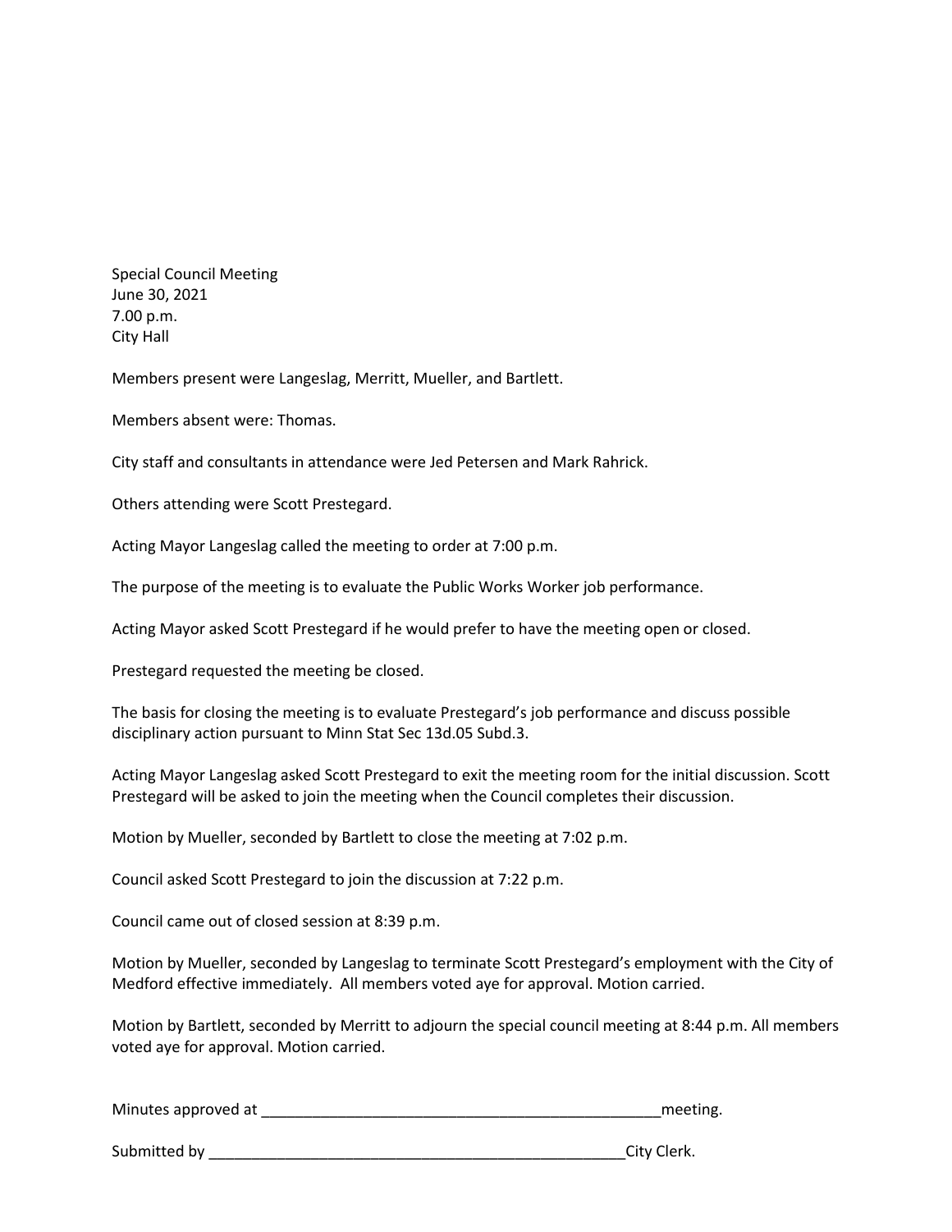Special Council Meeting
June 30, 2021
7.00 p.m.
City Hall

Members present were Langeslag, Merritt, Mueller, and Bartlett.

Members absent were: Thomas.

City staff and consultants in attendance were Jed Petersen and Mark Rahrick.

Others attending were Scott Prestegard.

Acting Mayor Langeslag called the meeting to order at 7:00 p.m.

The purpose of the meeting is to evaluate the Public Works Worker job performance.

Acting Mayor asked Scott Prestegard if he would prefer to have the meeting open or closed.

Prestegard requested the meeting be closed.

The basis for closing the meeting is to evaluate Prestegard's job performance and discuss possible disciplinary action pursuant to Minn Stat Sec 13d.05 Subd.3.

Acting Mayor Langeslag asked Scott Prestegard to exit the meeting room for the initial discussion. Scott Prestegard will be asked to join the meeting when the Council completes their discussion.

Motion by Mueller, seconded by Bartlett to close the meeting at 7:02 p.m.

Council asked Scott Prestegard to join the discussion at 7:22 p.m.

Council came out of closed session at 8:39 p.m.

Motion by Mueller, seconded by Langeslag to terminate Scott Prestegard's employment with the City of Medford effective immediately. All members voted aye for approval. Motion carried.

Motion by Bartlett, seconded by Merritt to adjourn the special council meeting at 8:44 p.m. All members voted aye for approval. Motion carried.

Minutes approved at __________________________________________________meeting.

Submitted by ___________________________________________________City Clerk.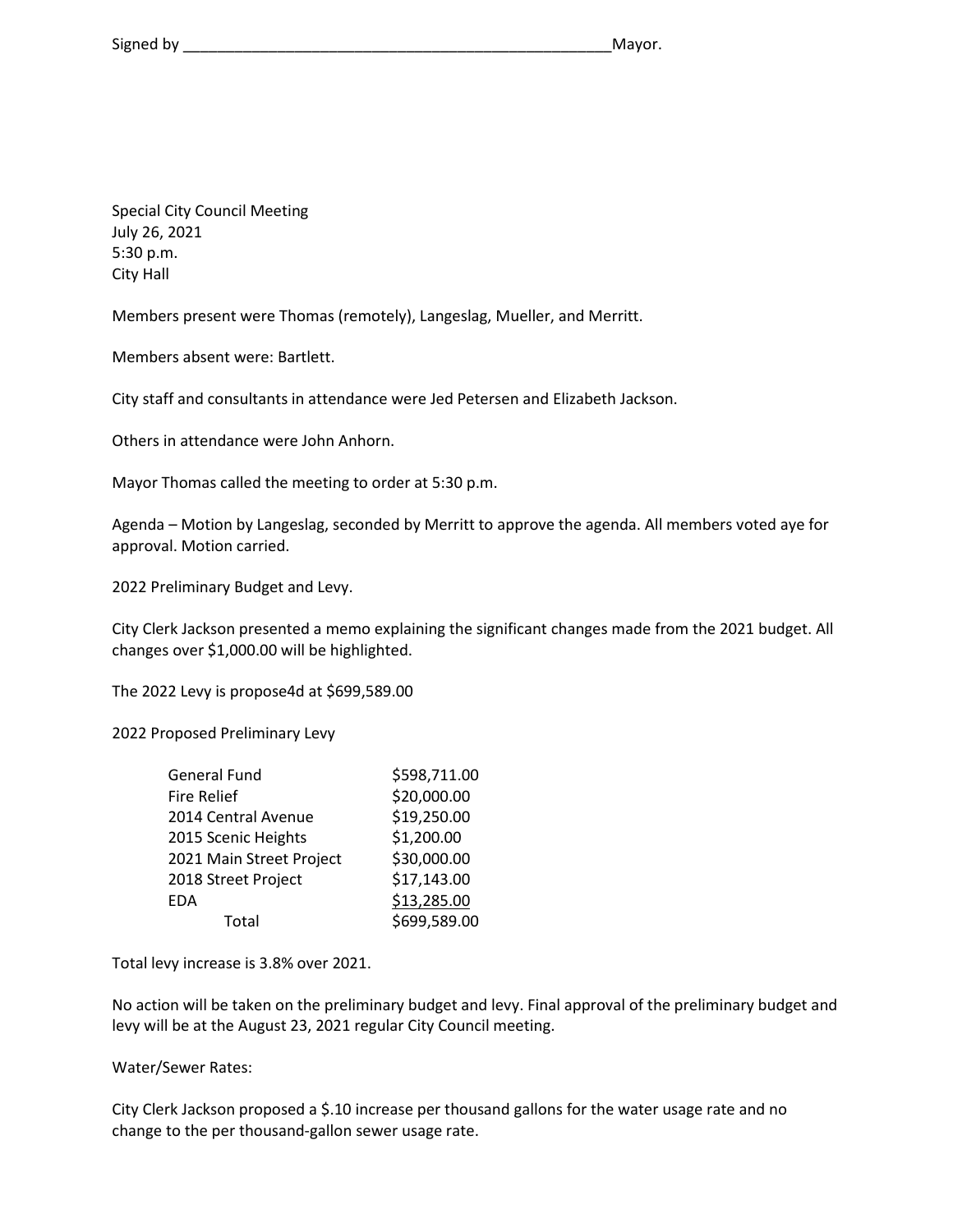Signed by ___________________________________________________Mayor.

Special City Council Meeting
July 26, 2021
5:30 p.m.
City Hall

Members present were Thomas (remotely), Langeslag, Mueller, and Merritt.

Members absent were: Bartlett.

City staff and consultants in attendance were Jed Petersen and Elizabeth Jackson.

Others in attendance were John Anhorn.

Mayor Thomas called the meeting to order at 5:30 p.m.

Agenda – Motion by Langeslag, seconded by Merritt to approve the agenda. All members voted aye for approval. Motion carried.

2022 Preliminary Budget and Levy.

City Clerk Jackson presented a memo explaining the significant changes made from the 2021 budget. All changes over $1,000.00 will be highlighted.

The 2022 Levy is propose4d at $699,589.00

2022 Proposed Preliminary Levy

| | |
|---|---|
| General Fund | $598,711.00 |
| Fire Relief | $20,000.00 |
| 2014 Central Avenue | $19,250.00 |
| 2015 Scenic Heights | $1,200.00 |
| 2021 Main Street Project | $30,000.00 |
| 2018 Street Project | $17,143.00 |
| EDA | $13,285.00 |
| Total | $699,589.00 |

Total levy increase is 3.8% over 2021.

No action will be taken on the preliminary budget and levy. Final approval of the preliminary budget and levy will be at the August 23, 2021 regular City Council meeting.

Water/Sewer Rates:

City Clerk Jackson proposed a $.10 increase per thousand gallons for the water usage rate and no change to the per thousand-gallon sewer usage rate.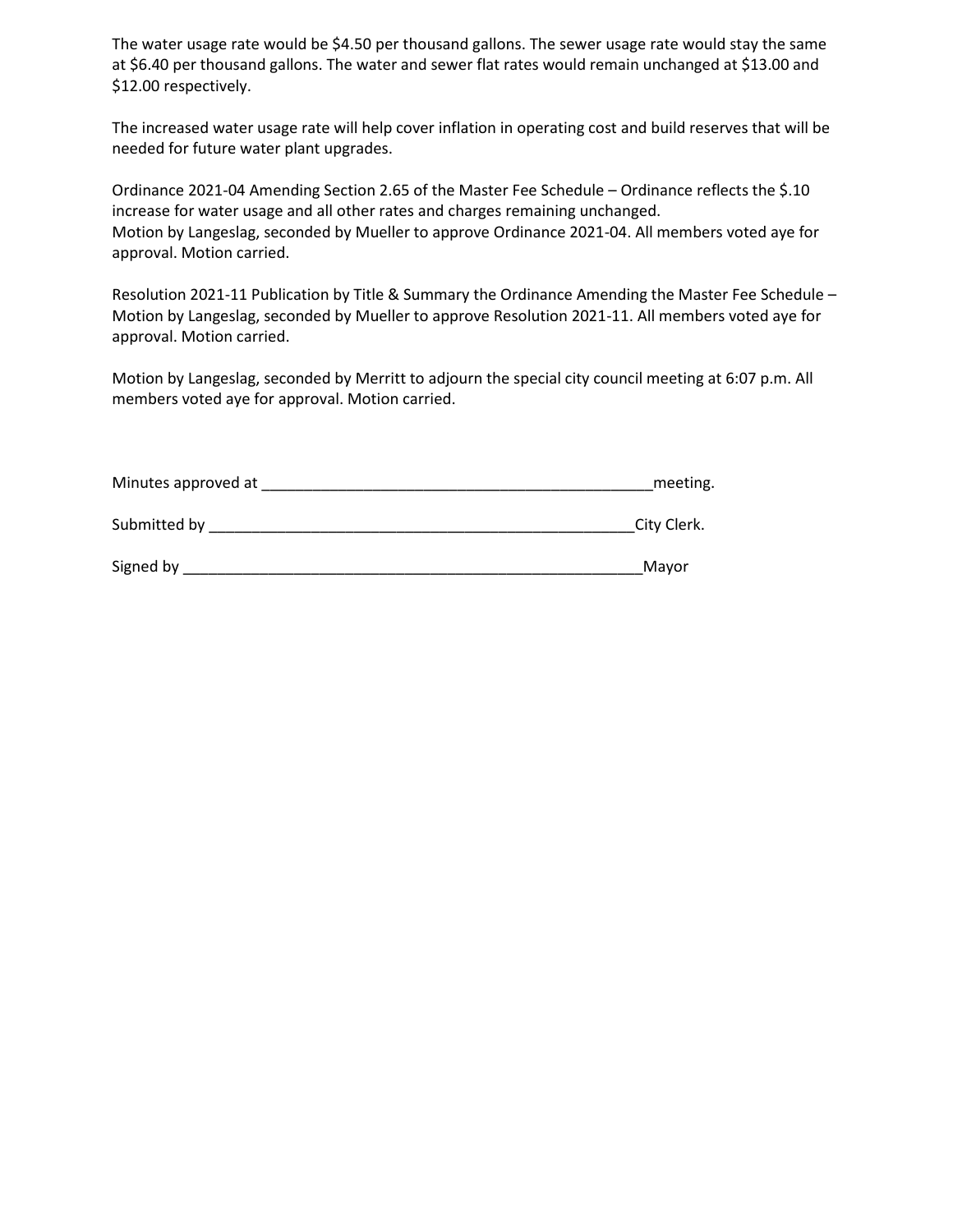The water usage rate would be $4.50 per thousand gallons. The sewer usage rate would stay the same at $6.40 per thousand gallons. The water and sewer flat rates would remain unchanged at $13.00 and $12.00 respectively.

The increased water usage rate will help cover inflation in operating cost and build reserves that will be needed for future water plant upgrades.

Ordinance 2021-04 Amending Section 2.65 of the Master Fee Schedule – Ordinance reflects the $.10 increase for water usage and all other rates and charges remaining unchanged.
Motion by Langeslag, seconded by Mueller to approve Ordinance 2021-04. All members voted aye for approval. Motion carried.

Resolution 2021-11 Publication by Title & Summary the Ordinance Amending the Master Fee Schedule – Motion by Langeslag, seconded by Mueller to approve Resolution 2021-11. All members voted aye for approval. Motion carried.

Motion by Langeslag, seconded by Merritt to adjourn the special city council meeting at 6:07 p.m. All members voted aye for approval. Motion carried.

Minutes approved at _______________________________________________meeting.

Submitted by ____________________________________________________City Clerk.

Signed by _______________________________________________________Mayor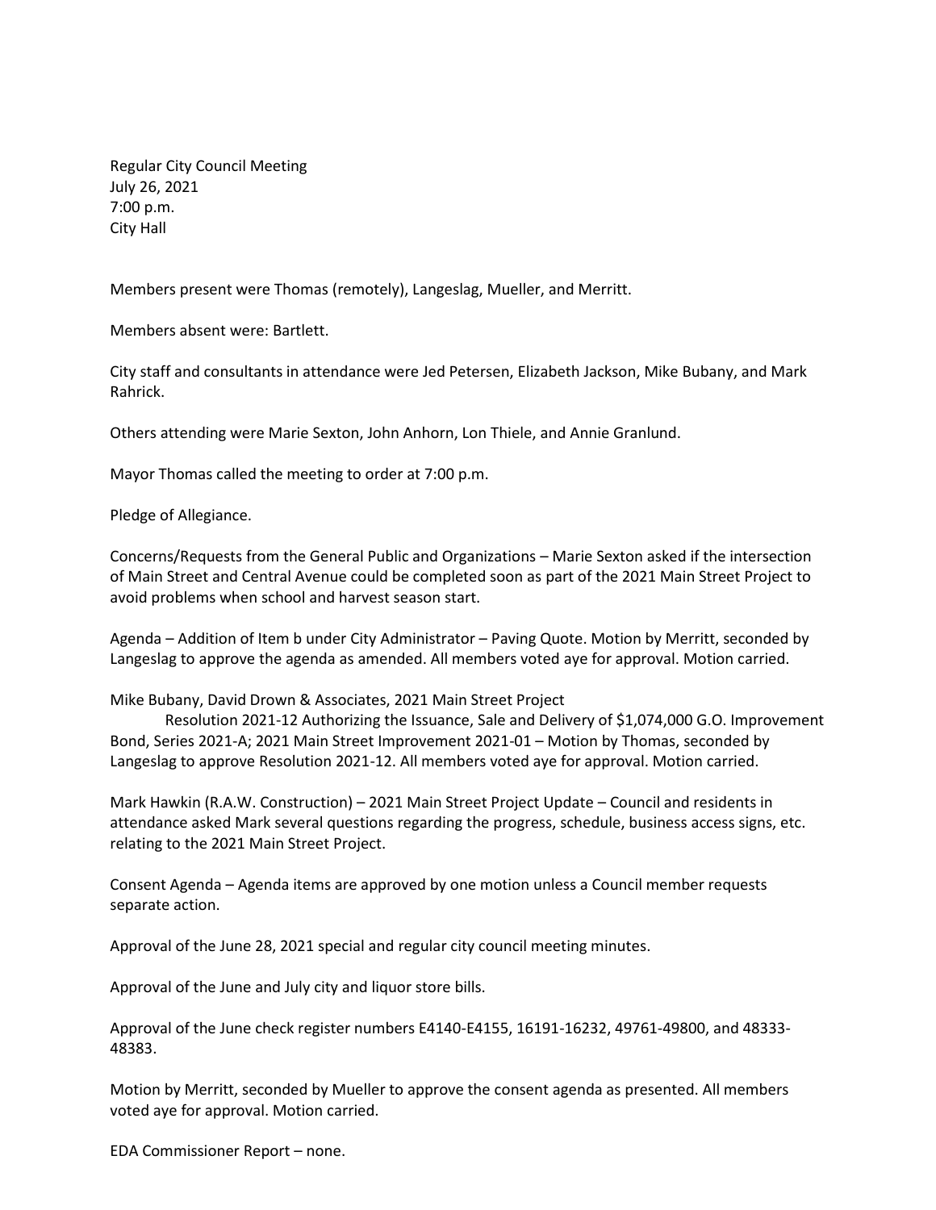Regular City Council Meeting
July 26, 2021
7:00 p.m.
City Hall

Members present were Thomas (remotely), Langeslag, Mueller, and Merritt.

Members absent were: Bartlett.

City staff and consultants in attendance were Jed Petersen, Elizabeth Jackson, Mike Bubany, and Mark Rahrick.

Others attending were Marie Sexton, John Anhorn, Lon Thiele, and Annie Granlund.

Mayor Thomas called the meeting to order at 7:00 p.m.

Pledge of Allegiance.

Concerns/Requests from the General Public and Organizations – Marie Sexton asked if the intersection of Main Street and Central Avenue could be completed soon as part of the 2021 Main Street Project to avoid problems when school and harvest season start.

Agenda – Addition of Item b under City Administrator – Paving Quote. Motion by Merritt, seconded by Langeslag to approve the agenda as amended. All members voted aye for approval. Motion carried.

Mike Bubany, David Drown & Associates, 2021 Main Street Project

Resolution 2021-12 Authorizing the Issuance, Sale and Delivery of $1,074,000 G.O. Improvement Bond, Series 2021-A; 2021 Main Street Improvement 2021-01 – Motion by Thomas, seconded by Langeslag to approve Resolution 2021-12. All members voted aye for approval. Motion carried.

Mark Hawkin (R.A.W. Construction) – 2021 Main Street Project Update – Council and residents in attendance asked Mark several questions regarding the progress, schedule, business access signs, etc. relating to the 2021 Main Street Project.

Consent Agenda – Agenda items are approved by one motion unless a Council member requests separate action.

Approval of the June 28, 2021 special and regular city council meeting minutes.

Approval of the June and July city and liquor store bills.

Approval of the June check register numbers E4140-E4155, 16191-16232, 49761-49800, and 48333-48383.

Motion by Merritt, seconded by Mueller to approve the consent agenda as presented. All members voted aye for approval. Motion carried.

EDA Commissioner Report – none.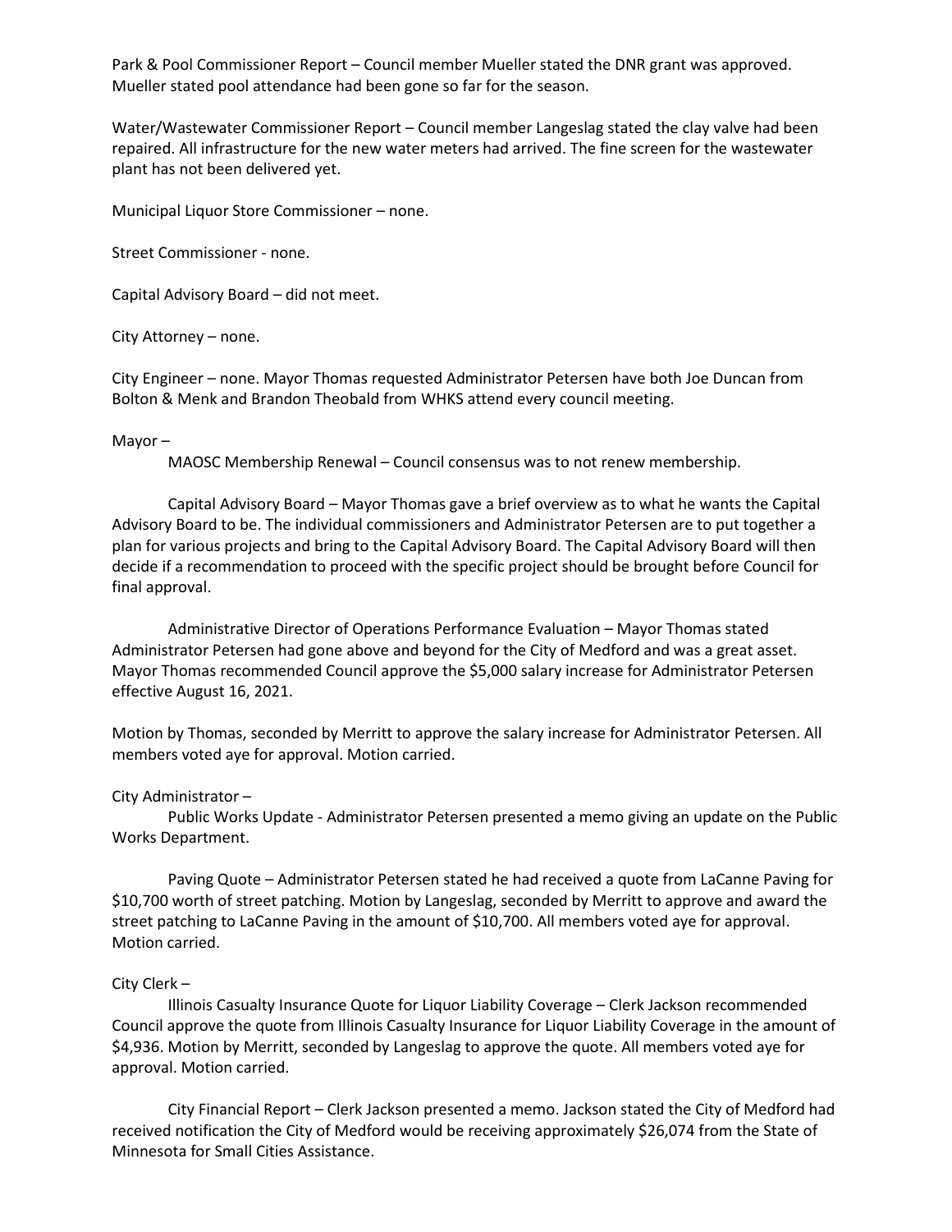Park & Pool Commissioner Report – Council member Mueller stated the DNR grant was approved. Mueller stated pool attendance had been gone so far for the season.

Water/Wastewater Commissioner Report – Council member Langeslag stated the clay valve had been repaired. All infrastructure for the new water meters had arrived. The fine screen for the wastewater plant has not been delivered yet.

Municipal Liquor Store Commissioner – none.

Street Commissioner - none.

Capital Advisory Board – did not meet.

City Attorney – none.

City Engineer – none. Mayor Thomas requested Administrator Petersen have both Joe Duncan from Bolton & Menk and Brandon Theobald from WHKS attend every council meeting.

Mayor –

MAOSC Membership Renewal – Council consensus was to not renew membership.

Capital Advisory Board – Mayor Thomas gave a brief overview as to what he wants the Capital Advisory Board to be. The individual commissioners and Administrator Petersen are to put together a plan for various projects and bring to the Capital Advisory Board. The Capital Advisory Board will then decide if a recommendation to proceed with the specific project should be brought before Council for final approval.

Administrative Director of Operations Performance Evaluation – Mayor Thomas stated Administrator Petersen had gone above and beyond for the City of Medford and was a great asset. Mayor Thomas recommended Council approve the $5,000 salary increase for Administrator Petersen effective August 16, 2021.

Motion by Thomas, seconded by Merritt to approve the salary increase for Administrator Petersen. All members voted aye for approval. Motion carried.

City Administrator –

Public Works Update - Administrator Petersen presented a memo giving an update on the Public Works Department.

Paving Quote – Administrator Petersen stated he had received a quote from LaCanne Paving for $10,700 worth of street patching. Motion by Langeslag, seconded by Merritt to approve and award the street patching to LaCanne Paving in the amount of $10,700. All members voted aye for approval. Motion carried.

City Clerk –

Illinois Casualty Insurance Quote for Liquor Liability Coverage – Clerk Jackson recommended Council approve the quote from Illinois Casualty Insurance for Liquor Liability Coverage in the amount of $4,936. Motion by Merritt, seconded by Langeslag to approve the quote. All members voted aye for approval. Motion carried.

City Financial Report – Clerk Jackson presented a memo. Jackson stated the City of Medford had received notification the City of Medford would be receiving approximately $26,074 from the State of Minnesota for Small Cities Assistance.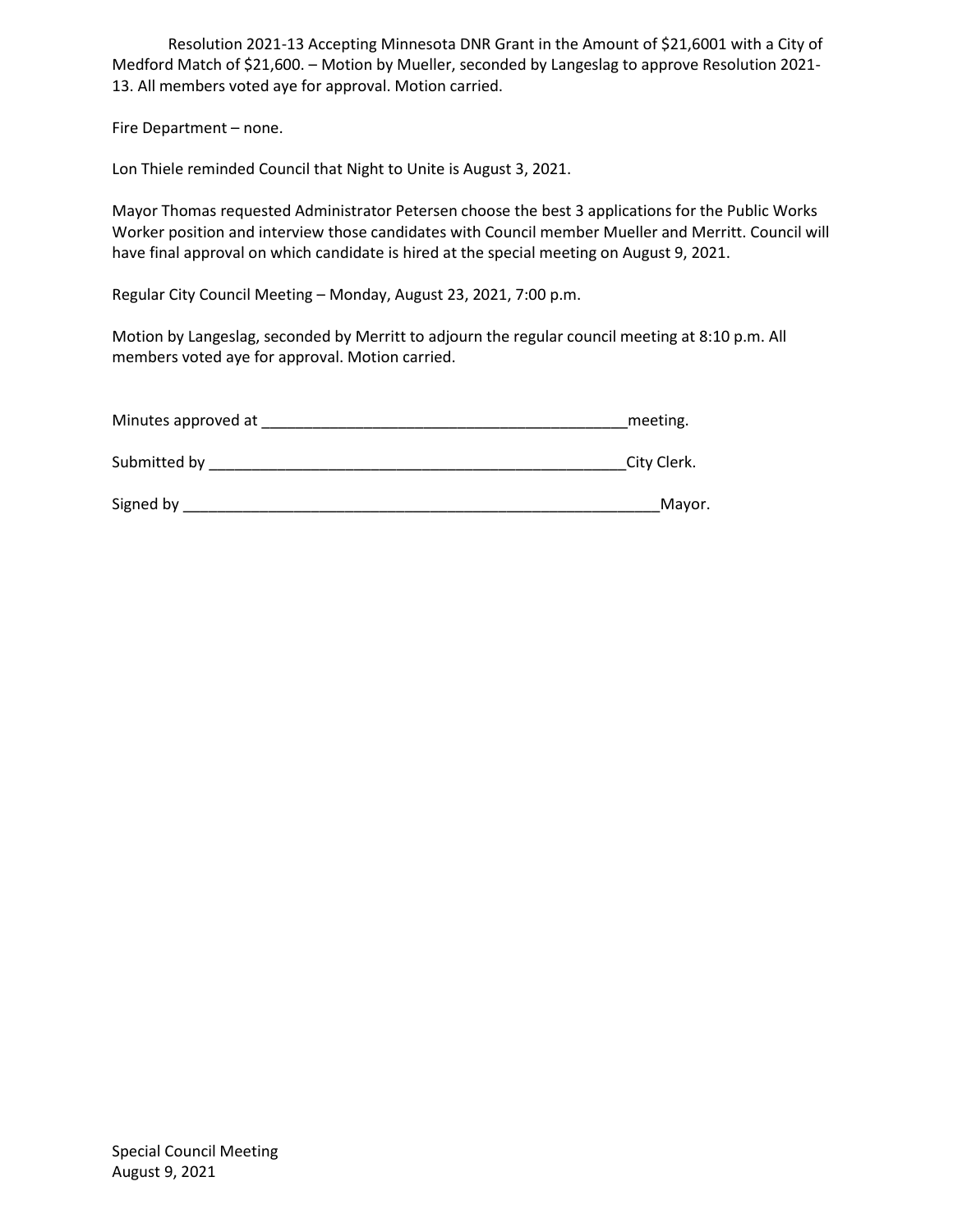Resolution 2021-13 Accepting Minnesota DNR Grant in the Amount of $21,6001 with a City of Medford Match of $21,600. – Motion by Mueller, seconded by Langeslag to approve Resolution 2021-13. All members voted aye for approval. Motion carried.

Fire Department – none.

Lon Thiele reminded Council that Night to Unite is August 3, 2021.

Mayor Thomas requested Administrator Petersen choose the best 3 applications for the Public Works Worker position and interview those candidates with Council member Mueller and Merritt. Council will have final approval on which candidate is hired at the special meeting on August 9, 2021.

Regular City Council Meeting – Monday, August 23, 2021, 7:00 p.m.

Motion by Langeslag, seconded by Merritt to adjourn the regular council meeting at 8:10 p.m. All members voted aye for approval. Motion carried.

Minutes approved at _____________________________________________meeting.

Submitted by ___________________________________________________City Clerk.

Signed by _________________________________________________________Mayor.

Special Council Meeting
August 9, 2021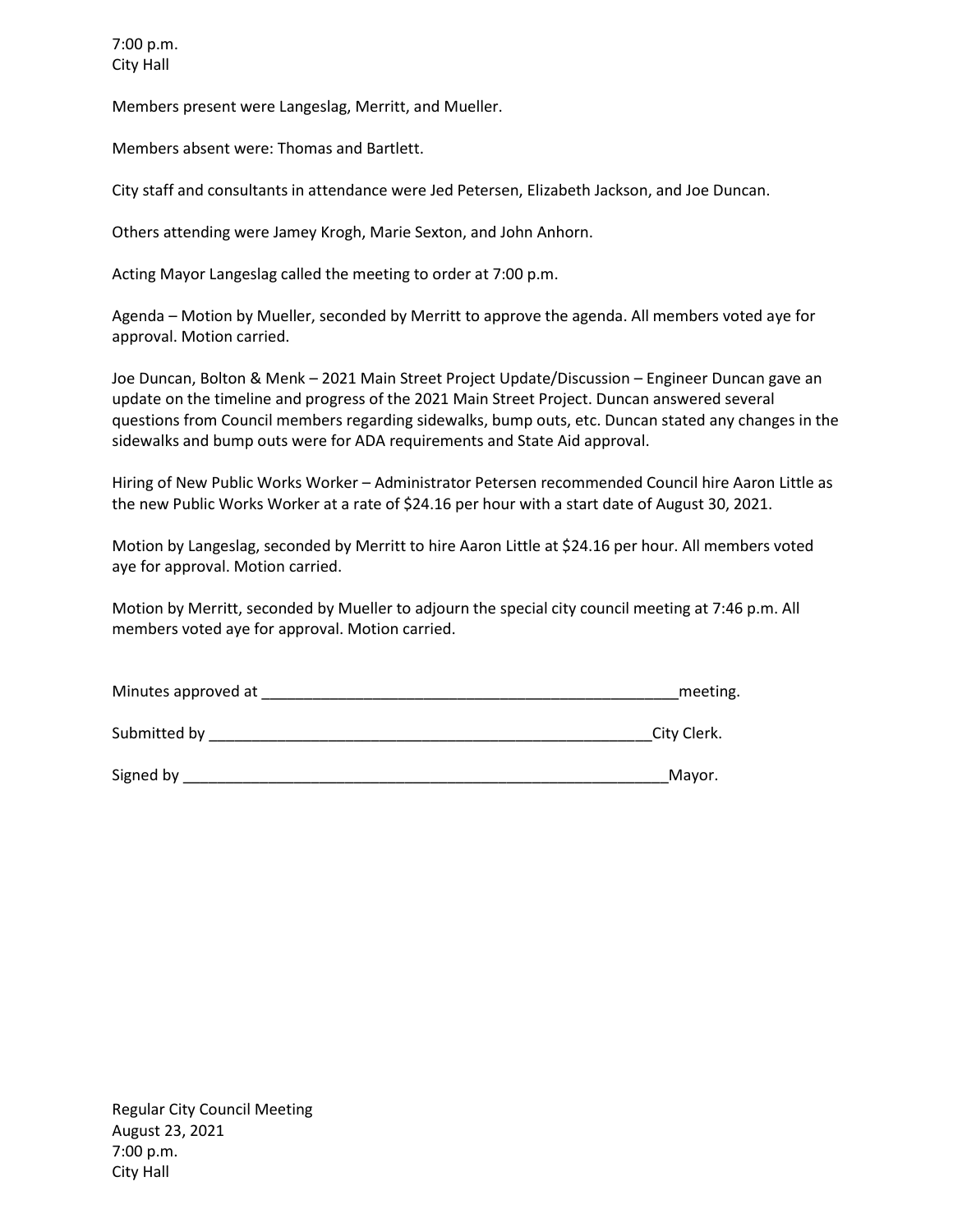7:00 p.m.
City Hall

Members present were Langeslag, Merritt, and Mueller.

Members absent were: Thomas and Bartlett.

City staff and consultants in attendance were Jed Petersen, Elizabeth Jackson, and Joe Duncan.

Others attending were Jamey Krogh, Marie Sexton, and John Anhorn.

Acting Mayor Langeslag called the meeting to order at 7:00 p.m.

Agenda – Motion by Mueller, seconded by Merritt to approve the agenda. All members voted aye for approval. Motion carried.

Joe Duncan, Bolton & Menk – 2021 Main Street Project Update/Discussion – Engineer Duncan gave an update on the timeline and progress of the 2021 Main Street Project. Duncan answered several questions from Council members regarding sidewalks, bump outs, etc. Duncan stated any changes in the sidewalks and bump outs were for ADA requirements and State Aid approval.

Hiring of New Public Works Worker – Administrator Petersen recommended Council hire Aaron Little as the new Public Works Worker at a rate of $24.16 per hour with a start date of August 30, 2021.

Motion by Langeslag, seconded by Merritt to hire Aaron Little at $24.16 per hour. All members voted aye for approval. Motion carried.

Motion by Merritt, seconded by Mueller to adjourn the special city council meeting at 7:46 p.m. All members voted aye for approval. Motion carried.

Minutes approved at ___________________________________________________meeting.

Submitted by ______________________________________________________City Clerk.

Signed by __________________________________________________________Mayor.

Regular City Council Meeting
August 23, 2021
7:00 p.m.
City Hall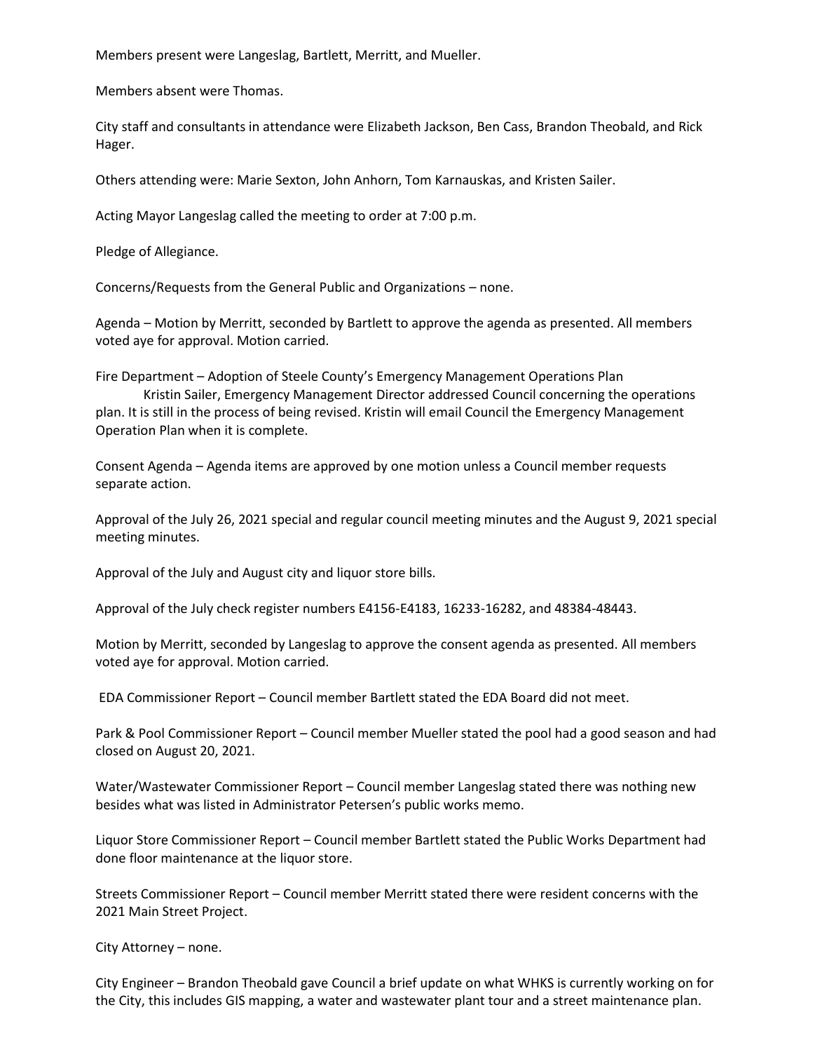Members present were Langeslag, Bartlett, Merritt, and Mueller.

Members absent were Thomas.

City staff and consultants in attendance were Elizabeth Jackson, Ben Cass, Brandon Theobald, and Rick Hager.

Others attending were: Marie Sexton, John Anhorn, Tom Karnauskas, and Kristen Sailer.

Acting Mayor Langeslag called the meeting to order at 7:00 p.m.

Pledge of Allegiance.

Concerns/Requests from the General Public and Organizations – none.

Agenda – Motion by Merritt, seconded by Bartlett to approve the agenda as presented. All members voted aye for approval. Motion carried.

Fire Department – Adoption of Steele County's Emergency Management Operations Plan

Kristin Sailer, Emergency Management Director addressed Council concerning the operations plan. It is still in the process of being revised. Kristin will email Council the Emergency Management Operation Plan when it is complete.

Consent Agenda – Agenda items are approved by one motion unless a Council member requests separate action.

Approval of the July 26, 2021 special and regular council meeting minutes and the August 9, 2021 special meeting minutes.

Approval of the July and August city and liquor store bills.

Approval of the July check register numbers E4156-E4183, 16233-16282, and 48384-48443.

Motion by Merritt, seconded by Langeslag to approve the consent agenda as presented. All members voted aye for approval. Motion carried.

EDA Commissioner Report – Council member Bartlett stated the EDA Board did not meet.

Park & Pool Commissioner Report – Council member Mueller stated the pool had a good season and had closed on August 20, 2021.

Water/Wastewater Commissioner Report – Council member Langeslag stated there was nothing new besides what was listed in Administrator Petersen's public works memo.

Liquor Store Commissioner Report – Council member Bartlett stated the Public Works Department had done floor maintenance at the liquor store.

Streets Commissioner Report – Council member Merritt stated there were resident concerns with the 2021 Main Street Project.

City Attorney – none.

City Engineer – Brandon Theobald gave Council a brief update on what WHKS is currently working on for the City, this includes GIS mapping, a water and wastewater plant tour and a street maintenance plan.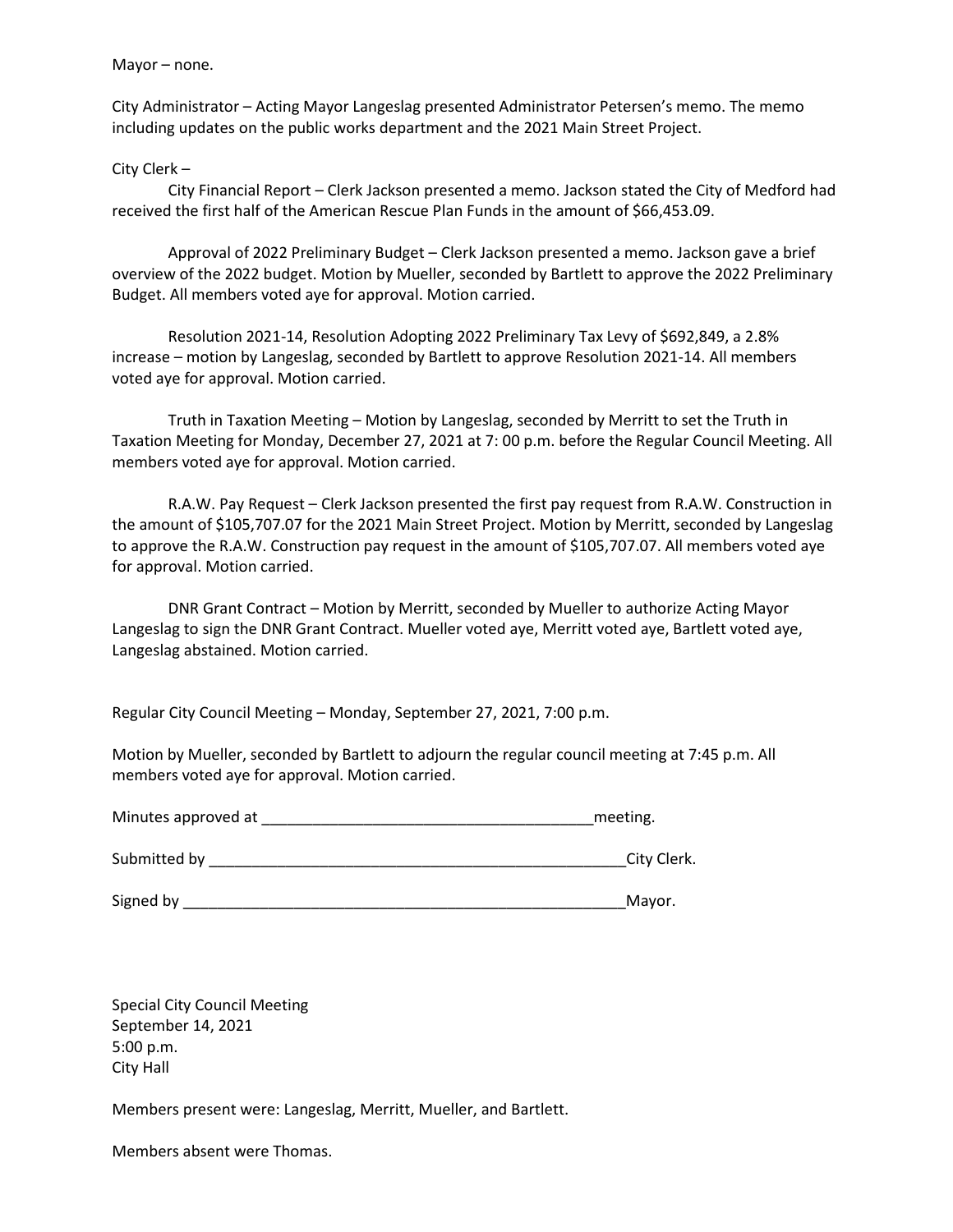Mayor – none.

City Administrator – Acting Mayor Langeslag presented Administrator Petersen's memo. The memo including updates on the public works department and the 2021 Main Street Project.

City Clerk –

City Financial Report – Clerk Jackson presented a memo. Jackson stated the City of Medford had received the first half of the American Rescue Plan Funds in the amount of $66,453.09.

Approval of 2022 Preliminary Budget – Clerk Jackson presented a memo. Jackson gave a brief overview of the 2022 budget. Motion by Mueller, seconded by Bartlett to approve the 2022 Preliminary Budget. All members voted aye for approval. Motion carried.

Resolution 2021-14, Resolution Adopting 2022 Preliminary Tax Levy of $692,849, a 2.8% increase – motion by Langeslag, seconded by Bartlett to approve Resolution 2021-14. All members voted aye for approval. Motion carried.

Truth in Taxation Meeting – Motion by Langeslag, seconded by Merritt to set the Truth in Taxation Meeting for Monday, December 27, 2021 at 7: 00 p.m. before the Regular Council Meeting. All members voted aye for approval. Motion carried.

R.A.W. Pay Request – Clerk Jackson presented the first pay request from R.A.W. Construction in the amount of $105,707.07 for the 2021 Main Street Project. Motion by Merritt, seconded by Langeslag to approve the R.A.W. Construction pay request in the amount of $105,707.07. All members voted aye for approval. Motion carried.

DNR Grant Contract – Motion by Merritt, seconded by Mueller to authorize Acting Mayor Langeslag to sign the DNR Grant Contract. Mueller voted aye, Merritt voted aye, Bartlett voted aye, Langeslag abstained. Motion carried.

Regular City Council Meeting – Monday, September 27, 2021, 7:00 p.m.

Motion by Mueller, seconded by Bartlett to adjourn the regular council meeting at 7:45 p.m. All members voted aye for approval. Motion carried.

Minutes approved at _______________________________________meeting.

Submitted by __________________________________________________City Clerk.

Signed by _____________________________________________________Mayor.

Special City Council Meeting
September 14, 2021
5:00 p.m.
City Hall

Members present were: Langeslag, Merritt, Mueller, and Bartlett.

Members absent were Thomas.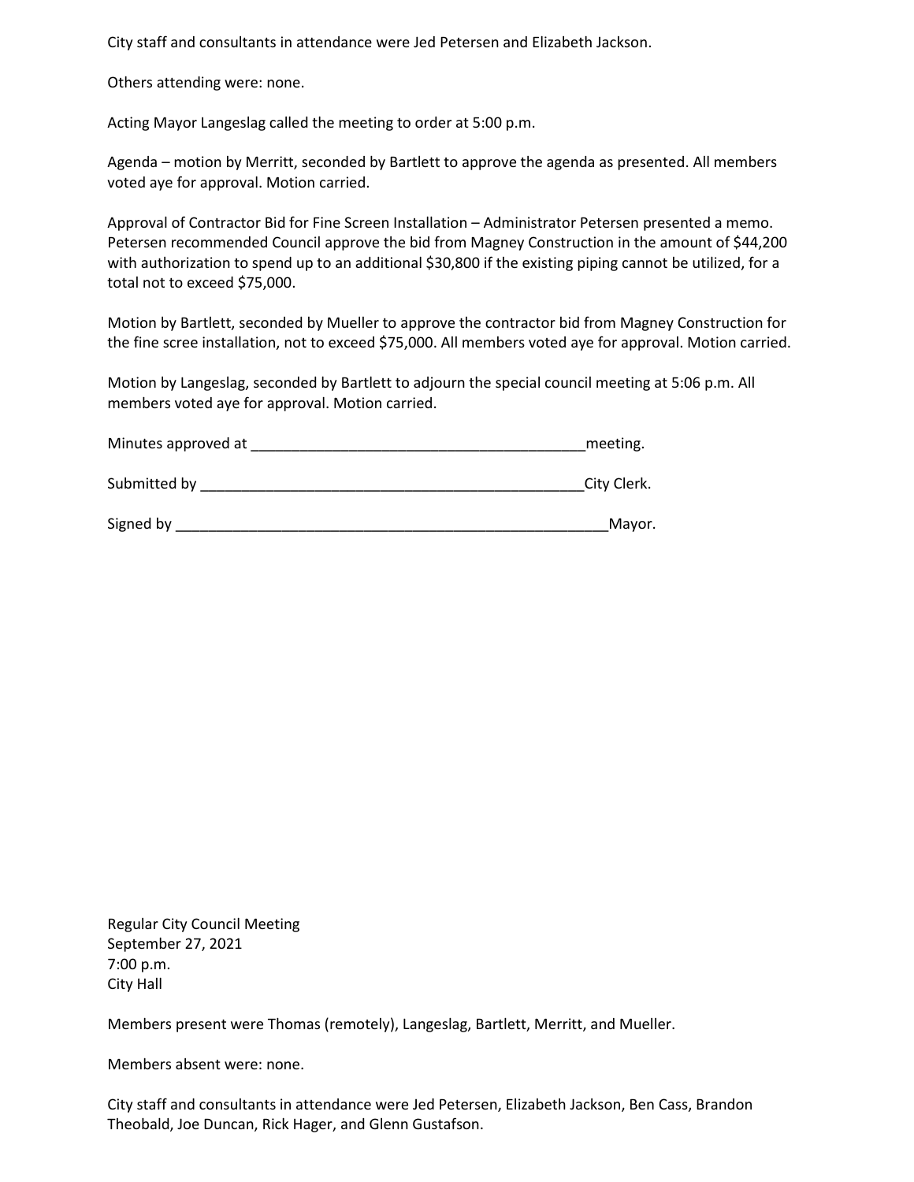City staff and consultants in attendance were Jed Petersen and Elizabeth Jackson.

Others attending were: none.

Acting Mayor Langeslag called the meeting to order at 5:00 p.m.

Agenda – motion by Merritt, seconded by Bartlett to approve the agenda as presented. All members voted aye for approval. Motion carried.

Approval of Contractor Bid for Fine Screen Installation – Administrator Petersen presented a memo. Petersen recommended Council approve the bid from Magney Construction in the amount of $44,200 with authorization to spend up to an additional $30,800 if the existing piping cannot be utilized, for a total not to exceed $75,000.

Motion by Bartlett, seconded by Mueller to approve the contractor bid from Magney Construction for the fine scree installation, not to exceed $75,000. All members voted aye for approval. Motion carried.

Motion by Langeslag, seconded by Bartlett to adjourn the special council meeting at 5:06 p.m. All members voted aye for approval. Motion carried.

Minutes approved at ________________________________________meeting.

Submitted by ______________________________________________City Clerk.

Signed by ____________________________________________________Mayor.

Regular City Council Meeting
September 27, 2021
7:00 p.m.
City Hall

Members present were Thomas (remotely), Langeslag, Bartlett, Merritt, and Mueller.

Members absent were: none.

City staff and consultants in attendance were Jed Petersen, Elizabeth Jackson, Ben Cass, Brandon Theobald, Joe Duncan, Rick Hager, and Glenn Gustafson.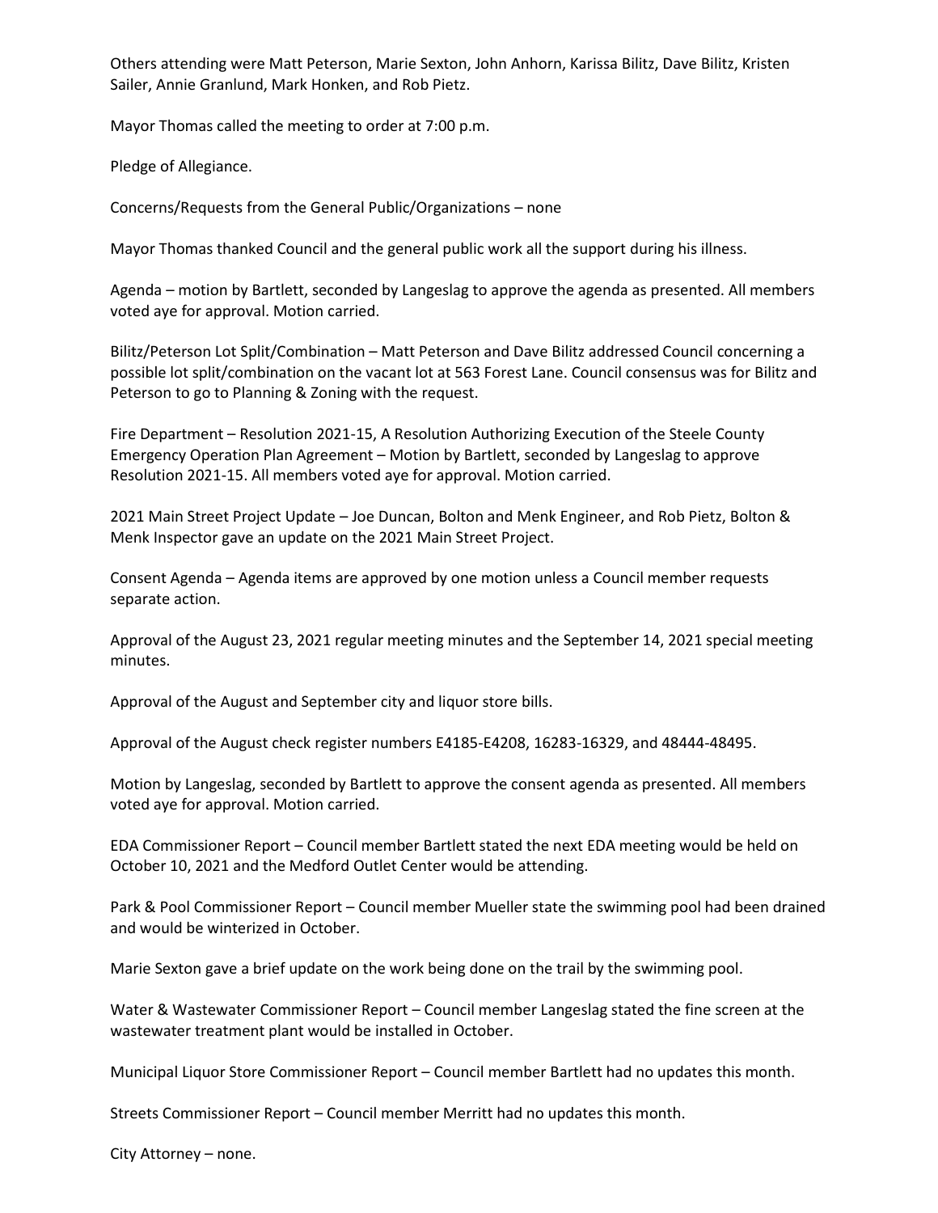Others attending were Matt Peterson, Marie Sexton, John Anhorn, Karissa Bilitz, Dave Bilitz, Kristen Sailer, Annie Granlund, Mark Honken, and Rob Pietz.

Mayor Thomas called the meeting to order at 7:00 p.m.

Pledge of Allegiance.

Concerns/Requests from the General Public/Organizations – none

Mayor Thomas thanked Council and the general public work all the support during his illness.

Agenda – motion by Bartlett, seconded by Langeslag to approve the agenda as presented. All members voted aye for approval. Motion carried.

Bilitz/Peterson Lot Split/Combination – Matt Peterson and Dave Bilitz addressed Council concerning a possible lot split/combination on the vacant lot at 563 Forest Lane. Council consensus was for Bilitz and Peterson to go to Planning & Zoning with the request.

Fire Department – Resolution 2021-15, A Resolution Authorizing Execution of the Steele County Emergency Operation Plan Agreement – Motion by Bartlett, seconded by Langeslag to approve Resolution 2021-15. All members voted aye for approval. Motion carried.

2021 Main Street Project Update – Joe Duncan, Bolton and Menk Engineer, and Rob Pietz, Bolton & Menk Inspector gave an update on the 2021 Main Street Project.

Consent Agenda – Agenda items are approved by one motion unless a Council member requests separate action.

Approval of the August 23, 2021 regular meeting minutes and the September 14, 2021 special meeting minutes.

Approval of the August and September city and liquor store bills.

Approval of the August check register numbers E4185-E4208, 16283-16329, and 48444-48495.

Motion by Langeslag, seconded by Bartlett to approve the consent agenda as presented. All members voted aye for approval. Motion carried.

EDA Commissioner Report – Council member Bartlett stated the next EDA meeting would be held on October 10, 2021 and the Medford Outlet Center would be attending.

Park & Pool Commissioner Report – Council member Mueller state the swimming pool had been drained and would be winterized in October.

Marie Sexton gave a brief update on the work being done on the trail by the swimming pool.

Water & Wastewater Commissioner Report – Council member Langeslag stated the fine screen at the wastewater treatment plant would be installed in October.

Municipal Liquor Store Commissioner Report – Council member Bartlett had no updates this month.

Streets Commissioner Report – Council member Merritt had no updates this month.

City Attorney – none.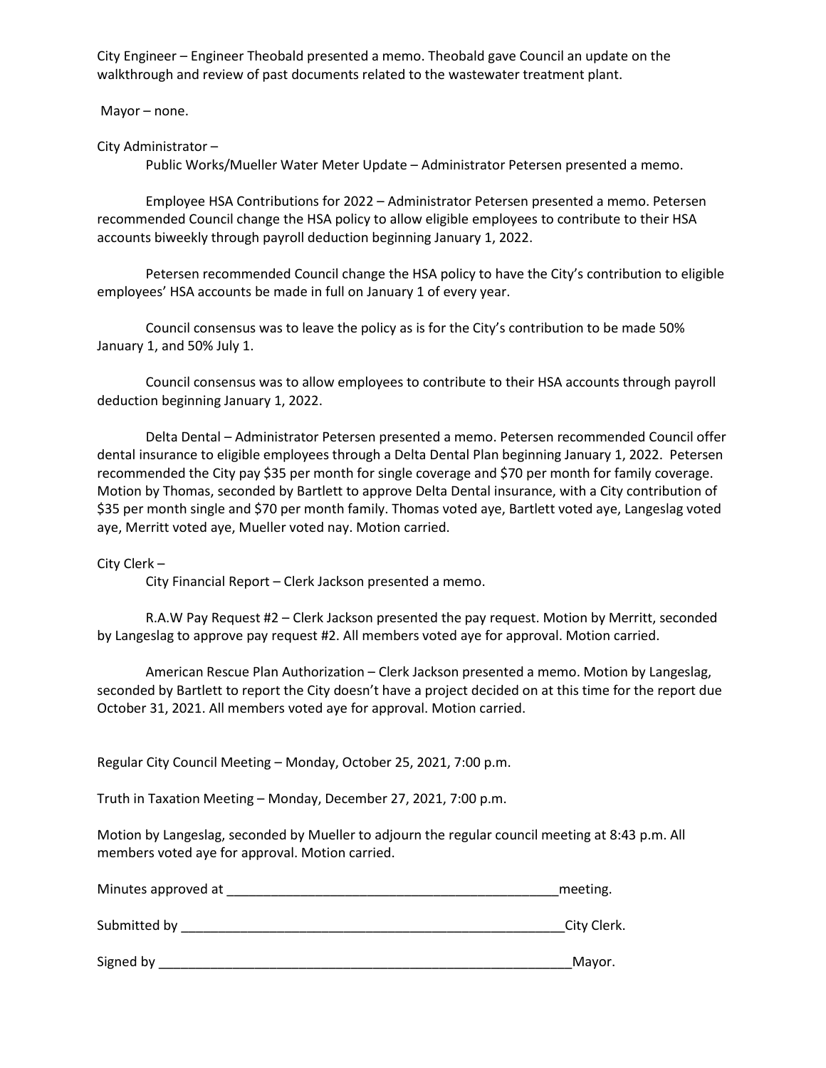City Engineer – Engineer Theobald presented a memo. Theobald gave Council an update on the walkthrough and review of past documents related to the wastewater treatment plant.

Mayor – none.

City Administrator –

Public Works/Mueller Water Meter Update – Administrator Petersen presented a memo.

Employee HSA Contributions for 2022 – Administrator Petersen presented a memo. Petersen recommended Council change the HSA policy to allow eligible employees to contribute to their HSA accounts biweekly through payroll deduction beginning January 1, 2022.

Petersen recommended Council change the HSA policy to have the City's contribution to eligible employees' HSA accounts be made in full on January 1 of every year.

Council consensus was to leave the policy as is for the City's contribution to be made 50% January 1, and 50% July 1.

Council consensus was to allow employees to contribute to their HSA accounts through payroll deduction beginning January 1, 2022.

Delta Dental – Administrator Petersen presented a memo. Petersen recommended Council offer dental insurance to eligible employees through a Delta Dental Plan beginning January 1, 2022. Petersen recommended the City pay $35 per month for single coverage and $70 per month for family coverage. Motion by Thomas, seconded by Bartlett to approve Delta Dental insurance, with a City contribution of $35 per month single and $70 per month family. Thomas voted aye, Bartlett voted aye, Langeslag voted aye, Merritt voted aye, Mueller voted nay. Motion carried.

City Clerk –

City Financial Report – Clerk Jackson presented a memo.

R.A.W Pay Request #2 – Clerk Jackson presented the pay request. Motion by Merritt, seconded by Langeslag to approve pay request #2. All members voted aye for approval. Motion carried.

American Rescue Plan Authorization – Clerk Jackson presented a memo. Motion by Langeslag, seconded by Bartlett to report the City doesn't have a project decided on at this time for the report due October 31, 2021. All members voted aye for approval. Motion carried.

Regular City Council Meeting – Monday, October 25, 2021, 7:00 p.m.

Truth in Taxation Meeting – Monday, December 27, 2021, 7:00 p.m.

Motion by Langeslag, seconded by Mueller to adjourn the regular council meeting at 8:43 p.m. All members voted aye for approval. Motion carried.

Minutes approved at _____________________________________________meeting.

Submitted by ____________________________________________________City Clerk.

Signed by _______________________________________________________Mayor.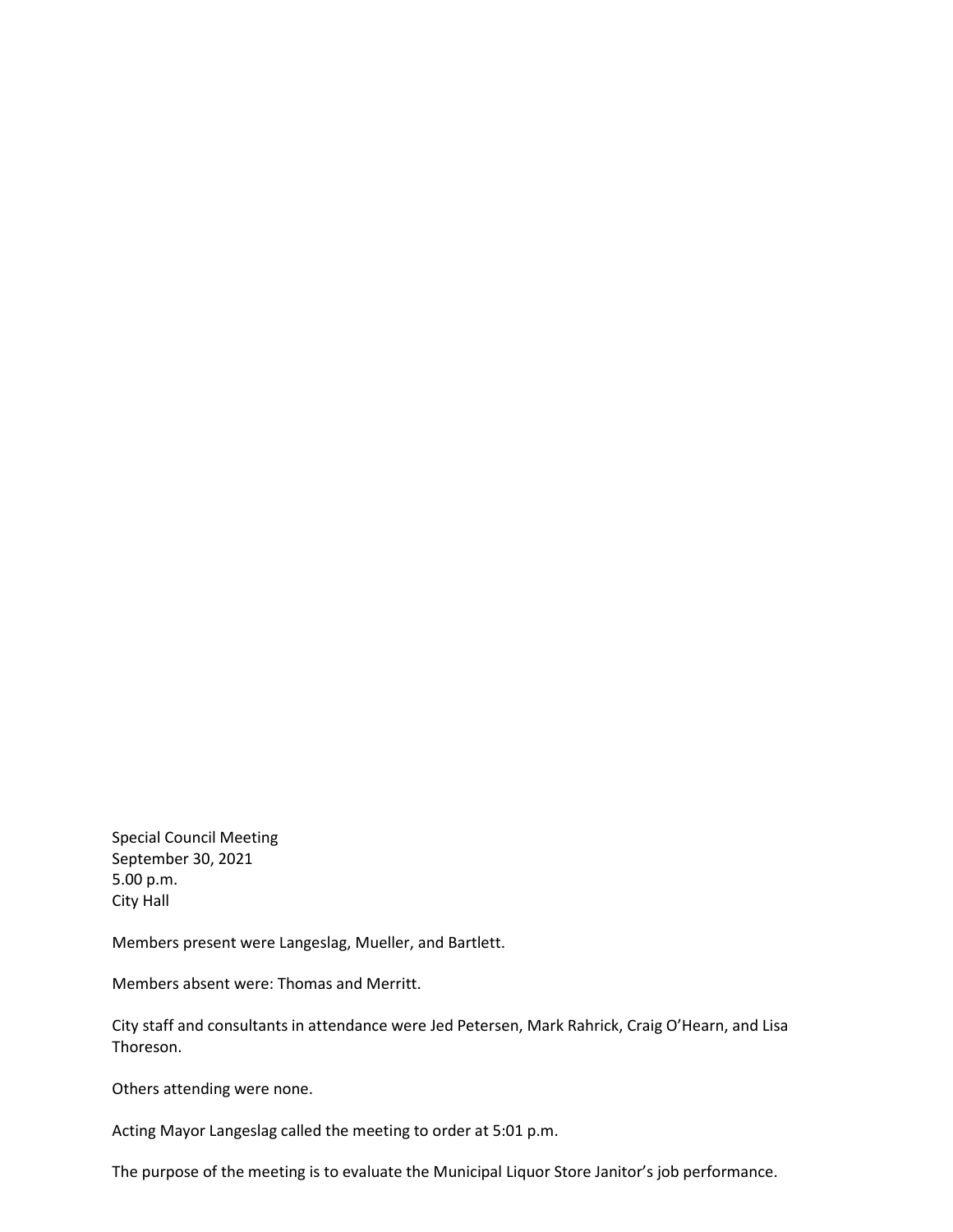Special Council Meeting
September 30, 2021
5.00 p.m.
City Hall

Members present were Langeslag, Mueller, and Bartlett.

Members absent were: Thomas and Merritt.

City staff and consultants in attendance were Jed Petersen, Mark Rahrick, Craig O'Hearn, and Lisa Thoreson.

Others attending were none.

Acting Mayor Langeslag called the meeting to order at 5:01 p.m.

The purpose of the meeting is to evaluate the Municipal Liquor Store Janitor's job performance.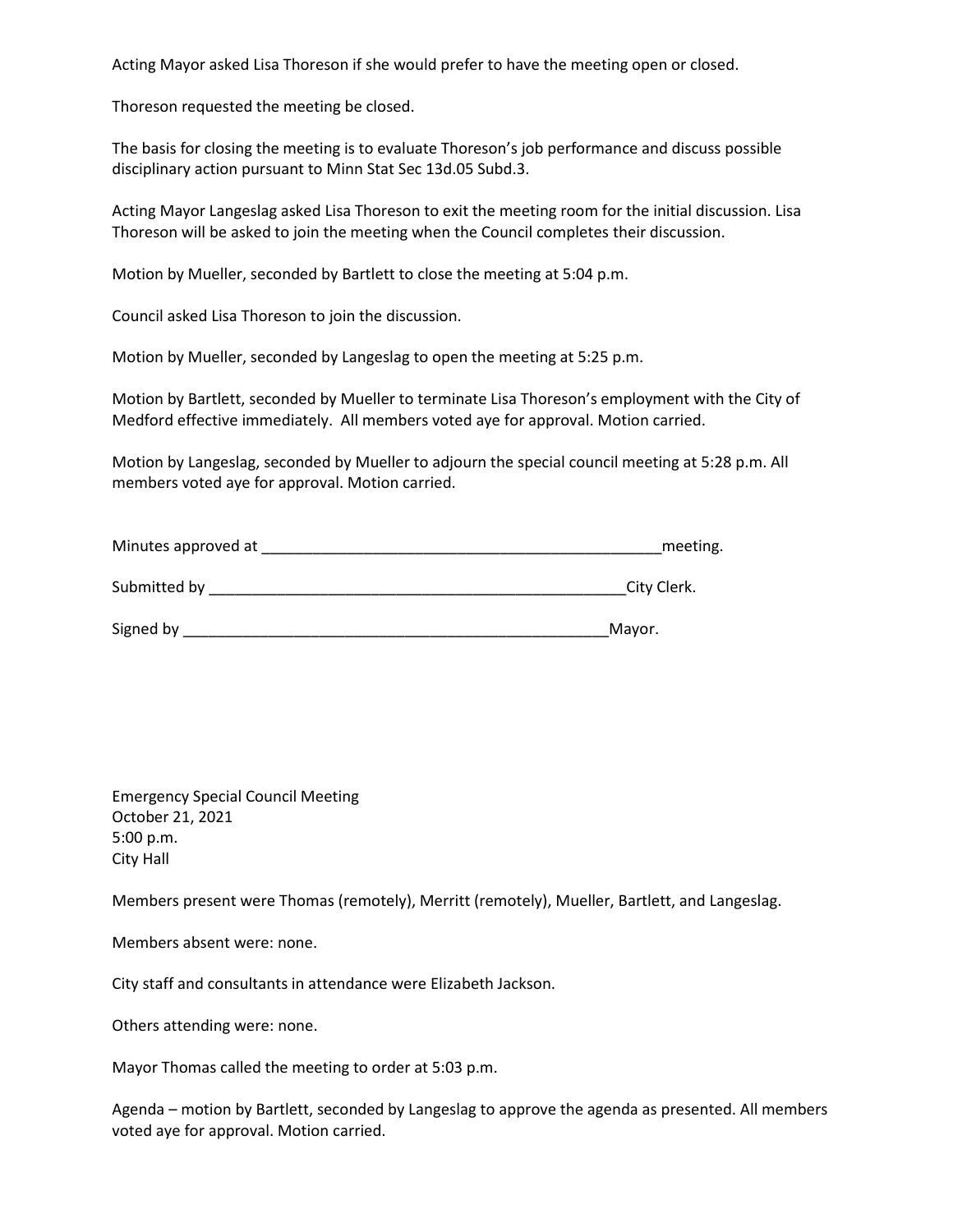Acting Mayor asked Lisa Thoreson if she would prefer to have the meeting open or closed.

Thoreson requested the meeting be closed.

The basis for closing the meeting is to evaluate Thoreson's job performance and discuss possible disciplinary action pursuant to Minn Stat Sec 13d.05 Subd.3.

Acting Mayor Langeslag asked Lisa Thoreson to exit the meeting room for the initial discussion. Lisa Thoreson will be asked to join the meeting when the Council completes their discussion.

Motion by Mueller, seconded by Bartlett to close the meeting at 5:04 p.m.

Council asked Lisa Thoreson to join the discussion.

Motion by Mueller, seconded by Langeslag to open the meeting at 5:25 p.m.

Motion by Bartlett, seconded by Mueller to terminate Lisa Thoreson's employment with the City of Medford effective immediately. All members voted aye for approval. Motion carried.

Motion by Langeslag, seconded by Mueller to adjourn the special council meeting at 5:28 p.m. All members voted aye for approval. Motion carried.

Minutes approved at ________________________________________________meeting.

Submitted by __________________________________________________City Clerk.

Signed by ____________________________________________________Mayor.

Emergency Special Council Meeting
October 21, 2021
5:00 p.m.
City Hall

Members present were Thomas (remotely), Merritt (remotely), Mueller, Bartlett, and Langeslag.

Members absent were: none.

City staff and consultants in attendance were Elizabeth Jackson.

Others attending were: none.

Mayor Thomas called the meeting to order at 5:03 p.m.

Agenda – motion by Bartlett, seconded by Langeslag to approve the agenda as presented. All members voted aye for approval. Motion carried.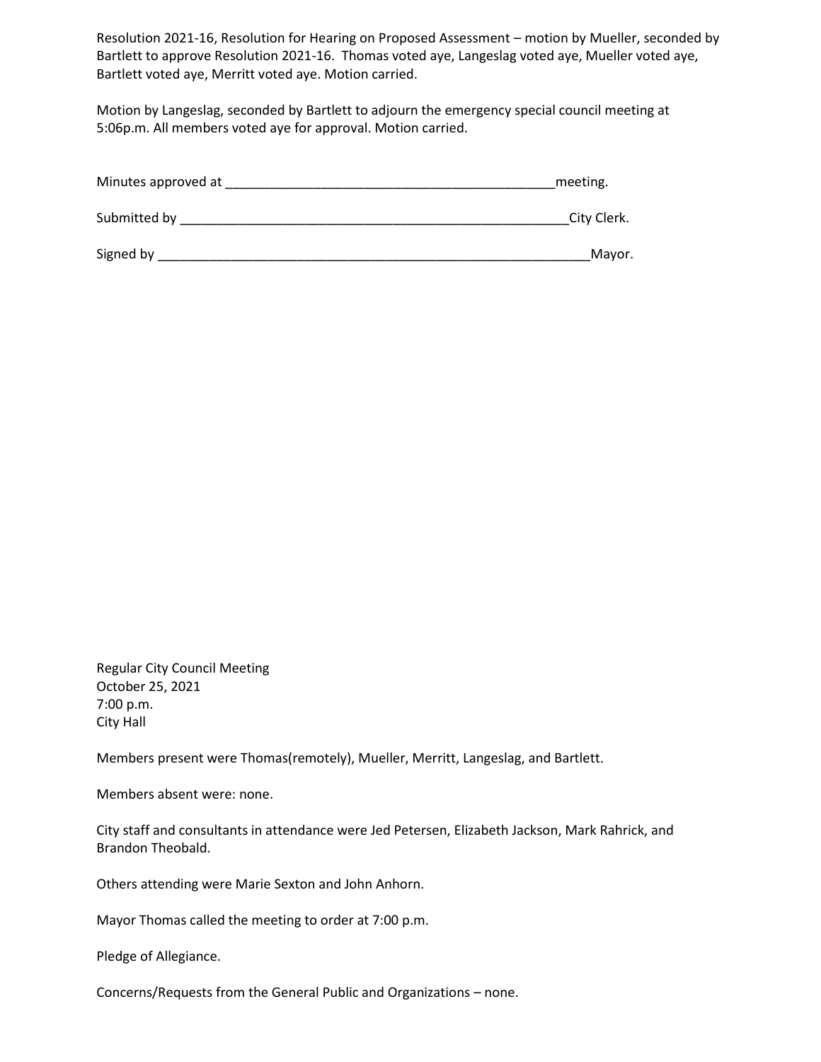Resolution 2021-16, Resolution for Hearing on Proposed Assessment – motion by Mueller, seconded by Bartlett to approve Resolution 2021-16. Thomas voted aye, Langeslag voted aye, Mueller voted aye, Bartlett voted aye, Merritt voted aye. Motion carried.

Motion by Langeslag, seconded by Bartlett to adjourn the emergency special council meeting at 5:06p.m. All members voted aye for approval. Motion carried.

Minutes approved at _______________________________________________meeting.

Submitted by _______________________________________________________City Clerk.

Signed by ____________________________________________________________Mayor.

Regular City Council Meeting
October 25, 2021
7:00 p.m.
City Hall

Members present were Thomas(remotely), Mueller, Merritt, Langeslag, and Bartlett.

Members absent were: none.

City staff and consultants in attendance were Jed Petersen, Elizabeth Jackson, Mark Rahrick, and Brandon Theobald.

Others attending were Marie Sexton and John Anhorn.

Mayor Thomas called the meeting to order at 7:00 p.m.

Pledge of Allegiance.

Concerns/Requests from the General Public and Organizations – none.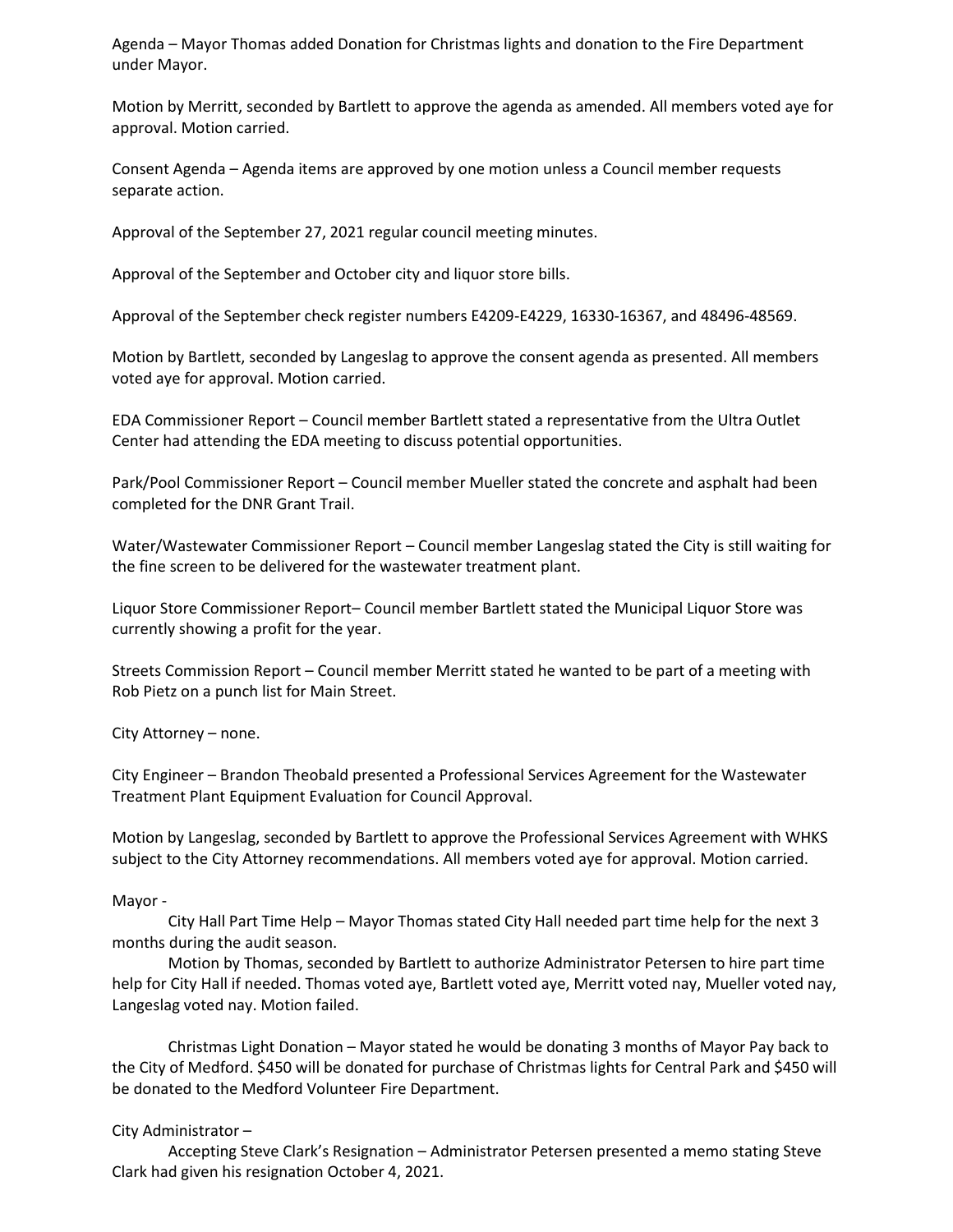Agenda – Mayor Thomas added Donation for Christmas lights and donation to the Fire Department under Mayor.

Motion by Merritt, seconded by Bartlett to approve the agenda as amended. All members voted aye for approval. Motion carried.

Consent Agenda – Agenda items are approved by one motion unless a Council member requests separate action.

Approval of the September 27, 2021 regular council meeting minutes.

Approval of the September and October city and liquor store bills.

Approval of the September check register numbers E4209-E4229, 16330-16367, and 48496-48569.

Motion by Bartlett, seconded by Langeslag to approve the consent agenda as presented. All members voted aye for approval. Motion carried.

EDA Commissioner Report – Council member Bartlett stated a representative from the Ultra Outlet Center had attending the EDA meeting to discuss potential opportunities.

Park/Pool Commissioner Report – Council member Mueller stated the concrete and asphalt had been completed for the DNR Grant Trail.

Water/Wastewater Commissioner Report – Council member Langeslag stated the City is still waiting for the fine screen to be delivered for the wastewater treatment plant.

Liquor Store Commissioner Report– Council member Bartlett stated the Municipal Liquor Store was currently showing a profit for the year.

Streets Commission Report – Council member Merritt stated he wanted to be part of a meeting with Rob Pietz on a punch list for Main Street.

City Attorney – none.

City Engineer – Brandon Theobald presented a Professional Services Agreement for the Wastewater Treatment Plant Equipment Evaluation for Council Approval.

Motion by Langeslag, seconded by Bartlett to approve the Professional Services Agreement with WHKS subject to the City Attorney recommendations. All members voted aye for approval. Motion carried.

Mayor -

City Hall Part Time Help – Mayor Thomas stated City Hall needed part time help for the next 3 months during the audit season.

Motion by Thomas, seconded by Bartlett to authorize Administrator Petersen to hire part time help for City Hall if needed. Thomas voted aye, Bartlett voted aye, Merritt voted nay, Mueller voted nay, Langeslag voted nay. Motion failed.

Christmas Light Donation – Mayor stated he would be donating 3 months of Mayor Pay back to the City of Medford. $450 will be donated for purchase of Christmas lights for Central Park and $450 will be donated to the Medford Volunteer Fire Department.

City Administrator –

Accepting Steve Clark's Resignation – Administrator Petersen presented a memo stating Steve Clark had given his resignation October 4, 2021.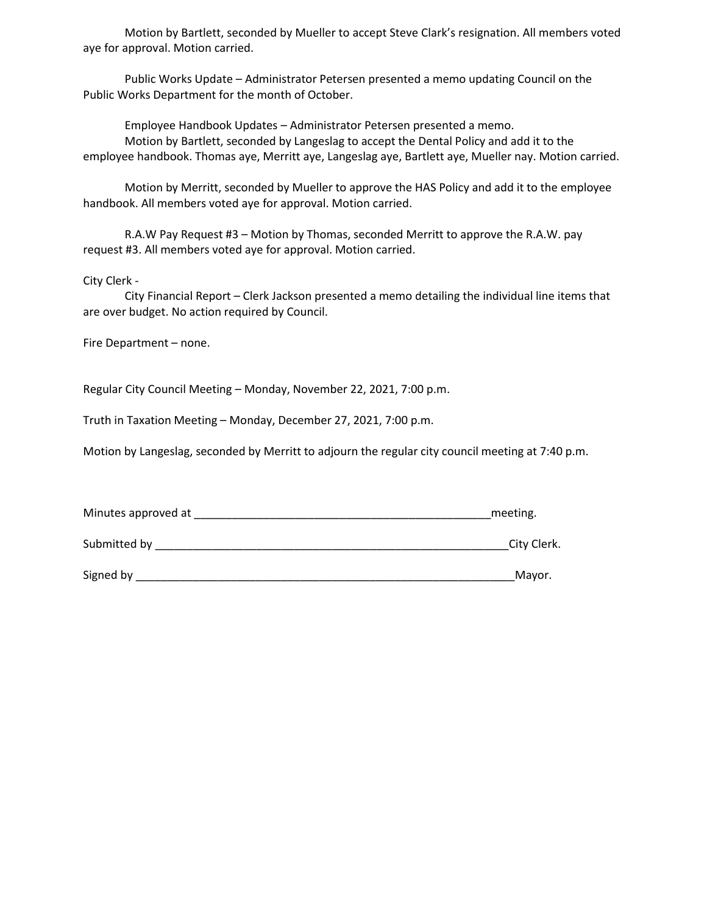Motion by Bartlett, seconded by Mueller to accept Steve Clark's resignation. All members voted aye for approval. Motion carried.

Public Works Update – Administrator Petersen presented a memo updating Council on the Public Works Department for the month of October.

Employee Handbook Updates – Administrator Petersen presented a memo.
Motion by Bartlett, seconded by Langeslag to accept the Dental Policy and add it to the employee handbook. Thomas aye, Merritt aye, Langeslag aye, Bartlett aye, Mueller nay. Motion carried.

Motion by Merritt, seconded by Mueller to approve the HAS Policy and add it to the employee handbook. All members voted aye for approval. Motion carried.

R.A.W Pay Request #3 – Motion by Thomas, seconded Merritt to approve the R.A.W. pay request #3. All members voted aye for approval. Motion carried.

City Clerk -
City Financial Report – Clerk Jackson presented a memo detailing the individual line items that are over budget. No action required by Council.

Fire Department – none.

Regular City Council Meeting – Monday, November 22, 2021, 7:00 p.m.

Truth in Taxation Meeting – Monday, December 27, 2021, 7:00 p.m.

Motion by Langeslag, seconded by Merritt to adjourn the regular city council meeting at 7:40 p.m.

Minutes approved at _______________________________________________meeting.

Submitted by ________________________________________________________City Clerk.

Signed by ____________________________________________________________Mayor.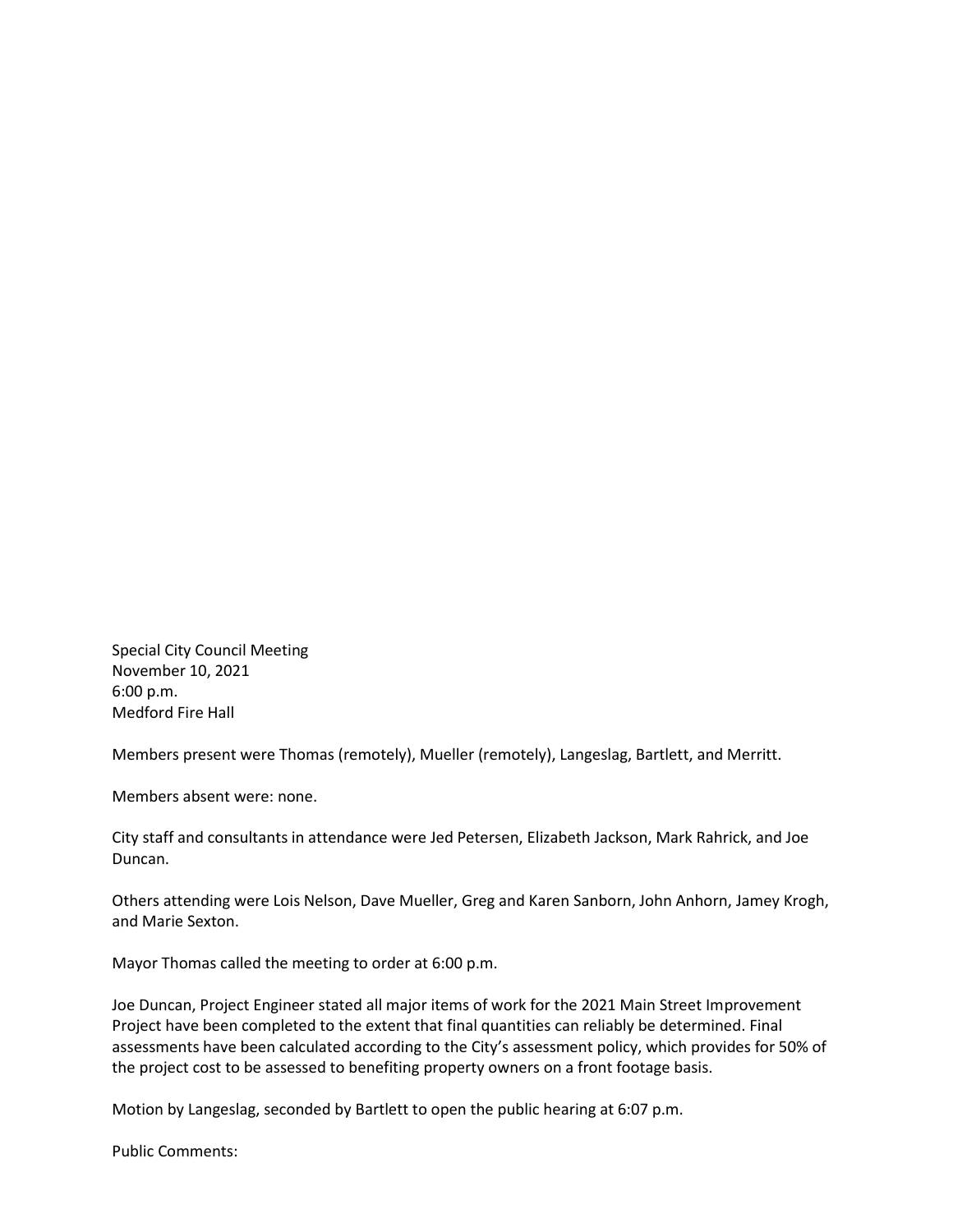Special City Council Meeting
November 10, 2021
6:00 p.m.
Medford Fire Hall

Members present were Thomas (remotely), Mueller (remotely), Langeslag, Bartlett, and Merritt.

Members absent were: none.

City staff and consultants in attendance were Jed Petersen, Elizabeth Jackson, Mark Rahrick, and Joe Duncan.

Others attending were Lois Nelson, Dave Mueller, Greg and Karen Sanborn, John Anhorn, Jamey Krogh, and Marie Sexton.

Mayor Thomas called the meeting to order at 6:00 p.m.

Joe Duncan, Project Engineer stated all major items of work for the 2021 Main Street Improvement Project have been completed to the extent that final quantities can reliably be determined. Final assessments have been calculated according to the City's assessment policy, which provides for 50% of the project cost to be assessed to benefiting property owners on a front footage basis.

Motion by Langeslag, seconded by Bartlett to open the public hearing at 6:07 p.m.

Public Comments: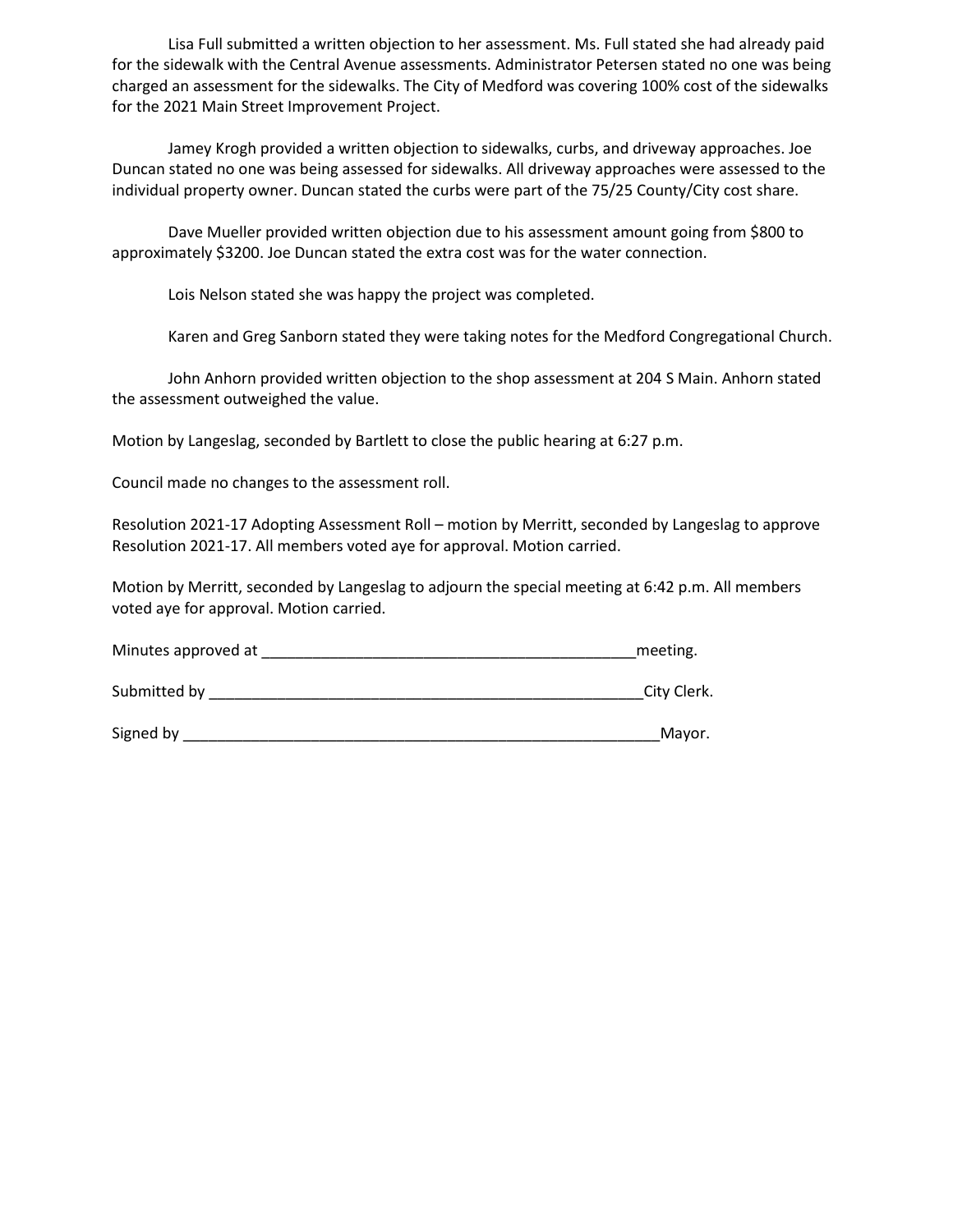Lisa Full submitted a written objection to her assessment. Ms. Full stated she had already paid for the sidewalk with the Central Avenue assessments. Administrator Petersen stated no one was being charged an assessment for the sidewalks. The City of Medford was covering 100% cost of the sidewalks for the 2021 Main Street Improvement Project.

Jamey Krogh provided a written objection to sidewalks, curbs, and driveway approaches. Joe Duncan stated no one was being assessed for sidewalks. All driveway approaches were assessed to the individual property owner. Duncan stated the curbs were part of the 75/25 County/City cost share.

Dave Mueller provided written objection due to his assessment amount going from $800 to approximately $3200. Joe Duncan stated the extra cost was for the water connection.

Lois Nelson stated she was happy the project was completed.

Karen and Greg Sanborn stated they were taking notes for the Medford Congregational Church.

John Anhorn provided written objection to the shop assessment at 204 S Main. Anhorn stated the assessment outweighed the value.

Motion by Langeslag, seconded by Bartlett to close the public hearing at 6:27 p.m.

Council made no changes to the assessment roll.

Resolution 2021-17 Adopting Assessment Roll – motion by Merritt, seconded by Langeslag to approve Resolution 2021-17. All members voted aye for approval. Motion carried.

Motion by Merritt, seconded by Langeslag to adjourn the special meeting at 6:42 p.m. All members voted aye for approval. Motion carried.

Minutes approved at _____________________________________________meeting.

Submitted by ____________________________________________________City Clerk.

Signed by _______________________________________________________Mayor.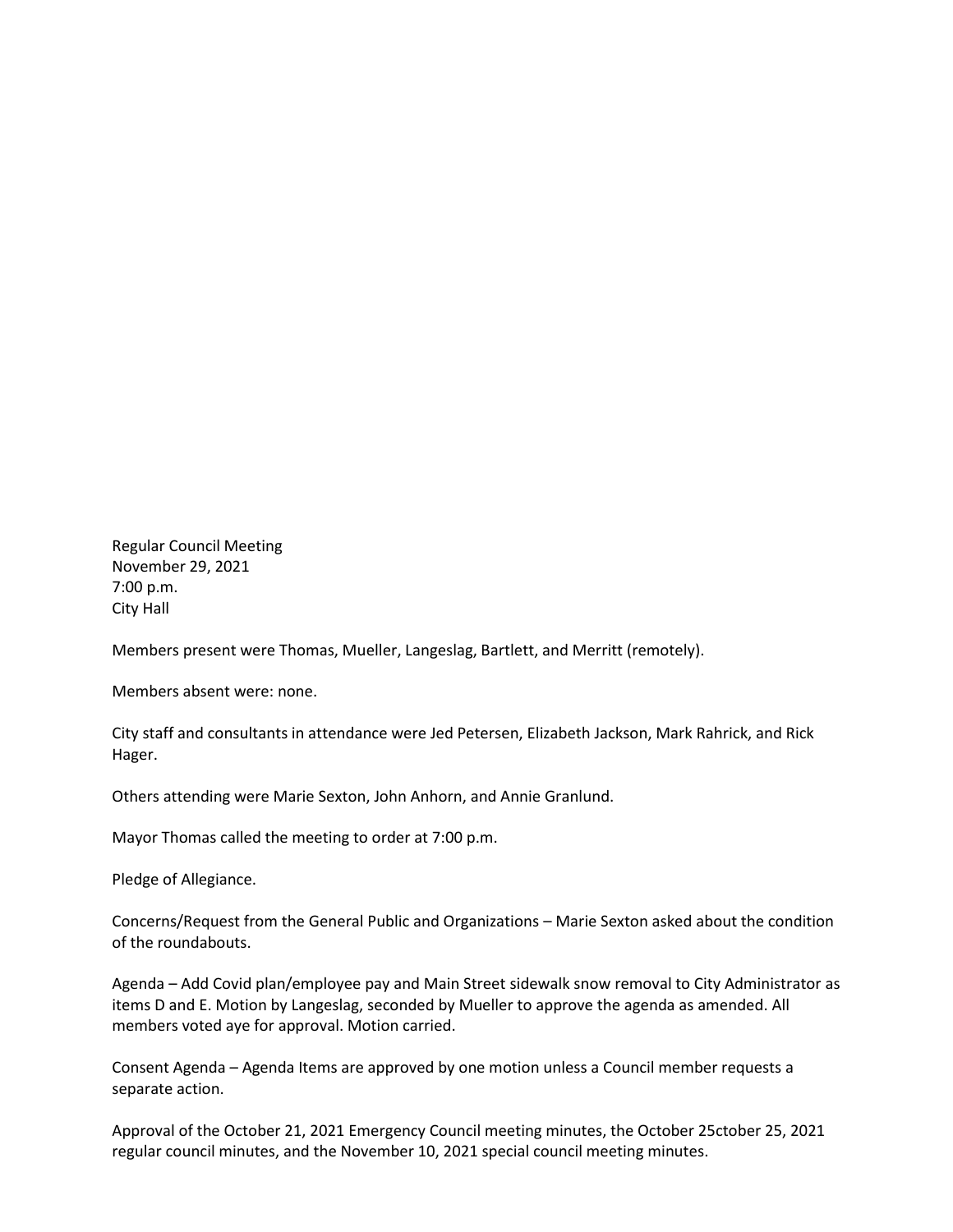Regular Council Meeting
November 29, 2021
7:00 p.m.
City Hall

Members present were Thomas, Mueller, Langeslag, Bartlett, and Merritt (remotely).

Members absent were: none.

City staff and consultants in attendance were Jed Petersen, Elizabeth Jackson, Mark Rahrick, and Rick Hager.

Others attending were Marie Sexton, John Anhorn, and Annie Granlund.

Mayor Thomas called the meeting to order at 7:00 p.m.

Pledge of Allegiance.

Concerns/Request from the General Public and Organizations – Marie Sexton asked about the condition of the roundabouts.

Agenda – Add Covid plan/employee pay and Main Street sidewalk snow removal to City Administrator as items D and E. Motion by Langeslag, seconded by Mueller to approve the agenda as amended. All members voted aye for approval. Motion carried.

Consent Agenda – Agenda Items are approved by one motion unless a Council member requests a separate action.

Approval of the October 21, 2021 Emergency Council meeting minutes, the October 25ctober 25, 2021 regular council minutes, and the November 10, 2021 special council meeting minutes.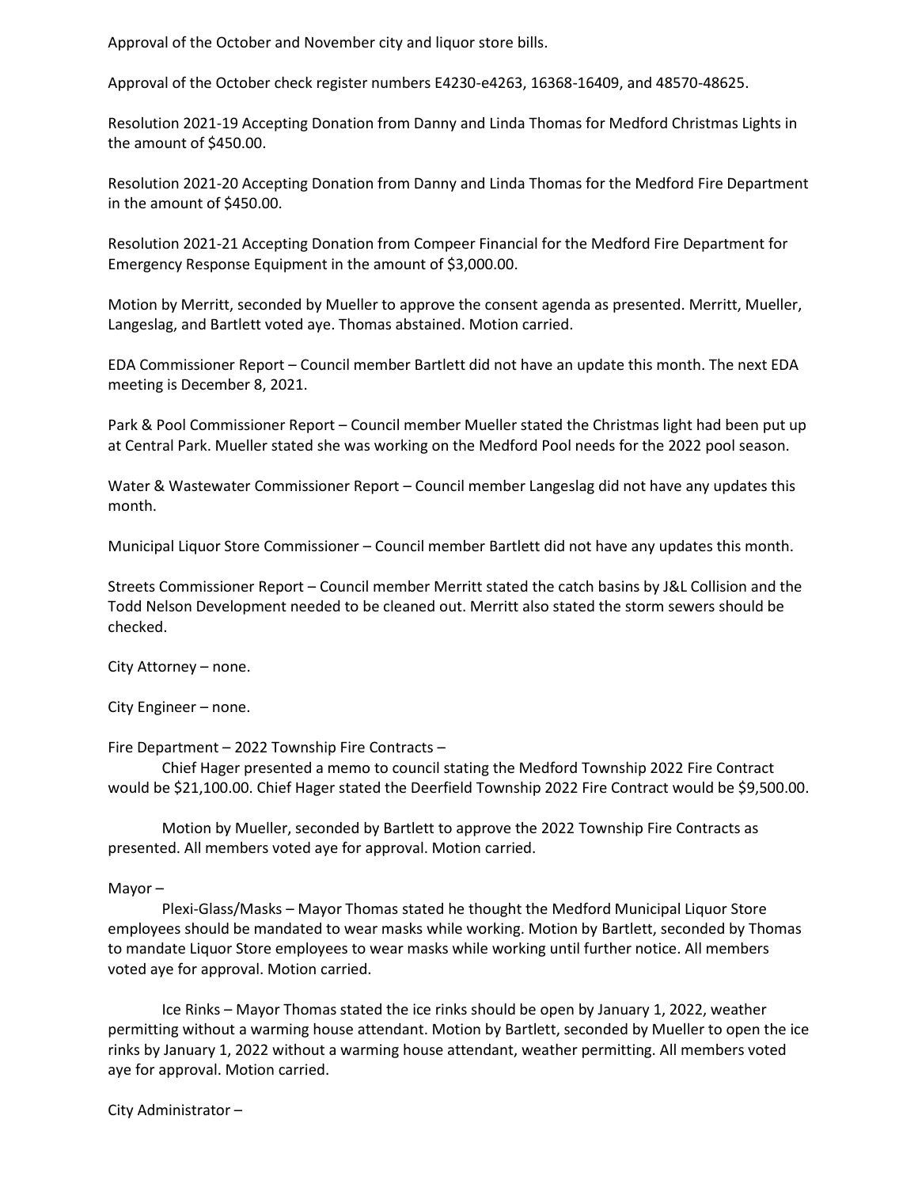Approval of the October and November city and liquor store bills.

Approval of the October check register numbers E4230-e4263, 16368-16409, and 48570-48625.

Resolution 2021-19 Accepting Donation from Danny and Linda Thomas for Medford Christmas Lights in the amount of $450.00.

Resolution 2021-20 Accepting Donation from Danny and Linda Thomas for the Medford Fire Department in the amount of $450.00.

Resolution 2021-21 Accepting Donation from Compeer Financial for the Medford Fire Department for Emergency Response Equipment in the amount of $3,000.00.

Motion by Merritt, seconded by Mueller to approve the consent agenda as presented. Merritt, Mueller, Langeslag, and Bartlett voted aye. Thomas abstained. Motion carried.

EDA Commissioner Report – Council member Bartlett did not have an update this month. The next EDA meeting is December 8, 2021.

Park & Pool Commissioner Report – Council member Mueller stated the Christmas light had been put up at Central Park. Mueller stated she was working on the Medford Pool needs for the 2022 pool season.

Water & Wastewater Commissioner Report – Council member Langeslag did not have any updates this month.

Municipal Liquor Store Commissioner – Council member Bartlett did not have any updates this month.

Streets Commissioner Report – Council member Merritt stated the catch basins by J&L Collision and the Todd Nelson Development needed to be cleaned out. Merritt also stated the storm sewers should be checked.

City Attorney – none.

City Engineer – none.

Fire Department – 2022 Township Fire Contracts –

Chief Hager presented a memo to council stating the Medford Township 2022 Fire Contract would be $21,100.00. Chief Hager stated the Deerfield Township 2022 Fire Contract would be $9,500.00.

Motion by Mueller, seconded by Bartlett to approve the 2022 Township Fire Contracts as presented. All members voted aye for approval. Motion carried.

Mayor –

Plexi-Glass/Masks – Mayor Thomas stated he thought the Medford Municipal Liquor Store employees should be mandated to wear masks while working. Motion by Bartlett, seconded by Thomas to mandate Liquor Store employees to wear masks while working until further notice. All members voted aye for approval. Motion carried.

Ice Rinks – Mayor Thomas stated the ice rinks should be open by January 1, 2022, weather permitting without a warming house attendant. Motion by Bartlett, seconded by Mueller to open the ice rinks by January 1, 2022 without a warming house attendant, weather permitting. All members voted aye for approval. Motion carried.

City Administrator –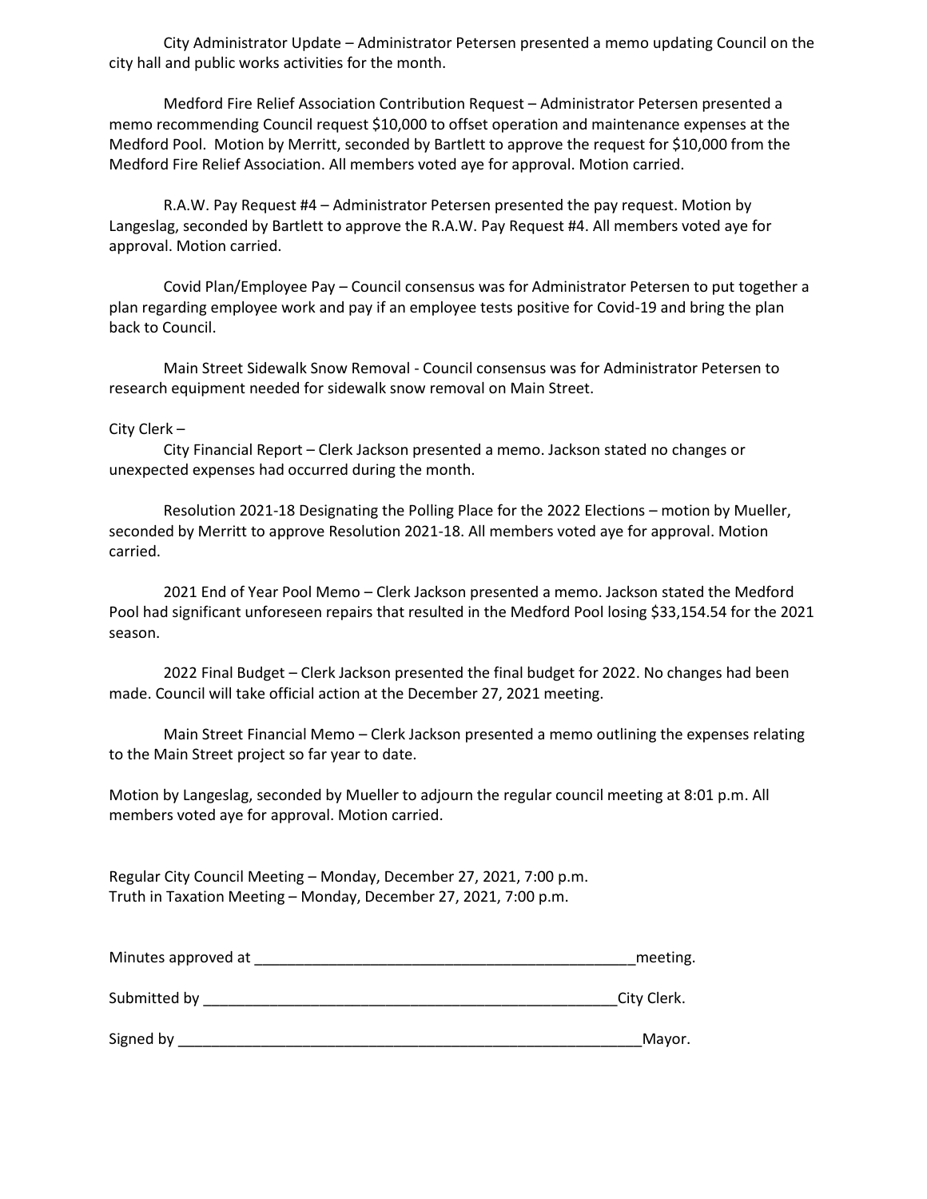City Administrator Update – Administrator Petersen presented a memo updating Council on the city hall and public works activities for the month.

Medford Fire Relief Association Contribution Request – Administrator Petersen presented a memo recommending Council request $10,000 to offset operation and maintenance expenses at the Medford Pool. Motion by Merritt, seconded by Bartlett to approve the request for $10,000 from the Medford Fire Relief Association. All members voted aye for approval. Motion carried.

R.A.W. Pay Request #4 – Administrator Petersen presented the pay request. Motion by Langeslag, seconded by Bartlett to approve the R.A.W. Pay Request #4. All members voted aye for approval. Motion carried.

Covid Plan/Employee Pay – Council consensus was for Administrator Petersen to put together a plan regarding employee work and pay if an employee tests positive for Covid-19 and bring the plan back to Council.

Main Street Sidewalk Snow Removal - Council consensus was for Administrator Petersen to research equipment needed for sidewalk snow removal on Main Street.

City Clerk –

City Financial Report – Clerk Jackson presented a memo. Jackson stated no changes or unexpected expenses had occurred during the month.

Resolution 2021-18 Designating the Polling Place for the 2022 Elections – motion by Mueller, seconded by Merritt to approve Resolution 2021-18. All members voted aye for approval. Motion carried.

2021 End of Year Pool Memo – Clerk Jackson presented a memo. Jackson stated the Medford Pool had significant unforeseen repairs that resulted in the Medford Pool losing $33,154.54 for the 2021 season.

2022 Final Budget – Clerk Jackson presented the final budget for 2022. No changes had been made. Council will take official action at the December 27, 2021 meeting.

Main Street Financial Memo – Clerk Jackson presented a memo outlining the expenses relating to the Main Street project so far year to date.

Motion by Langeslag, seconded by Mueller to adjourn the regular council meeting at 8:01 p.m. All members voted aye for approval. Motion carried.

Regular City Council Meeting – Monday, December 27, 2021, 7:00 p.m.
Truth in Taxation Meeting – Monday, December 27, 2021, 7:00 p.m.

Minutes approved at _______________________________________________meeting.

Submitted by ___________________________________________________City Clerk.

Signed by _______________________________________________________Mayor.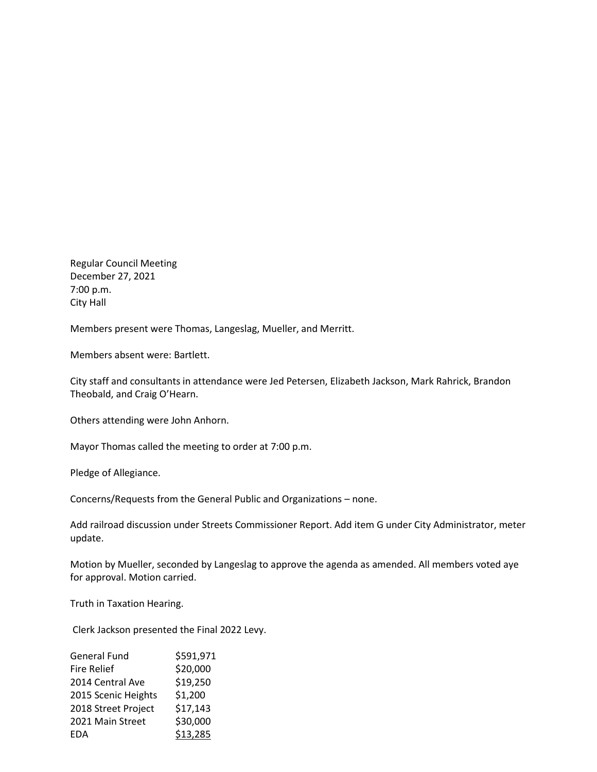Regular Council Meeting
December 27, 2021
7:00 p.m.
City Hall

Members present were Thomas, Langeslag, Mueller, and Merritt.

Members absent were: Bartlett.

City staff and consultants in attendance were Jed Petersen, Elizabeth Jackson, Mark Rahrick, Brandon Theobald, and Craig O'Hearn.

Others attending were John Anhorn.

Mayor Thomas called the meeting to order at 7:00 p.m.

Pledge of Allegiance.

Concerns/Requests from the General Public and Organizations – none.

Add railroad discussion under Streets Commissioner Report. Add item G under City Administrator, meter update.

Motion by Mueller, seconded by Langeslag to approve the agenda as amended. All members voted aye for approval. Motion carried.

Truth in Taxation Hearing.

Clerk Jackson presented the Final 2022 Levy.

| | |
|---|---|
| General Fund | $591,971 |
| Fire Relief | $20,000 |
| 2014 Central Ave | $19,250 |
| 2015 Scenic Heights | $1,200 |
| 2018 Street Project | $17,143 |
| 2021 Main Street | $30,000 |
| EDA | $13,285 |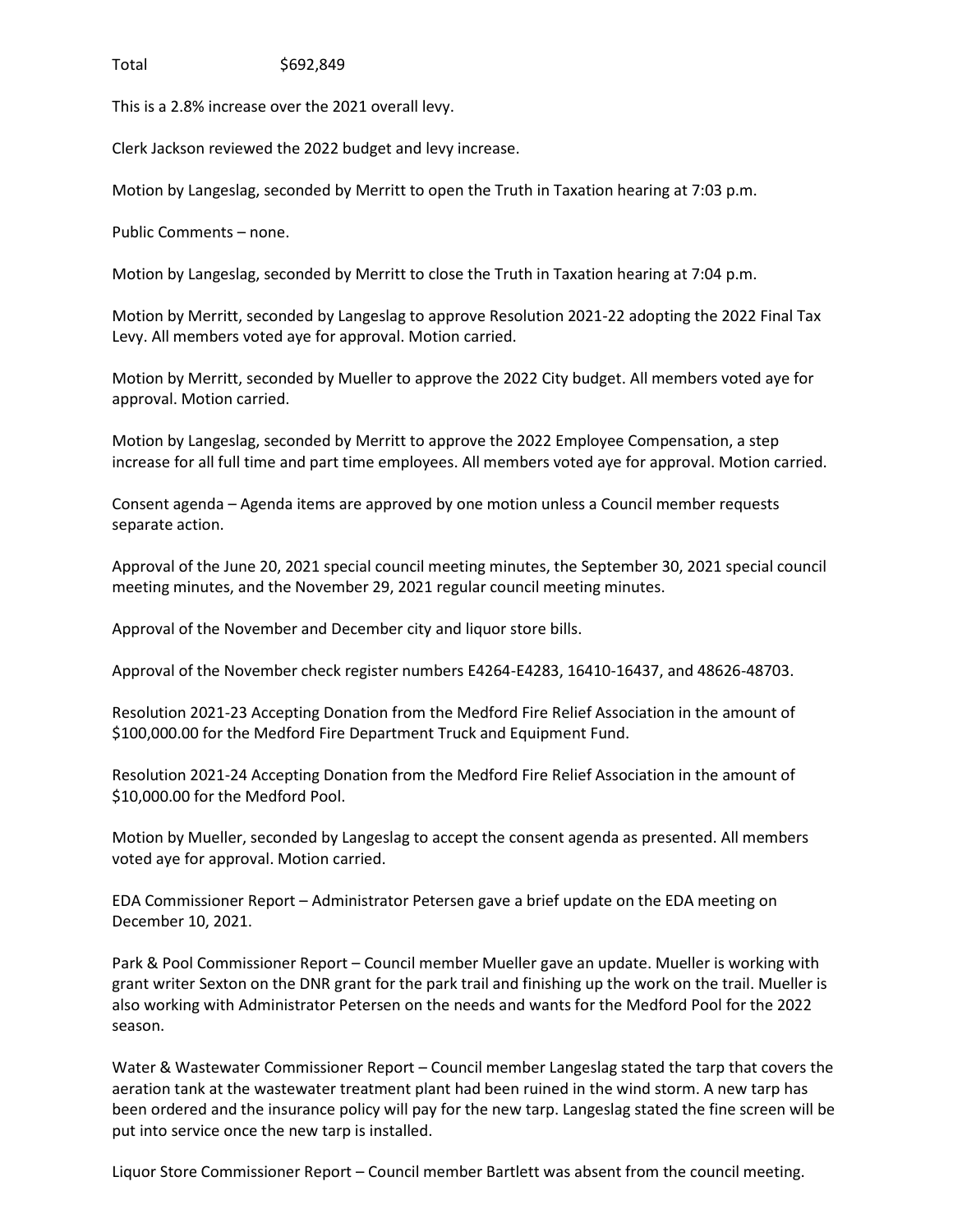Total $692,849

This is a 2.8% increase over the 2021 overall levy.

Clerk Jackson reviewed the 2022 budget and levy increase.

Motion by Langeslag, seconded by Merritt to open the Truth in Taxation hearing at 7:03 p.m.

Public Comments – none.

Motion by Langeslag, seconded by Merritt to close the Truth in Taxation hearing at 7:04 p.m.

Motion by Merritt, seconded by Langeslag to approve Resolution 2021-22 adopting the 2022 Final Tax Levy. All members voted aye for approval. Motion carried.

Motion by Merritt, seconded by Mueller to approve the 2022 City budget. All members voted aye for approval. Motion carried.

Motion by Langeslag, seconded by Merritt to approve the 2022 Employee Compensation, a step increase for all full time and part time employees. All members voted aye for approval. Motion carried.

Consent agenda – Agenda items are approved by one motion unless a Council member requests separate action.

Approval of the June 20, 2021 special council meeting minutes, the September 30, 2021 special council meeting minutes, and the November 29, 2021 regular council meeting minutes.

Approval of the November and December city and liquor store bills.

Approval of the November check register numbers E4264-E4283, 16410-16437, and 48626-48703.

Resolution 2021-23 Accepting Donation from the Medford Fire Relief Association in the amount of $100,000.00 for the Medford Fire Department Truck and Equipment Fund.

Resolution 2021-24 Accepting Donation from the Medford Fire Relief Association in the amount of $10,000.00 for the Medford Pool.

Motion by Mueller, seconded by Langeslag to accept the consent agenda as presented. All members voted aye for approval. Motion carried.

EDA Commissioner Report – Administrator Petersen gave a brief update on the EDA meeting on December 10, 2021.

Park & Pool Commissioner Report – Council member Mueller gave an update. Mueller is working with grant writer Sexton on the DNR grant for the park trail and finishing up the work on the trail. Mueller is also working with Administrator Petersen on the needs and wants for the Medford Pool for the 2022 season.

Water & Wastewater Commissioner Report – Council member Langeslag stated the tarp that covers the aeration tank at the wastewater treatment plant had been ruined in the wind storm. A new tarp has been ordered and the insurance policy will pay for the new tarp. Langeslag stated the fine screen will be put into service once the new tarp is installed.

Liquor Store Commissioner Report – Council member Bartlett was absent from the council meeting.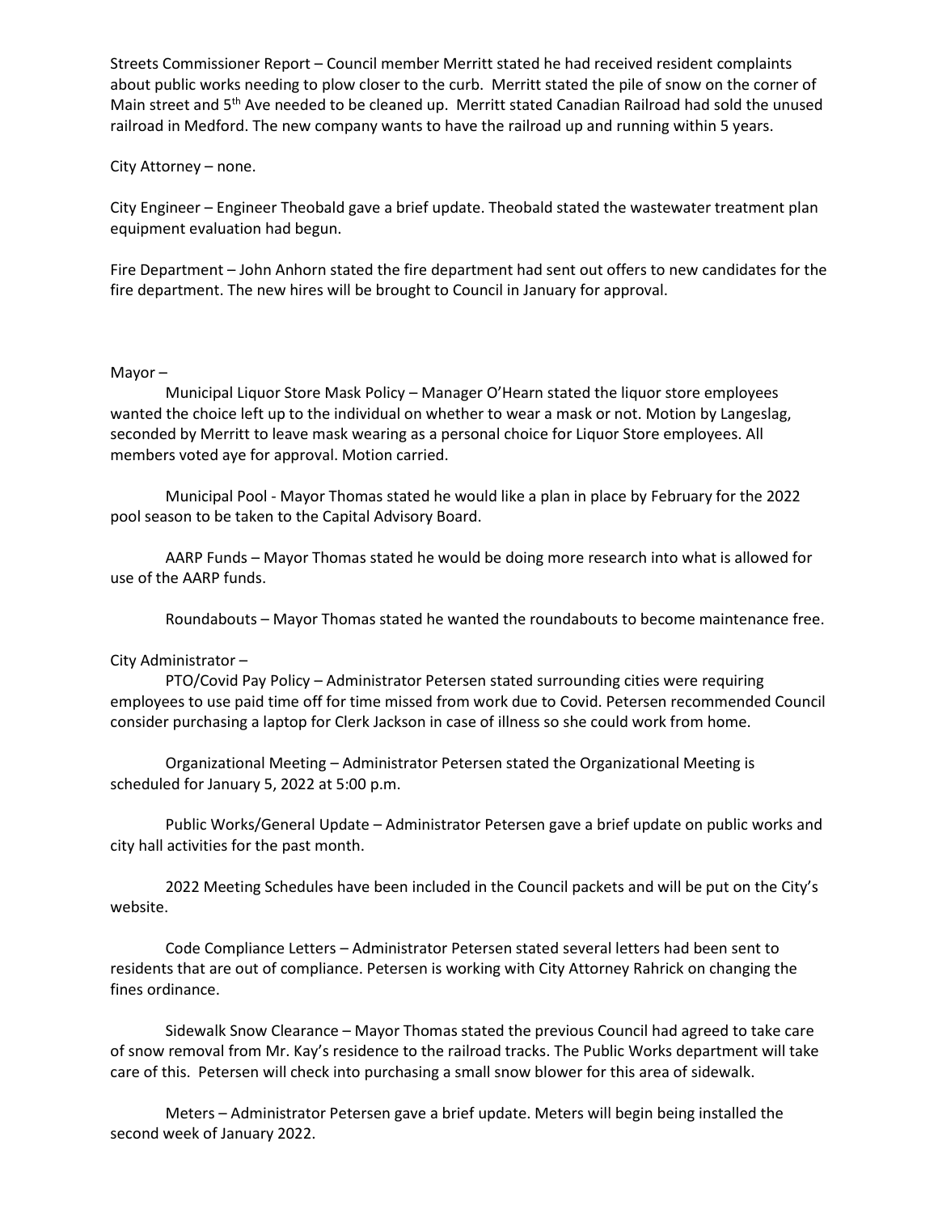Streets Commissioner Report – Council member Merritt stated he had received resident complaints about public works needing to plow closer to the curb. Merritt stated the pile of snow on the corner of Main street and 5th Ave needed to be cleaned up. Merritt stated Canadian Railroad had sold the unused railroad in Medford. The new company wants to have the railroad up and running within 5 years.

City Attorney – none.

City Engineer – Engineer Theobald gave a brief update. Theobald stated the wastewater treatment plan equipment evaluation had begun.

Fire Department – John Anhorn stated the fire department had sent out offers to new candidates for the fire department. The new hires will be brought to Council in January for approval.

Mayor –

Municipal Liquor Store Mask Policy – Manager O'Hearn stated the liquor store employees wanted the choice left up to the individual on whether to wear a mask or not. Motion by Langeslag, seconded by Merritt to leave mask wearing as a personal choice for Liquor Store employees. All members voted aye for approval. Motion carried.

Municipal Pool - Mayor Thomas stated he would like a plan in place by February for the 2022 pool season to be taken to the Capital Advisory Board.

AARP Funds – Mayor Thomas stated he would be doing more research into what is allowed for use of the AARP funds.

Roundabouts – Mayor Thomas stated he wanted the roundabouts to become maintenance free.

City Administrator –

PTO/Covid Pay Policy – Administrator Petersen stated surrounding cities were requiring employees to use paid time off for time missed from work due to Covid. Petersen recommended Council consider purchasing a laptop for Clerk Jackson in case of illness so she could work from home.

Organizational Meeting – Administrator Petersen stated the Organizational Meeting is scheduled for January 5, 2022 at 5:00 p.m.

Public Works/General Update – Administrator Petersen gave a brief update on public works and city hall activities for the past month.

2022 Meeting Schedules have been included in the Council packets and will be put on the City's website.

Code Compliance Letters – Administrator Petersen stated several letters had been sent to residents that are out of compliance. Petersen is working with City Attorney Rahrick on changing the fines ordinance.

Sidewalk Snow Clearance – Mayor Thomas stated the previous Council had agreed to take care of snow removal from Mr. Kay's residence to the railroad tracks. The Public Works department will take care of this. Petersen will check into purchasing a small snow blower for this area of sidewalk.

Meters – Administrator Petersen gave a brief update. Meters will begin being installed the second week of January 2022.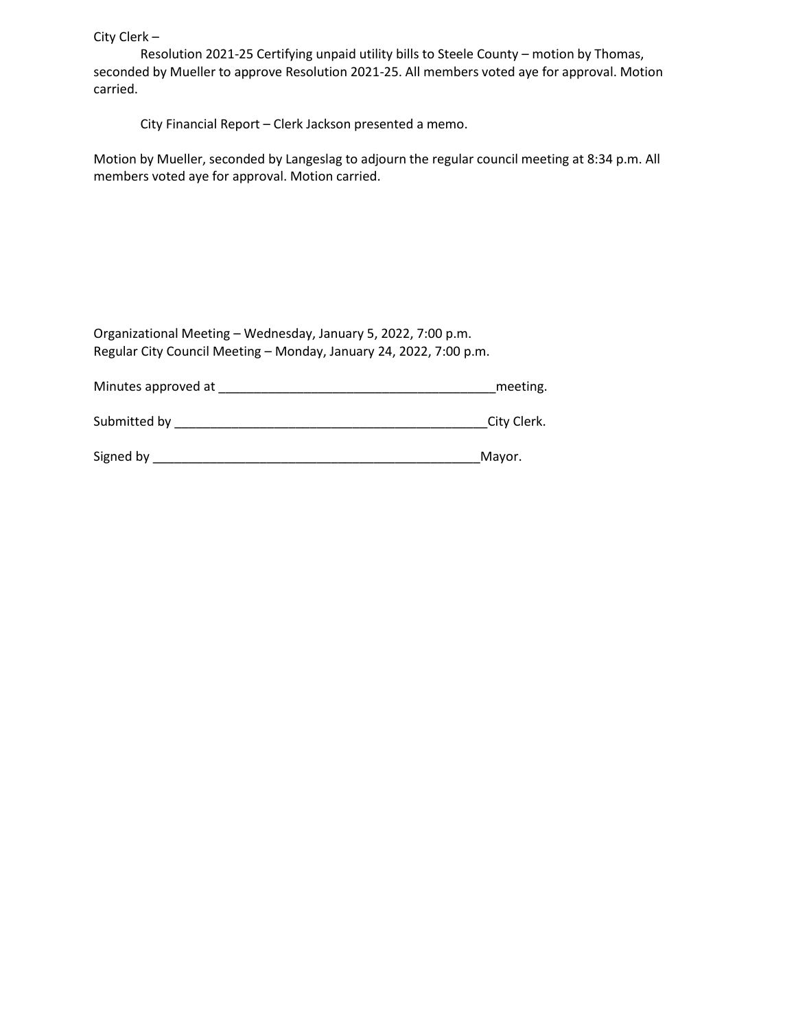City Clerk –

Resolution 2021-25 Certifying unpaid utility bills to Steele County – motion by Thomas, seconded by Mueller to approve Resolution 2021-25. All members voted aye for approval. Motion carried.

City Financial Report – Clerk Jackson presented a memo.

Motion by Mueller, seconded by Langeslag to adjourn the regular council meeting at 8:34 p.m. All members voted aye for approval. Motion carried.

Organizational Meeting – Wednesday, January 5, 2022, 7:00 p.m.
Regular City Council Meeting – Monday, January 24, 2022, 7:00 p.m.

Minutes approved at ______________________________________meeting.

Submitted by __________________________________________City Clerk.

Signed by _____________________________________________Mayor.